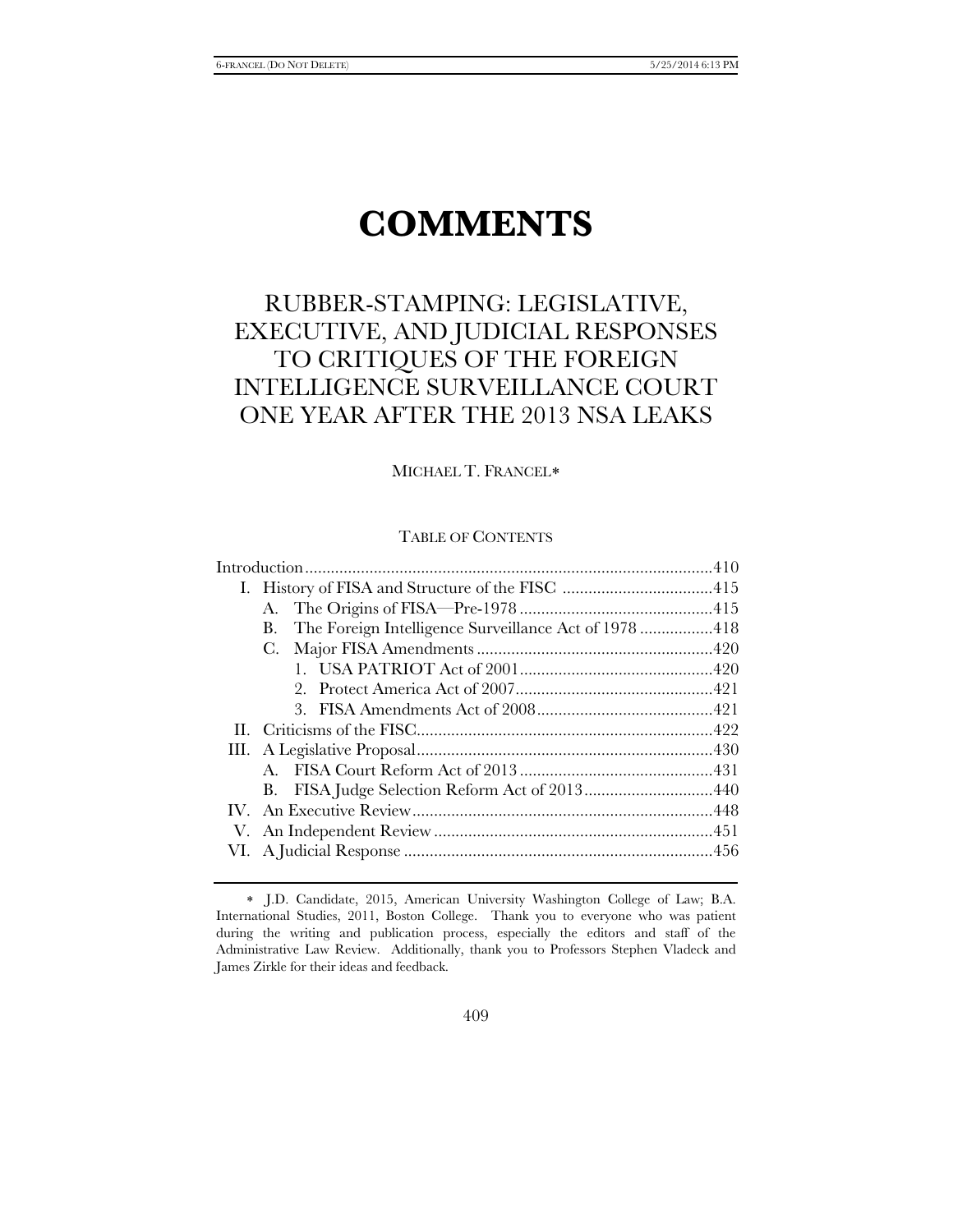# COMMENTS

## RUBBER-STAMPING: LEGISLATIVE, EXECUTIVE, AND JUDICIAL RESPONSES TO CRITIQUES OF THE FOREIGN INTELLIGENCE SURVEILLANCE COURT ONE YEAR AFTER THE 2013 NSA LEAKS

MICHAEL T. FRANCEL*

TABLE OF CONTENTS

| | |
|---|---|
| Introduction | 410 |
| I. History of FISA and Structure of the FISC | 415 |
| A. The Origins of FISA—Pre-1978 | 415 |
| B. The Foreign Intelligence Surveillance Act of 1978 | 418 |
| C. Major FISA Amendments | 420 |
| 1. USA PATRIOT Act of 2001 | 420 |
| 2. Protect America Act of 2007 | 421 |
| 3. FISA Amendments Act of 2008 | 421 |
| II. Criticisms of the FISC | 422 |
| III. A Legislative Proposal | 430 |
| A. FISA Court Reform Act of 2013 | 431 |
| B. FISA Judge Selection Reform Act of 2013 | 440 |
| IV. An Executive Review | 448 |
| V. An Independent Review | 451 |
| VI. A Judicial Response | 456 |

\* J.D. Candidate, 2015, American University Washington College of Law; B.A. International Studies, 2011, Boston College. Thank you to everyone who was patient during the writing and publication process, especially the editors and staff of the Administrative Law Review. Additionally, thank you to Professors Stephen Vladeck and James Zirkle for their ideas and feedback.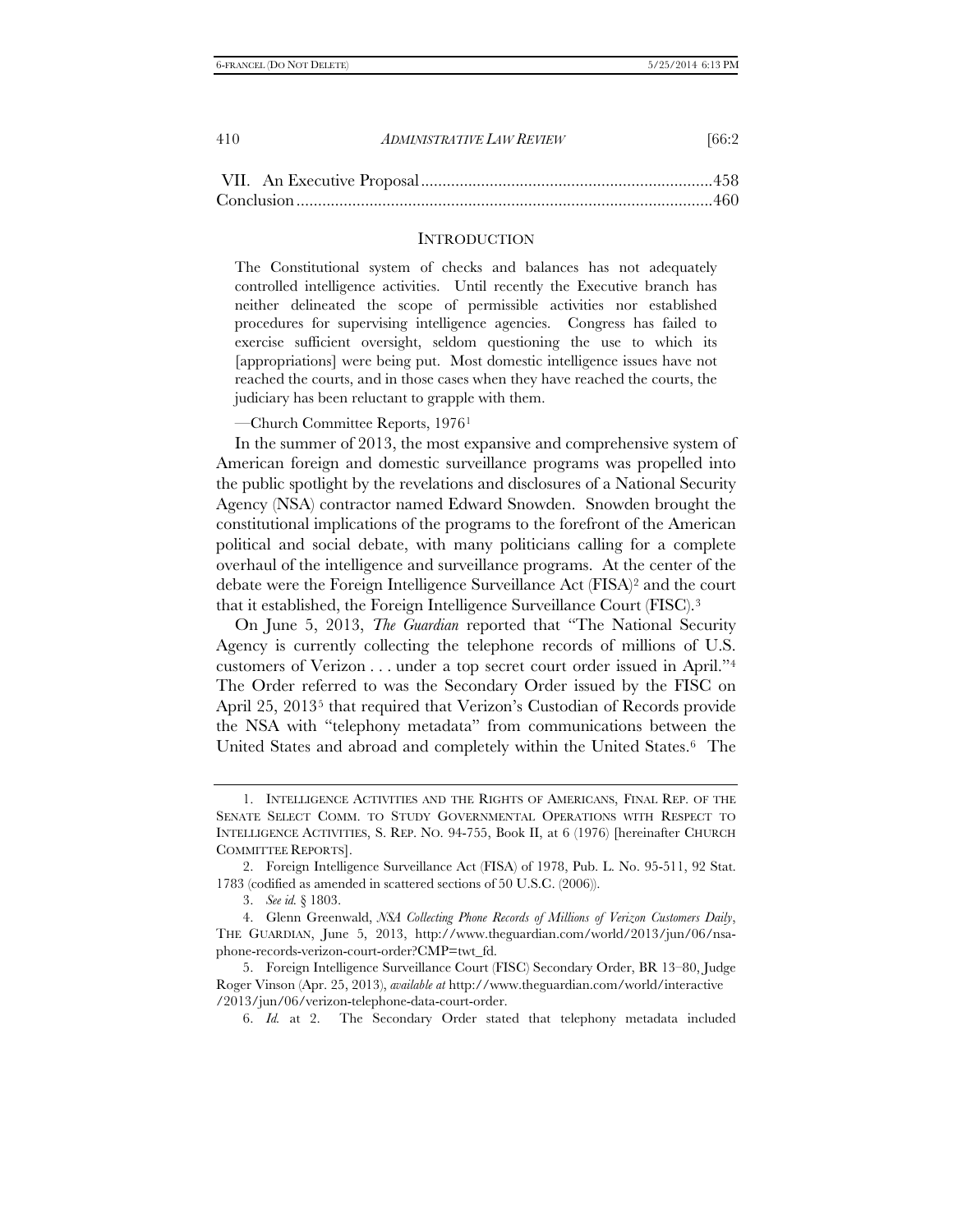VII. An Executive Proposal .................................................................... 458
Conclusion ................................................................................................. 460

## INTRODUCTION

> The Constitutional system of checks and balances has not adequately controlled intelligence activities. Until recently the Executive branch has neither delineated the scope of permissible activities nor established procedures for supervising intelligence agencies. Congress has failed to exercise sufficient oversight, seldom questioning the use to which its [appropriations] were being put. Most domestic intelligence issues have not reached the courts, and in those cases when they have reached the courts, the judiciary has been reluctant to grapple with them.
>
> —Church Committee Reports, 1976[1]

In the summer of 2013, the most expansive and comprehensive system of American foreign and domestic surveillance programs was propelled into the public spotlight by the revelations and disclosures of a National Security Agency (NSA) contractor named Edward Snowden. Snowden brought the constitutional implications of the programs to the forefront of the American political and social debate, with many politicians calling for a complete overhaul of the intelligence and surveillance programs. At the center of the debate were the Foreign Intelligence Surveillance Act (FISA)[2] and the court that it established, the Foreign Intelligence Surveillance Court (FISC).[3]

On June 5, 2013, *The Guardian* reported that "The National Security Agency is currently collecting the telephone records of millions of U.S. customers of Verizon . . . under a top secret court order issued in April."[4] The Order referred to was the Secondary Order issued by the FISC on April 25, 2013[5] that required that Verizon's Custodian of Records provide the NSA with "telephony metadata" from communications between the United States and abroad and completely within the United States.[6] The

---

1. INTELLIGENCE ACTIVITIES AND THE RIGHTS OF AMERICANS, FINAL REP. OF THE SENATE SELECT COMM. TO STUDY GOVERNMENTAL OPERATIONS WITH RESPECT TO INTELLIGENCE ACTIVITIES, S. REP. NO. 94-755, Book II, at 6 (1976) [hereinafter CHURCH COMMITTEE REPORTS].

2. Foreign Intelligence Surveillance Act (FISA) of 1978, Pub. L. No. 95-511, 92 Stat. 1783 (codified as amended in scattered sections of 50 U.S.C. (2006)).

3. *See id.* § 1803.

4. Glenn Greenwald, *NSA Collecting Phone Records of Millions of Verizon Customers Daily*, THE GUARDIAN, June 5, 2013, http://www.theguardian.com/world/2013/jun/06/nsa-phone-records-verizon-court-order?CMP=twt_fd.

5. Foreign Intelligence Surveillance Court (FISC) Secondary Order, BR 13–80, Judge Roger Vinson (Apr. 25, 2013), *available at* http://www.theguardian.com/world/interactive/2013/jun/06/verizon-telephone-data-court-order.

6. *Id.* at 2. The Secondary Order stated that telephony metadata included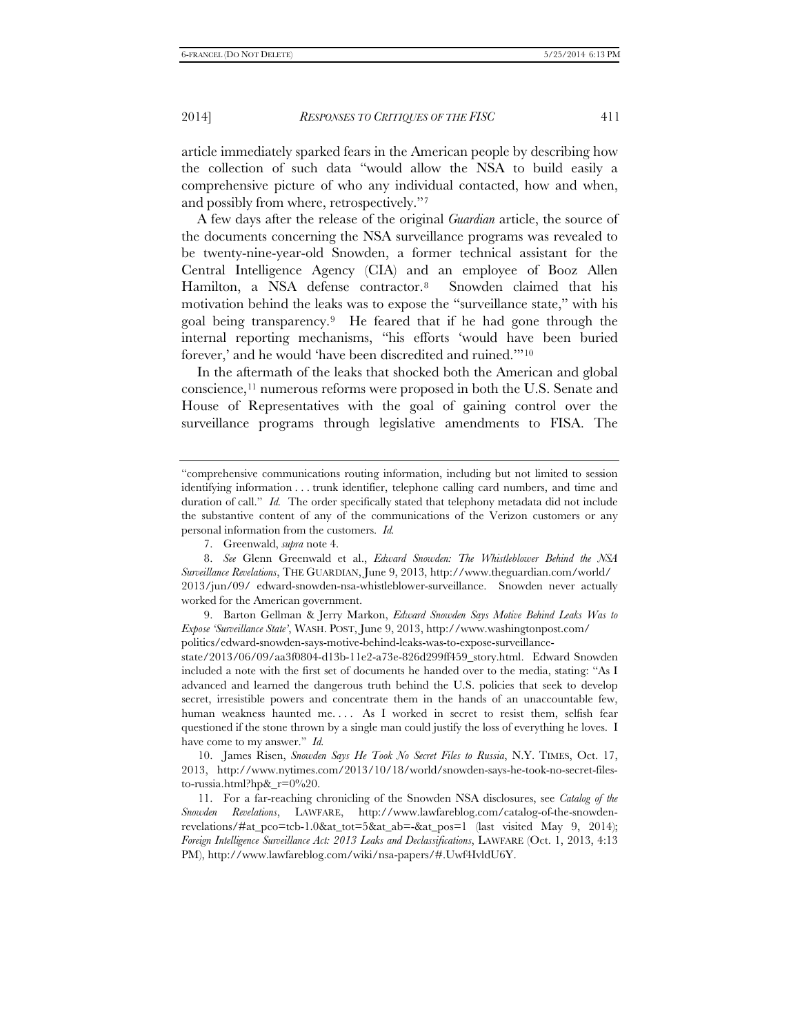article immediately sparked fears in the American people by describing how the collection of such data "would allow the NSA to build easily a comprehensive picture of who any individual contacted, how and when, and possibly from where, retrospectively."[7]

A few days after the release of the original *Guardian* article, the source of the documents concerning the NSA surveillance programs was revealed to be twenty-nine-year-old Snowden, a former technical assistant for the Central Intelligence Agency (CIA) and an employee of Booz Allen Hamilton, a NSA defense contractor.[8] Snowden claimed that his motivation behind the leaks was to expose the "surveillance state," with his goal being transparency.[9] He feared that if he had gone through the internal reporting mechanisms, "his efforts 'would have been buried forever,' and he would 'have been discredited and ruined.'"[10]

In the aftermath of the leaks that shocked both the American and global conscience,[11] numerous reforms were proposed in both the U.S. Senate and House of Representatives with the goal of gaining control over the surveillance programs through legislative amendments to FISA. The

---

"comprehensive communications routing information, including but not limited to session identifying information . . . trunk identifier, telephone calling card numbers, and time and duration of call." *Id.* The order specifically stated that telephony metadata did not include the substantive content of any of the communications of the Verizon customers or any personal information from the customers. *Id.*

7. Greenwald, *supra* note 4.

8. *See* Glenn Greenwald et al., *Edward Snowden: The Whistleblower Behind the NSA Surveillance Revelations*, THE GUARDIAN, June 9, 2013, http://www.theguardian.com/world/2013/jun/09/ edward-snowden-nsa-whistleblower-surveillance. Snowden never actually worked for the American government.

9. Barton Gellman & Jerry Markon, *Edward Snowden Says Motive Behind Leaks Was to Expose 'Surveillance State'*, WASH. POST, June 9, 2013, http://www.washingtonpost.com/politics/edward-snowden-says-motive-behind-leaks-was-to-expose-surveillance-state/2013/06/09/aa3f0804-d13b-11e2-a73e-826d299ff459_story.html. Edward Snowden included a note with the first set of documents he handed over to the media, stating: "As I advanced and learned the dangerous truth behind the U.S. policies that seek to develop secret, irresistible powers and concentrate them in the hands of an unaccountable few, human weakness haunted me. . . . As I worked in secret to resist them, selfish fear questioned if the stone thrown by a single man could justify the loss of everything he loves. I have come to my answer." *Id.*

10. James Risen, *Snowden Says He Took No Secret Files to Russia*, N.Y. TIMES, Oct. 17, 2013, http://www.nytimes.com/2013/10/18/world/snowden-says-he-took-no-secret-files-to-russia.html?hp&_r=0%20.

11. For a far-reaching chronicling of the Snowden NSA disclosures, see *Catalog of the Snowden Revelations*, LAWFARE, http://www.lawfareblog.com/catalog-of-the-snowden-revelations/#at_pco=tcb-1.0&at_tot=5&at_ab=-&at_pos=1 (last visited May 9, 2014); *Foreign Intelligence Surveillance Act: 2013 Leaks and Declassifications*, LAWFARE (Oct. 1, 2013, 4:13 PM), http://www.lawfareblog.com/wiki/nsa-papers/#.Uwf4IvldU6Y.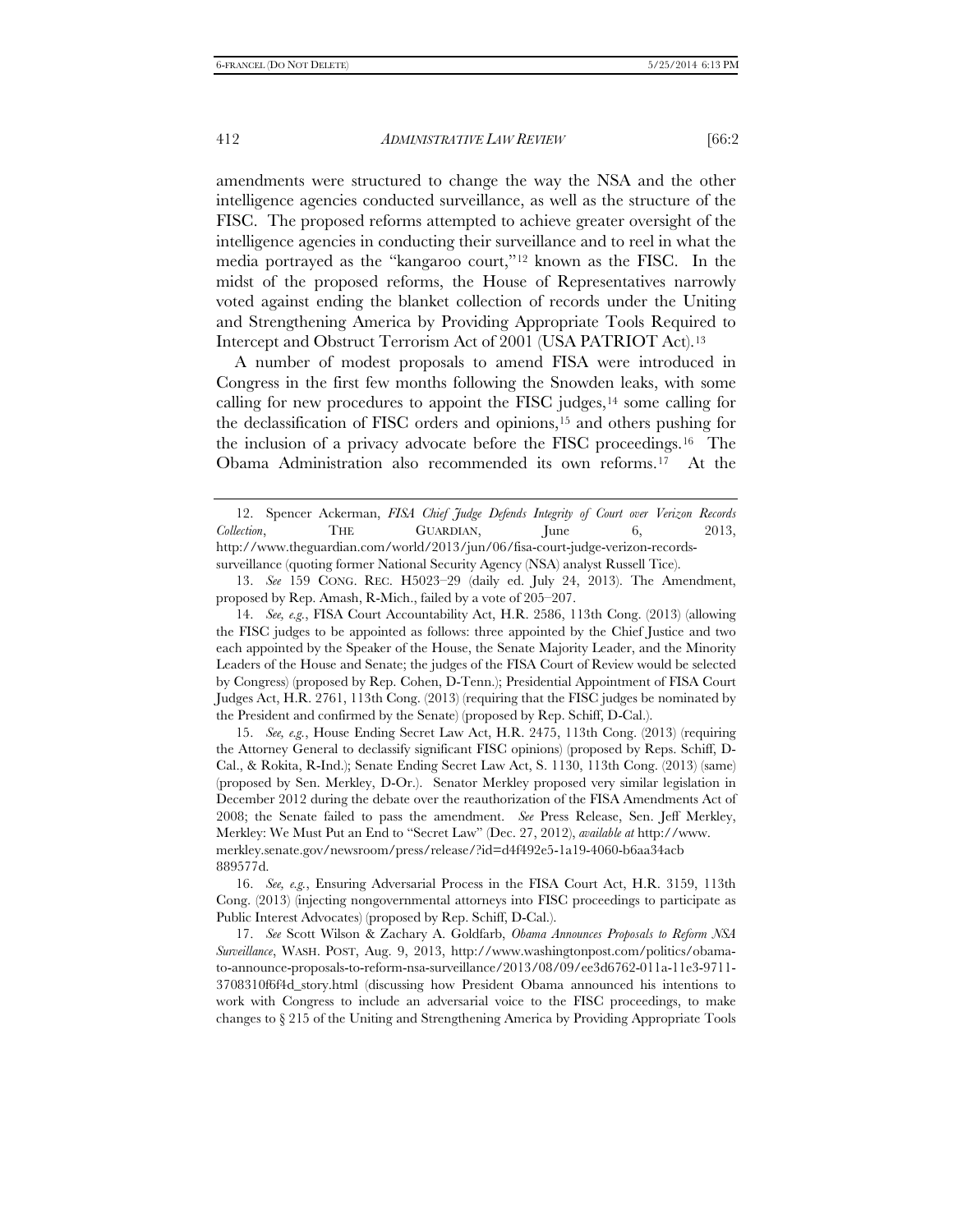amendments were structured to change the way the NSA and the other intelligence agencies conducted surveillance, as well as the structure of the FISC. The proposed reforms attempted to achieve greater oversight of the intelligence agencies in conducting their surveillance and to reel in what the media portrayed as the "kangaroo court,"[12] known as the FISC. In the midst of the proposed reforms, the House of Representatives narrowly voted against ending the blanket collection of records under the Uniting and Strengthening America by Providing Appropriate Tools Required to Intercept and Obstruct Terrorism Act of 2001 (USA PATRIOT Act).[13]

A number of modest proposals to amend FISA were introduced in Congress in the first few months following the Snowden leaks, with some calling for new procedures to appoint the FISC judges,[14] some calling for the declassification of FISC orders and opinions,[15] and others pushing for the inclusion of a privacy advocate before the FISC proceedings.[16] The Obama Administration also recommended its own reforms.[17] At the

---

12. Spencer Ackerman, *FISA Chief Judge Defends Integrity of Court over Verizon Records Collection*, THE GUARDIAN, June 6, 2013, http://www.theguardian.com/world/2013/jun/06/fisa-court-judge-verizon-records-surveillance (quoting former National Security Agency (NSA) analyst Russell Tice).

13. *See* 159 CONG. REC. H5023–29 (daily ed. July 24, 2013). The Amendment, proposed by Rep. Amash, R-Mich., failed by a vote of 205–207.

14. *See, e.g.*, FISA Court Accountability Act, H.R. 2586, 113th Cong. (2013) (allowing the FISC judges to be appointed as follows: three appointed by the Chief Justice and two each appointed by the Speaker of the House, the Senate Majority Leader, and the Minority Leaders of the House and Senate; the judges of the FISA Court of Review would be selected by Congress) (proposed by Rep. Cohen, D-Tenn.); Presidential Appointment of FISA Court Judges Act, H.R. 2761, 113th Cong. (2013) (requiring that the FISC judges be nominated by the President and confirmed by the Senate) (proposed by Rep. Schiff, D-Cal.).

15. *See, e.g.*, House Ending Secret Law Act, H.R. 2475, 113th Cong. (2013) (requiring the Attorney General to declassify significant FISC opinions) (proposed by Reps. Schiff, D-Cal., & Rokita, R-Ind.); Senate Ending Secret Law Act, S. 1130, 113th Cong. (2013) (same) (proposed by Sen. Merkley, D-Or.). Senator Merkley proposed very similar legislation in December 2012 during the debate over the reauthorization of the FISA Amendments Act of 2008; the Senate failed to pass the amendment. *See* Press Release, Sen. Jeff Merkley, Merkley: We Must Put an End to "Secret Law" (Dec. 27, 2012), *available at* http://www.merkley.senate.gov/newsroom/press/release/?id=d4f492e5-1a19-4060-b6aa34acb889577d.

16. *See, e.g.*, Ensuring Adversarial Process in the FISA Court Act, H.R. 3159, 113th Cong. (2013) (injecting nongovernmental attorneys into FISC proceedings to participate as Public Interest Advocates) (proposed by Rep. Schiff, D-Cal.).

17. *See* Scott Wilson & Zachary A. Goldfarb, *Obama Announces Proposals to Reform NSA Surveillance*, WASH. POST, Aug. 9, 2013, http://www.washingtonpost.com/politics/obama-to-announce-proposals-to-reform-nsa-surveillance/2013/08/09/ee3d6762-011a-11e3-9711-3708310f6f4d_story.html (discussing how President Obama announced his intentions to work with Congress to include an adversarial voice to the FISC proceedings, to make changes to § 215 of the Uniting and Strengthening America by Providing Appropriate Tools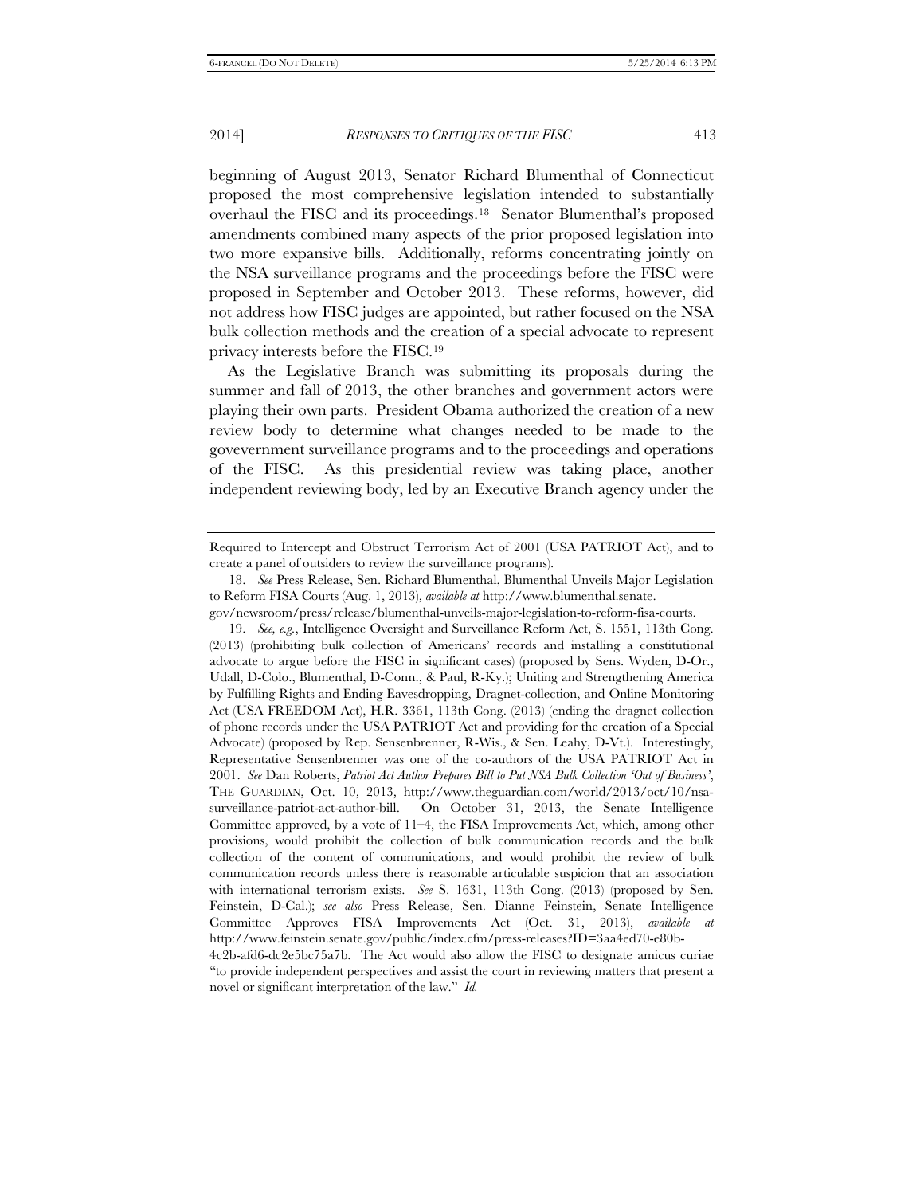beginning of August 2013, Senator Richard Blumenthal of Connecticut proposed the most comprehensive legislation intended to substantially overhaul the FISC and its proceedings.[18] Senator Blumenthal's proposed amendments combined many aspects of the prior proposed legislation into two more expansive bills. Additionally, reforms concentrating jointly on the NSA surveillance programs and the proceedings before the FISC were proposed in September and October 2013. These reforms, however, did not address how FISC judges are appointed, but rather focused on the NSA bulk collection methods and the creation of a special advocate to represent privacy interests before the FISC.[19]

As the Legislative Branch was submitting its proposals during the summer and fall of 2013, the other branches and government actors were playing their own parts. President Obama authorized the creation of a new review body to determine what changes needed to be made to the govevernment surveillance programs and to the proceedings and operations of the FISC. As this presidential review was taking place, another independent reviewing body, led by an Executive Branch agency under the

---

Required to Intercept and Obstruct Terrorism Act of 2001 (USA PATRIOT Act), and to create a panel of outsiders to review the surveillance programs).

18. *See* Press Release, Sen. Richard Blumenthal, Blumenthal Unveils Major Legislation to Reform FISA Courts (Aug. 1, 2013), *available at* http://www.blumenthal.senate.gov/newsroom/press/release/blumenthal-unveils-major-legislation-to-reform-fisa-courts.

19. *See, e.g.*, Intelligence Oversight and Surveillance Reform Act, S. 1551, 113th Cong. (2013) (prohibiting bulk collection of Americans' records and installing a constitutional advocate to argue before the FISC in significant cases) (proposed by Sens. Wyden, D-Or., Udall, D-Colo., Blumenthal, D-Conn., & Paul, R-Ky.); Uniting and Strengthening America by Fulfilling Rights and Ending Eavesdropping, Dragnet-collection, and Online Monitoring Act (USA FREEDOM Act), H.R. 3361, 113th Cong. (2013) (ending the dragnet collection of phone records under the USA PATRIOT Act and providing for the creation of a Special Advocate) (proposed by Rep. Sensenbrenner, R-Wis., & Sen. Leahy, D-Vt.). Interestingly, Representative Sensenbrenner was one of the co-authors of the USA PATRIOT Act in 2001. *See* Dan Roberts, *Patriot Act Author Prepares Bill to Put NSA Bulk Collection 'Out of Business'*, THE GUARDIAN, Oct. 10, 2013, http://www.theguardian.com/world/2013/oct/10/nsa-surveillance-patriot-act-author-bill. On October 31, 2013, the Senate Intelligence Committee approved, by a vote of 11–4, the FISA Improvements Act, which, among other provisions, would prohibit the collection of bulk communication records and the bulk collection of the content of communications, and would prohibit the review of bulk communication records unless there is reasonable articulable suspicion that an association with international terrorism exists. *See* S. 1631, 113th Cong. (2013) (proposed by Sen. Feinstein, D-Cal.); *see also* Press Release, Sen. Dianne Feinstein, Senate Intelligence Committee Approves FISA Improvements Act (Oct. 31, 2013), *available at* http://www.feinstein.senate.gov/public/index.cfm/press-releases?ID=3aa4ed70-e80b-4c2b-afd6-dc2e5bc75a7b. The Act would also allow the FISC to designate amicus curiae "to provide independent perspectives and assist the court in reviewing matters that present a novel or significant interpretation of the law." *Id.*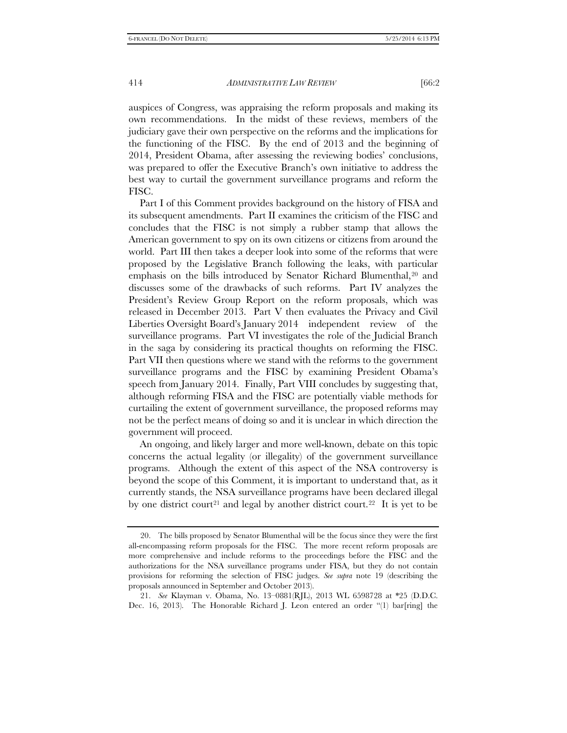auspices of Congress, was appraising the reform proposals and making its own recommendations. In the midst of these reviews, members of the judiciary gave their own perspective on the reforms and the implications for the functioning of the FISC. By the end of 2013 and the beginning of 2014, President Obama, after assessing the reviewing bodies' conclusions, was prepared to offer the Executive Branch's own initiative to address the best way to curtail the government surveillance programs and reform the FISC.

Part I of this Comment provides background on the history of FISA and its subsequent amendments. Part II examines the criticism of the FISC and concludes that the FISC is not simply a rubber stamp that allows the American government to spy on its own citizens or citizens from around the world. Part III then takes a deeper look into some of the reforms that were proposed by the Legislative Branch following the leaks, with particular emphasis on the bills introduced by Senator Richard Blumenthal,[20] and discusses some of the drawbacks of such reforms. Part IV analyzes the President's Review Group Report on the reform proposals, which was released in December 2013. Part V then evaluates the Privacy and Civil Liberties Oversight Board's January 2014 independent review of the surveillance programs. Part VI investigates the role of the Judicial Branch in the saga by considering its practical thoughts on reforming the FISC. Part VII then questions where we stand with the reforms to the government surveillance programs and the FISC by examining President Obama's speech from January 2014. Finally, Part VIII concludes by suggesting that, although reforming FISA and the FISC are potentially viable methods for curtailing the extent of government surveillance, the proposed reforms may not be the perfect means of doing so and it is unclear in which direction the government will proceed.

An ongoing, and likely larger and more well-known, debate on this topic concerns the actual legality (or illegality) of the government surveillance programs. Although the extent of this aspect of the NSA controversy is beyond the scope of this Comment, it is important to understand that, as it currently stands, the NSA surveillance programs have been declared illegal by one district court[21] and legal by another district court.[22] It is yet to be

---

20. The bills proposed by Senator Blumenthal will be the focus since they were the first all-encompassing reform proposals for the FISC. The more recent reform proposals are more comprehensive and include reforms to the proceedings before the FISC and the authorizations for the NSA surveillance programs under FISA, but they do not contain provisions for reforming the selection of FISC judges. *See supra* note 19 (describing the proposals announced in September and October 2013).

21. *See* Klayman v. Obama, No. 13–0881(RJL), 2013 WL 6598728 at *25 (D.D.C. Dec. 16, 2013). The Honorable Richard J. Leon entered an order "(1) bar[ring] the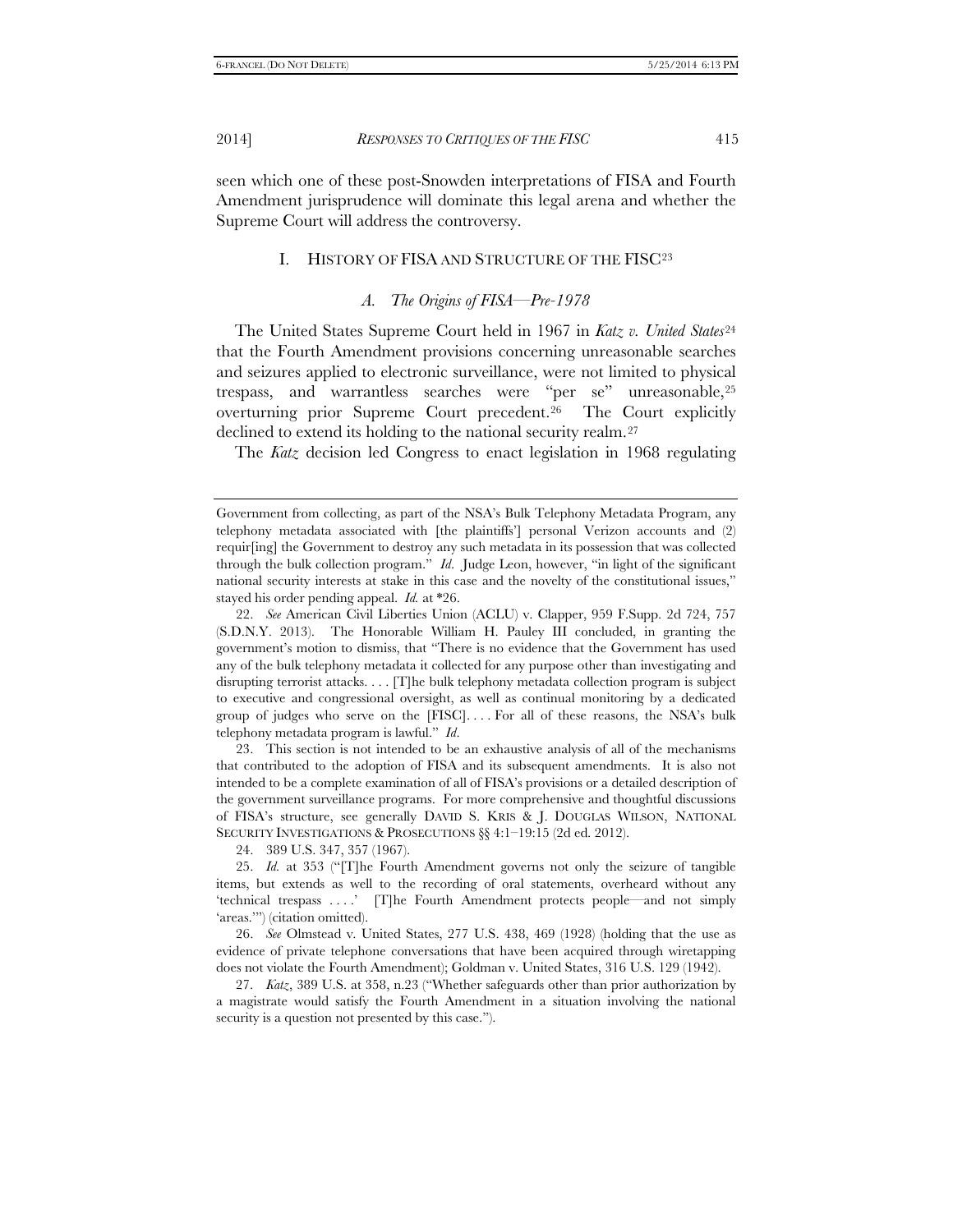seen which one of these post-Snowden interpretations of FISA and Fourth Amendment jurisprudence will dominate this legal arena and whether the Supreme Court will address the controversy.

## I. HISTORY OF FISA AND STRUCTURE OF THE FISC[23]

### *A. The Origins of FISA—Pre-1978*

The United States Supreme Court held in 1967 in *Katz v. United States*[24] that the Fourth Amendment provisions concerning unreasonable searches and seizures applied to electronic surveillance, were not limited to physical trespass, and warrantless searches were "per se" unreasonable,[25] overturning prior Supreme Court precedent.[26] The Court explicitly declined to extend its holding to the national security realm.[27]

The *Katz* decision led Congress to enact legislation in 1968 regulating

---

Government from collecting, as part of the NSA's Bulk Telephony Metadata Program, any telephony metadata associated with [the plaintiffs'] personal Verizon accounts and (2) requir[ing] the Government to destroy any such metadata in its possession that was collected through the bulk collection program." *Id.* Judge Leon, however, "in light of the significant national security interests at stake in this case and the novelty of the constitutional issues," stayed his order pending appeal. *Id.* at *26.

22. *See* American Civil Liberties Union (ACLU) v. Clapper, 959 F.Supp. 2d 724, 757 (S.D.N.Y. 2013). The Honorable William H. Pauley III concluded, in granting the government's motion to dismiss, that "There is no evidence that the Government has used any of the bulk telephony metadata it collected for any purpose other than investigating and disrupting terrorist attacks. . . . [T]he bulk telephony metadata collection program is subject to executive and congressional oversight, as well as continual monitoring by a dedicated group of judges who serve on the [FISC]. . . . For all of these reasons, the NSA's bulk telephony metadata program is lawful." *Id.*

23. This section is not intended to be an exhaustive analysis of all of the mechanisms that contributed to the adoption of FISA and its subsequent amendments. It is also not intended to be a complete examination of all of FISA's provisions or a detailed description of the government surveillance programs. For more comprehensive and thoughtful discussions of FISA's structure, see generally DAVID S. KRIS & J. DOUGLAS WILSON, NATIONAL SECURITY INVESTIGATIONS & PROSECUTIONS §§ 4:1–19:15 (2d ed. 2012).

24. 389 U.S. 347, 357 (1967).

25. *Id.* at 353 ("[T]he Fourth Amendment governs not only the seizure of tangible items, but extends as well to the recording of oral statements, overheard without any 'technical trespass . . . .' [T]he Fourth Amendment protects people—and not simply 'areas.'") (citation omitted).

26. *See* Olmstead v. United States, 277 U.S. 438, 469 (1928) (holding that the use as evidence of private telephone conversations that have been acquired through wiretapping does not violate the Fourth Amendment); Goldman v. United States, 316 U.S. 129 (1942).

27. *Katz*, 389 U.S. at 358, n.23 ("Whether safeguards other than prior authorization by a magistrate would satisfy the Fourth Amendment in a situation involving the national security is a question not presented by this case.").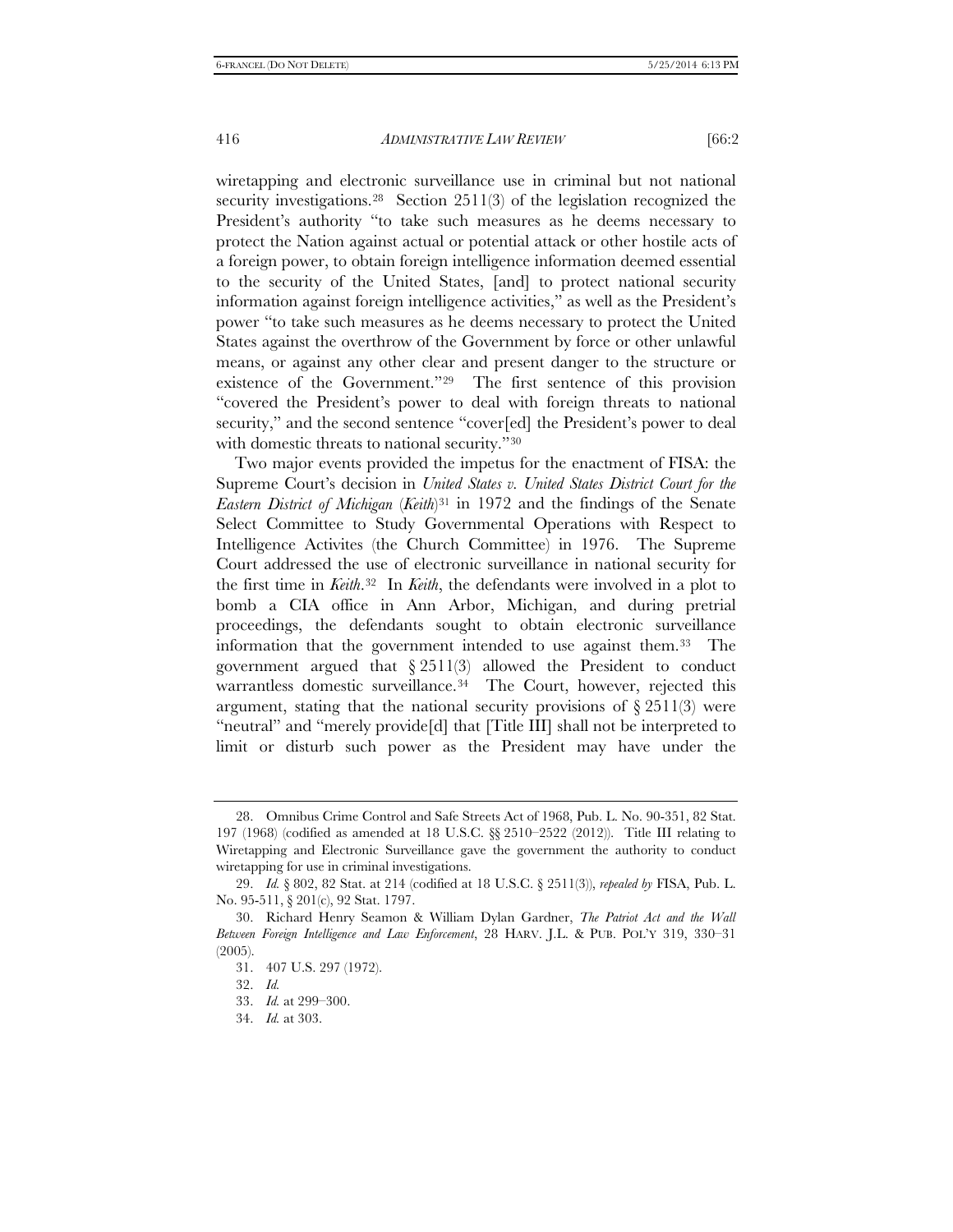wiretapping and electronic surveillance use in criminal but not national security investigations.[28] Section 2511(3) of the legislation recognized the President's authority "to take such measures as he deems necessary to protect the Nation against actual or potential attack or other hostile acts of a foreign power, to obtain foreign intelligence information deemed essential to the security of the United States, [and] to protect national security information against foreign intelligence activities," as well as the President's power "to take such measures as he deems necessary to protect the United States against the overthrow of the Government by force or other unlawful means, or against any other clear and present danger to the structure or existence of the Government."[29] The first sentence of this provision "covered the President's power to deal with foreign threats to national security," and the second sentence "cover[ed] the President's power to deal with domestic threats to national security."[30]

Two major events provided the impetus for the enactment of FISA: the Supreme Court's decision in *United States v. United States District Court for the Eastern District of Michigan* (*Keith*)[31] in 1972 and the findings of the Senate Select Committee to Study Governmental Operations with Respect to Intelligence Activites (the Church Committee) in 1976. The Supreme Court addressed the use of electronic surveillance in national security for the first time in *Keith*.[32] In *Keith*, the defendants were involved in a plot to bomb a CIA office in Ann Arbor, Michigan, and during pretrial proceedings, the defendants sought to obtain electronic surveillance information that the government intended to use against them.[33] The government argued that § 2511(3) allowed the President to conduct warrantless domestic surveillance.[34] The Court, however, rejected this argument, stating that the national security provisions of § 2511(3) were "neutral" and "merely provide[d] that [Title III] shall not be interpreted to limit or disturb such power as the President may have under the

---

28. Omnibus Crime Control and Safe Streets Act of 1968, Pub. L. No. 90-351, 82 Stat. 197 (1968) (codified as amended at 18 U.S.C. §§ 2510–2522 (2012)). Title III relating to Wiretapping and Electronic Surveillance gave the government the authority to conduct wiretapping for use in criminal investigations.

29. *Id.* § 802, 82 Stat. at 214 (codified at 18 U.S.C. § 2511(3)), *repealed by* FISA, Pub. L. No. 95-511, § 201(c), 92 Stat. 1797.

30. Richard Henry Seamon & William Dylan Gardner, *The Patriot Act and the Wall Between Foreign Intelligence and Law Enforcement*, 28 HARV. J.L. & PUB. POL'Y 319, 330–31 (2005).

31. 407 U.S. 297 (1972).

32. *Id.*

33. *Id.* at 299–300.

34. *Id.* at 303.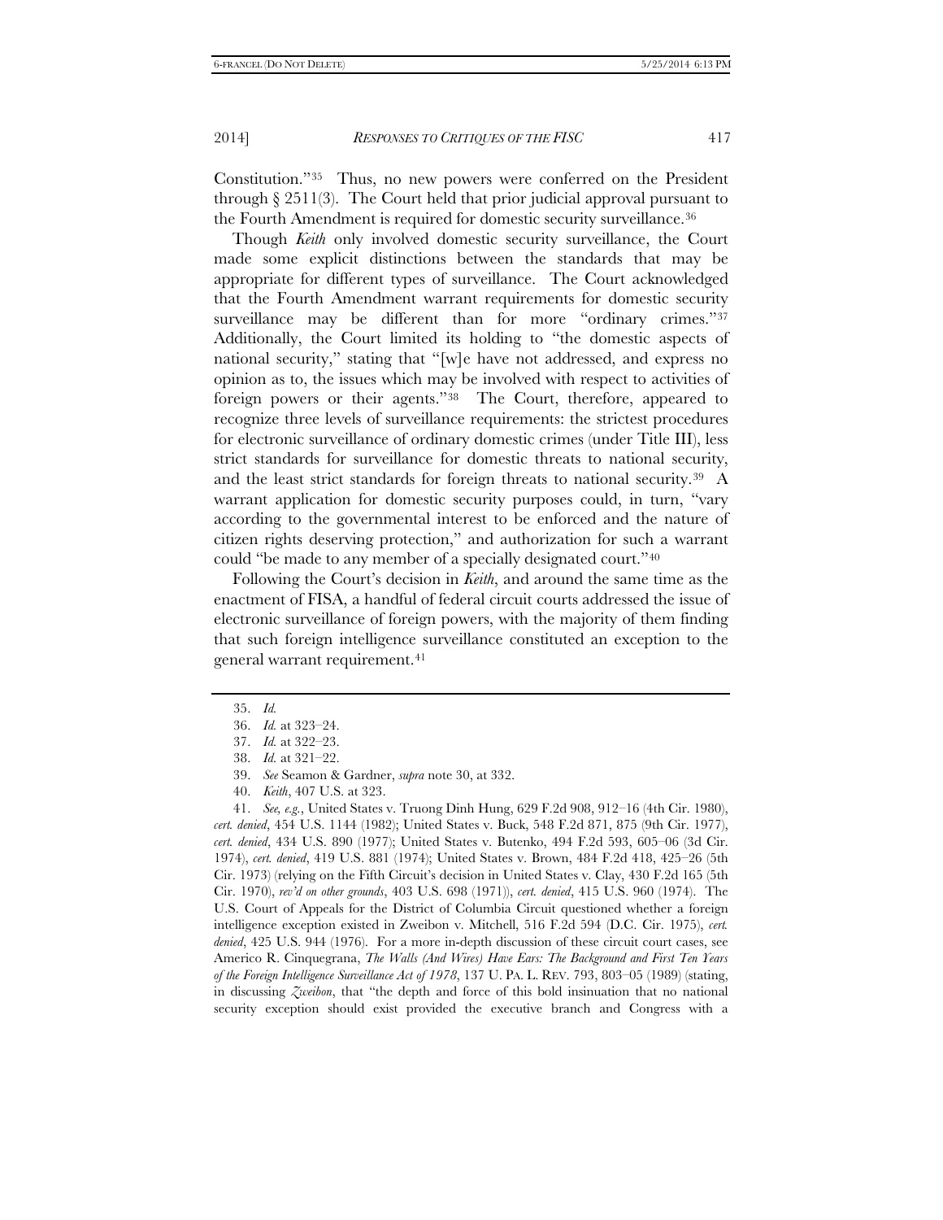Constitution."[35] Thus, no new powers were conferred on the President through § 2511(3). The Court held that prior judicial approval pursuant to the Fourth Amendment is required for domestic security surveillance.[36]

Though *Keith* only involved domestic security surveillance, the Court made some explicit distinctions between the standards that may be appropriate for different types of surveillance. The Court acknowledged that the Fourth Amendment warrant requirements for domestic security surveillance may be different than for more "ordinary crimes."[37] Additionally, the Court limited its holding to "the domestic aspects of national security," stating that "[w]e have not addressed, and express no opinion as to, the issues which may be involved with respect to activities of foreign powers or their agents."[38] The Court, therefore, appeared to recognize three levels of surveillance requirements: the strictest procedures for electronic surveillance of ordinary domestic crimes (under Title III), less strict standards for surveillance for domestic threats to national security, and the least strict standards for foreign threats to national security.[39] A warrant application for domestic security purposes could, in turn, "vary according to the governmental interest to be enforced and the nature of citizen rights deserving protection," and authorization for such a warrant could "be made to any member of a specially designated court."[40]

Following the Court's decision in *Keith*, and around the same time as the enactment of FISA, a handful of federal circuit courts addressed the issue of electronic surveillance of foreign powers, with the majority of them finding that such foreign intelligence surveillance constituted an exception to the general warrant requirement.[41]

---

35. *Id.*

36. *Id.* at 323–24.

37. *Id.* at 322–23.

38. *Id.* at 321–22.

39. *See* Seamon & Gardner, *supra* note 30, at 332.

40. *Keith*, 407 U.S. at 323.

41. *See, e.g.*, United States v. Truong Dinh Hung, 629 F.2d 908, 912–16 (4th Cir. 1980), *cert. denied*, 454 U.S. 1144 (1982); United States v. Buck, 548 F.2d 871, 875 (9th Cir. 1977), *cert. denied*, 434 U.S. 890 (1977); United States v. Butenko, 494 F.2d 593, 605–06 (3d Cir. 1974), *cert. denied*, 419 U.S. 881 (1974); United States v. Brown, 484 F.2d 418, 425–26 (5th Cir. 1973) (relying on the Fifth Circuit's decision in United States v. Clay, 430 F.2d 165 (5th Cir. 1970), *rev'd on other grounds*, 403 U.S. 698 (1971)), *cert. denied*, 415 U.S. 960 (1974). The U.S. Court of Appeals for the District of Columbia Circuit questioned whether a foreign intelligence exception existed in Zweibon v. Mitchell, 516 F.2d 594 (D.C. Cir. 1975), *cert. denied*, 425 U.S. 944 (1976). For a more in-depth discussion of these circuit court cases, see Americo R. Cinquegrana, *The Walls (And Wires) Have Ears: The Background and First Ten Years of the Foreign Intelligence Surveillance Act of 1978*, 137 U. PA. L. REV. 793, 803–05 (1989) (stating, in discussing *Zweibon*, that "the depth and force of this bold insinuation that no national security exception should exist provided the executive branch and Congress with a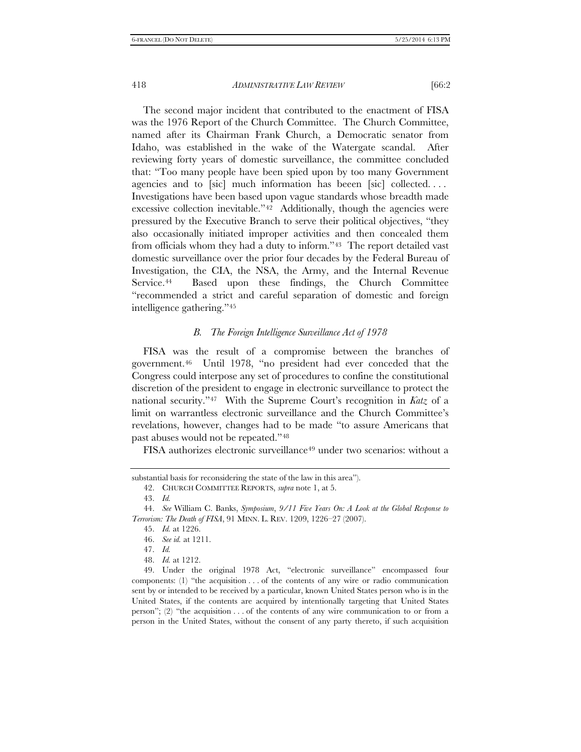The second major incident that contributed to the enactment of FISA was the 1976 Report of the Church Committee. The Church Committee, named after its Chairman Frank Church, a Democratic senator from Idaho, was established in the wake of the Watergate scandal. After reviewing forty years of domestic surveillance, the committee concluded that: "Too many people have been spied upon by too many Government agencies and to [sic] much information has beeen [sic] collected. . . . Investigations have been based upon vague standards whose breadth made excessive collection inevitable."[42] Additionally, though the agencies were pressured by the Executive Branch to serve their political objectives, "they also occasionally initiated improper activities and then concealed them from officials whom they had a duty to inform."[43] The report detailed vast domestic surveillance over the prior four decades by the Federal Bureau of Investigation, the CIA, the NSA, the Army, and the Internal Revenue Service.[44] Based upon these findings, the Church Committee "recommended a strict and careful separation of domestic and foreign intelligence gathering."[45]

### *B. The Foreign Intelligence Surveillance Act of 1978*

FISA was the result of a compromise between the branches of government.[46] Until 1978, "no president had ever conceded that the Congress could interpose any set of procedures to confine the constitutional discretion of the president to engage in electronic surveillance to protect the national security."[47] With the Supreme Court's recognition in *Katz* of a limit on warrantless electronic surveillance and the Church Committee's revelations, however, changes had to be made "to assure Americans that past abuses would not be repeated."[48]

FISA authorizes electronic surveillance[49] under two scenarios: without a

---

substantial basis for reconsidering the state of the law in this area").

42. CHURCH COMMITTEE REPORTS, *supra* note 1, at 5.

43. *Id.*

44. *See* William C. Banks, *Symposium*, *9/11 Five Years On: A Look at the Global Response to Terrorism: The Death of FISA*, 91 MINN. L. REV. 1209, 1226–27 (2007).

45. *Id.* at 1226.

46. *See id.* at 1211.

47. *Id.*

48. *Id.* at 1212.

49. Under the original 1978 Act, "electronic surveillance" encompassed four components: (1) "the acquisition . . . of the contents of any wire or radio communication sent by or intended to be received by a particular, known United States person who is in the United States, if the contents are acquired by intentionally targeting that United States person"; (2) "the acquisition . . . of the contents of any wire communication to or from a person in the United States, without the consent of any party thereto, if such acquisition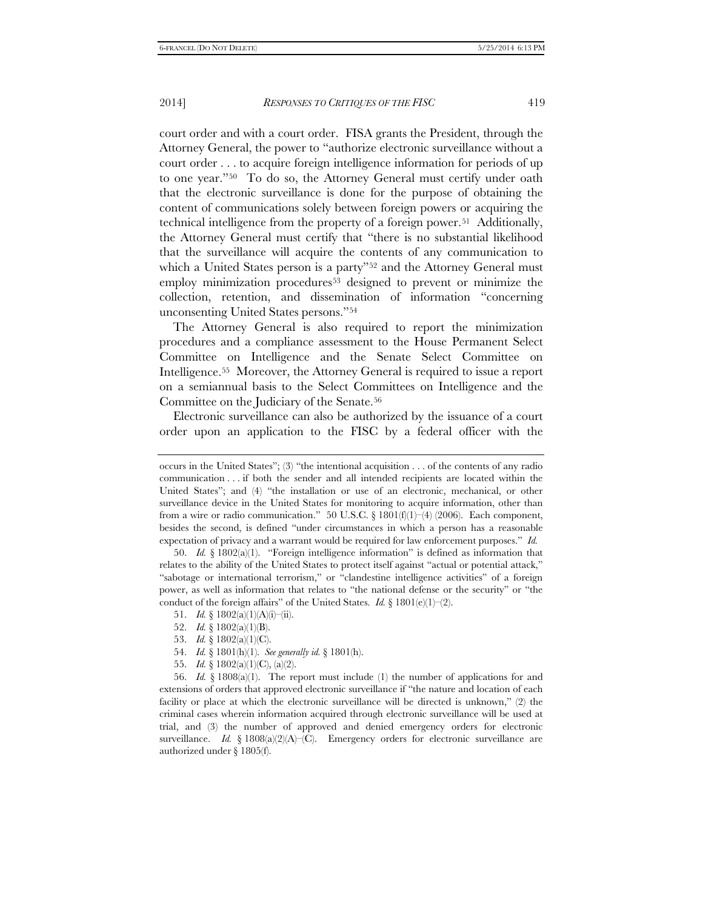court order and with a court order. FISA grants the President, through the Attorney General, the power to "authorize electronic surveillance without a court order . . . to acquire foreign intelligence information for periods of up to one year."[50] To do so, the Attorney General must certify under oath that the electronic surveillance is done for the purpose of obtaining the content of communications solely between foreign powers or acquiring the technical intelligence from the property of a foreign power.[51] Additionally, the Attorney General must certify that "there is no substantial likelihood that the surveillance will acquire the contents of any communication to which a United States person is a party"[52] and the Attorney General must employ minimization procedures[53] designed to prevent or minimize the collection, retention, and dissemination of information "concerning unconsenting United States persons."[54]

The Attorney General is also required to report the minimization procedures and a compliance assessment to the House Permanent Select Committee on Intelligence and the Senate Select Committee on Intelligence.[55] Moreover, the Attorney General is required to issue a report on a semiannual basis to the Select Committees on Intelligence and the Committee on the Judiciary of the Senate.[56]

Electronic surveillance can also be authorized by the issuance of a court order upon an application to the FISC by a federal officer with the

---

occurs in the United States"; (3) "the intentional acquisition . . . of the contents of any radio communication . . . if both the sender and all intended recipients are located within the United States"; and (4) "the installation or use of an electronic, mechanical, or other surveillance device in the United States for monitoring to acquire information, other than from a wire or radio communication." 50 U.S.C. § 1801(f)(1)–(4) (2006). Each component, besides the second, is defined "under circumstances in which a person has a reasonable expectation of privacy and a warrant would be required for law enforcement purposes." *Id.*

50. *Id.* § 1802(a)(1). "Foreign intelligence information" is defined as information that relates to the ability of the United States to protect itself against "actual or potential attack," "sabotage or international terrorism," or "clandestine intelligence activities" of a foreign power, as well as information that relates to "the national defense or the security" or "the conduct of the foreign affairs" of the United States. *Id.* § 1801(e)(1)–(2).

51. *Id.* § 1802(a)(1)(A)(i)–(ii).

52. *Id.* § 1802(a)(1)(B).

53. *Id.* § 1802(a)(1)(C).

54. *Id.* § 1801(h)(1). *See generally id.* § 1801(h).

55. *Id.* § 1802(a)(1)(C), (a)(2).

56. *Id.* § 1808(a)(1). The report must include (1) the number of applications for and extensions of orders that approved electronic surveillance if "the nature and location of each facility or place at which the electronic surveillance will be directed is unknown," (2) the criminal cases wherein information acquired through electronic surveillance will be used at trial, and (3) the number of approved and denied emergency orders for electronic surveillance. *Id.* § 1808(a)(2)(A)–(C). Emergency orders for electronic surveillance are authorized under § 1805(f).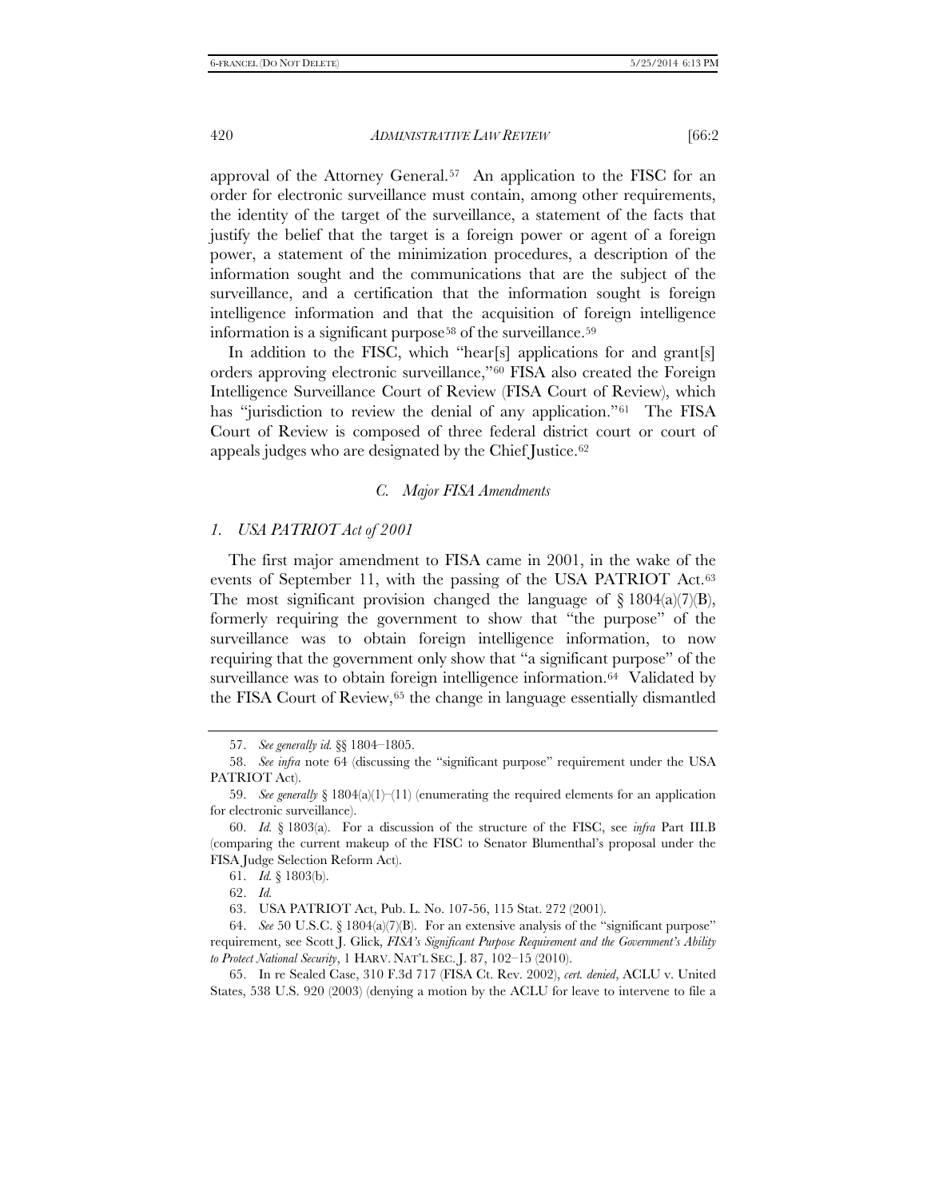approval of the Attorney General.[57] An application to the FISC for an order for electronic surveillance must contain, among other requirements, the identity of the target of the surveillance, a statement of the facts that justify the belief that the target is a foreign power or agent of a foreign power, a statement of the minimization procedures, a description of the information sought and the communications that are the subject of the surveillance, and a certification that the information sought is foreign intelligence information and that the acquisition of foreign intelligence information is a significant purpose[58] of the surveillance.[59]

In addition to the FISC, which "hear[s] applications for and grant[s] orders approving electronic surveillance,"[60] FISA also created the Foreign Intelligence Surveillance Court of Review (FISA Court of Review), which has "jurisdiction to review the denial of any application."[61] The FISA Court of Review is composed of three federal district court or court of appeals judges who are designated by the Chief Justice.[62]

### *C. Major FISA Amendments*

#### *1. USA PATRIOT Act of 2001*

The first major amendment to FISA came in 2001, in the wake of the events of September 11, with the passing of the USA PATRIOT Act.[63] The most significant provision changed the language of § 1804(a)(7)(B), formerly requiring the government to show that "the purpose" of the surveillance was to obtain foreign intelligence information, to now requiring that the government only show that "a significant purpose" of the surveillance was to obtain foreign intelligence information.[64] Validated by the FISA Court of Review,[65] the change in language essentially dismantled

---

57. *See generally id.* §§ 1804–1805.

58. *See infra* note 64 (discussing the "significant purpose" requirement under the USA PATRIOT Act).

59. *See generally* § 1804(a)(1)–(11) (enumerating the required elements for an application for electronic surveillance).

60. *Id.* § 1803(a). For a discussion of the structure of the FISC, see *infra* Part III.B (comparing the current makeup of the FISC to Senator Blumenthal's proposal under the FISA Judge Selection Reform Act).

61. *Id.* § 1803(b).

62. *Id.*

63. USA PATRIOT Act, Pub. L. No. 107-56, 115 Stat. 272 (2001).

64. *See* 50 U.S.C. § 1804(a)(7)(B). For an extensive analysis of the "significant purpose" requirement, see Scott J. Glick, *FISA's Significant Purpose Requirement and the Government's Ability to Protect National Security*, 1 HARV. NAT'L SEC. J. 87, 102–15 (2010).

65. In re Sealed Case, 310 F.3d 717 (FISA Ct. Rev. 2002), *cert. denied*, ACLU v. United States, 538 U.S. 920 (2003) (denying a motion by the ACLU for leave to intervene to file a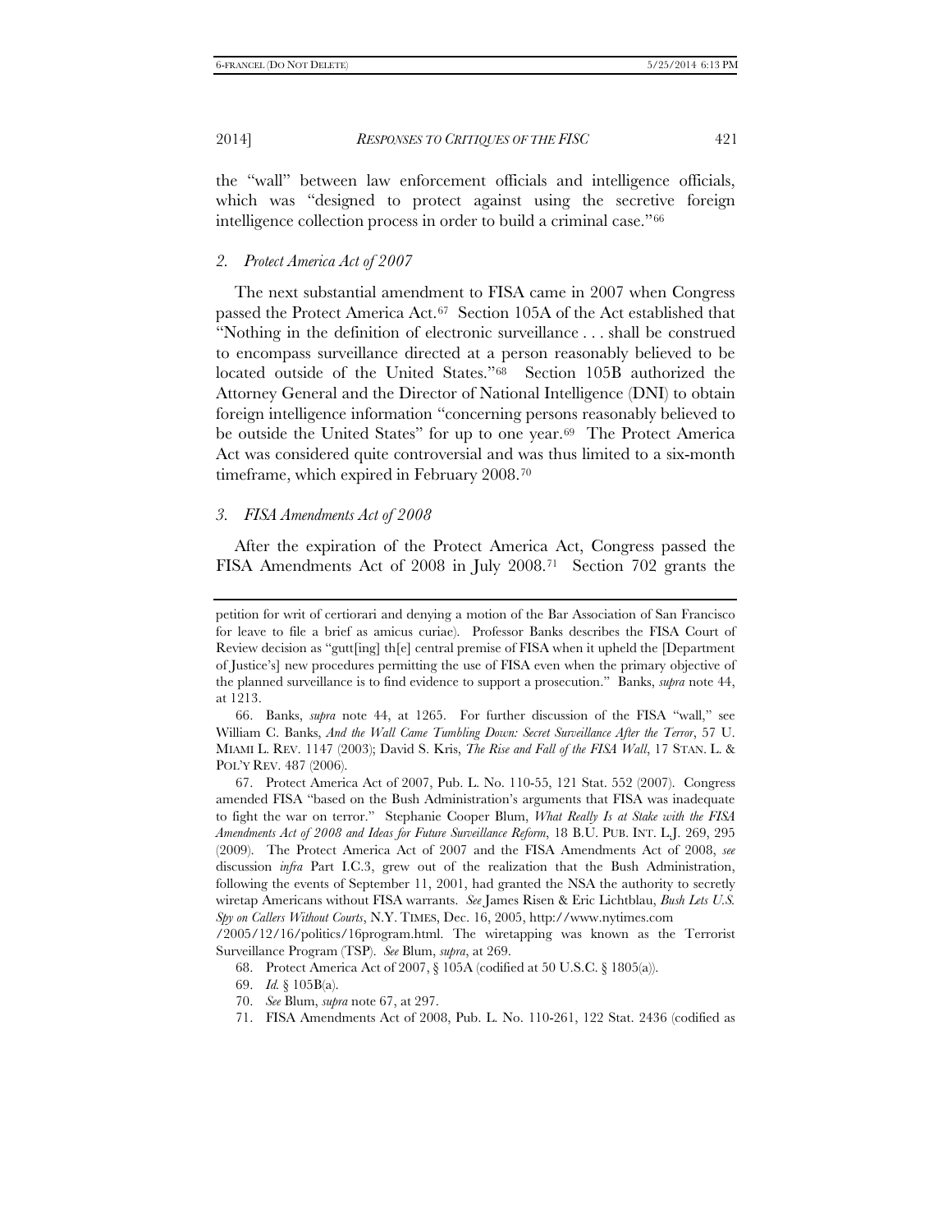the "wall" between law enforcement officials and intelligence officials, which was "designed to protect against using the secretive foreign intelligence collection process in order to build a criminal case."[66]

### *2. Protect America Act of 2007*

The next substantial amendment to FISA came in 2007 when Congress passed the Protect America Act.[67] Section 105A of the Act established that "Nothing in the definition of electronic surveillance . . . shall be construed to encompass surveillance directed at a person reasonably believed to be located outside of the United States."[68] Section 105B authorized the Attorney General and the Director of National Intelligence (DNI) to obtain foreign intelligence information "concerning persons reasonably believed to be outside the United States" for up to one year.[69] The Protect America Act was considered quite controversial and was thus limited to a six-month timeframe, which expired in February 2008.[70]

### *3. FISA Amendments Act of 2008*

After the expiration of the Protect America Act, Congress passed the FISA Amendments Act of 2008 in July 2008.[71] Section 702 grants the

---

petition for writ of certiorari and denying a motion of the Bar Association of San Francisco for leave to file a brief as amicus curiae). Professor Banks describes the FISA Court of Review decision as "gutt[ing] th[e] central premise of FISA when it upheld the [Department of Justice's] new procedures permitting the use of FISA even when the primary objective of the planned surveillance is to find evidence to support a prosecution." Banks, *supra* note 44, at 1213.

66. Banks, *supra* note 44, at 1265. For further discussion of the FISA "wall," see William C. Banks, *And the Wall Came Tumbling Down: Secret Surveillance After the Terror*, 57 U. MIAMI L. REV. 1147 (2003); David S. Kris, *The Rise and Fall of the FISA Wall*, 17 STAN. L. & POL'Y REV. 487 (2006).

67. Protect America Act of 2007, Pub. L. No. 110-55, 121 Stat. 552 (2007). Congress amended FISA "based on the Bush Administration's arguments that FISA was inadequate to fight the war on terror." Stephanie Cooper Blum, *What Really Is at Stake with the FISA Amendments Act of 2008 and Ideas for Future Surveillance Reform*, 18 B.U. PUB. INT. L.J. 269, 295 (2009). The Protect America Act of 2007 and the FISA Amendments Act of 2008, *see* discussion *infra* Part I.C.3, grew out of the realization that the Bush Administration, following the events of September 11, 2001, had granted the NSA the authority to secretly wiretap Americans without FISA warrants. *See* James Risen & Eric Lichtblau, *Bush Lets U.S. Spy on Callers Without Courts*, N.Y. TIMES, Dec. 16, 2005, http://www.nytimes.com/2005/12/16/politics/16program.html. The wiretapping was known as the Terrorist Surveillance Program (TSP). *See* Blum, *supra*, at 269.

68. Protect America Act of 2007, § 105A (codified at 50 U.S.C. § 1805(a)).

69. *Id.* § 105B(a).

70. *See* Blum, *supra* note 67, at 297.

71. FISA Amendments Act of 2008, Pub. L. No. 110-261, 122 Stat. 2436 (codified as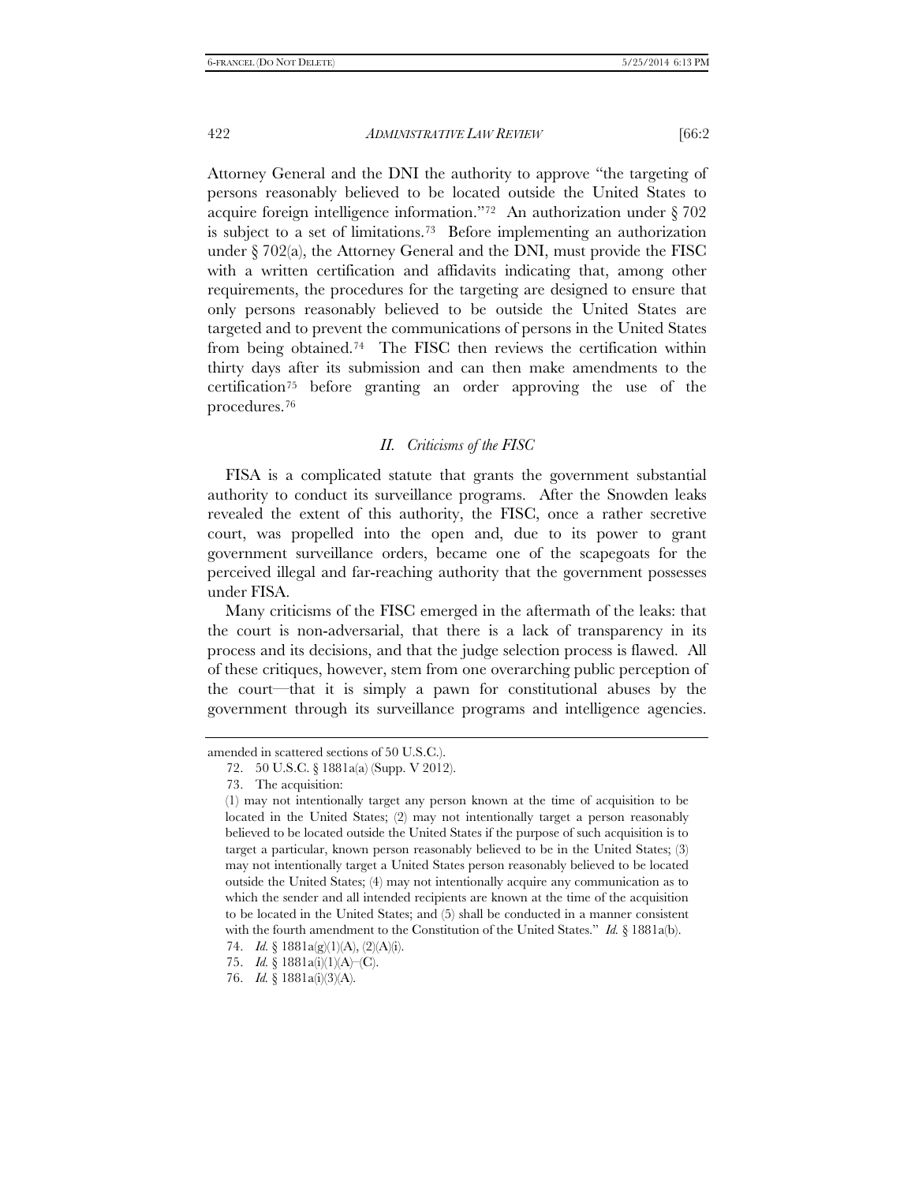Attorney General and the DNI the authority to approve "the targeting of persons reasonably believed to be located outside the United States to acquire foreign intelligence information."[72] An authorization under § 702 is subject to a set of limitations.[73] Before implementing an authorization under § 702(a), the Attorney General and the DNI, must provide the FISC with a written certification and affidavits indicating that, among other requirements, the procedures for the targeting are designed to ensure that only persons reasonably believed to be outside the United States are targeted and to prevent the communications of persons in the United States from being obtained.[74] The FISC then reviews the certification within thirty days after its submission and can then make amendments to the certification[75] before granting an order approving the use of the procedures.[76]

### *II. Criticisms of the FISC*

FISA is a complicated statute that grants the government substantial authority to conduct its surveillance programs. After the Snowden leaks revealed the extent of this authority, the FISC, once a rather secretive court, was propelled into the open and, due to its power to grant government surveillance orders, became one of the scapegoats for the perceived illegal and far-reaching authority that the government possesses under FISA.

Many criticisms of the FISC emerged in the aftermath of the leaks: that the court is non-adversarial, that there is a lack of transparency in its process and its decisions, and that the judge selection process is flawed. All of these critiques, however, stem from one overarching public perception of the court—that it is simply a pawn for constitutional abuses by the government through its surveillance programs and intelligence agencies.

---

amended in scattered sections of 50 U.S.C.).

72. 50 U.S.C. § 1881a(a) (Supp. V 2012).

73. The acquisition:

> (1) may not intentionally target any person known at the time of acquisition to be located in the United States; (2) may not intentionally target a person reasonably believed to be located outside the United States if the purpose of such acquisition is to target a particular, known person reasonably believed to be in the United States; (3) may not intentionally target a United States person reasonably believed to be located outside the United States; (4) may not intentionally acquire any communication as to which the sender and all intended recipients are known at the time of the acquisition to be located in the United States; and (5) shall be conducted in a manner consistent with the fourth amendment to the Constitution of the United States." *Id.* § 1881a(b).

74. *Id.* § 1881a(g)(1)(A), (2)(A)(i).

75. *Id.* § 1881a(i)(1)(A)–(C).

76. *Id.* § 1881a(i)(3)(A).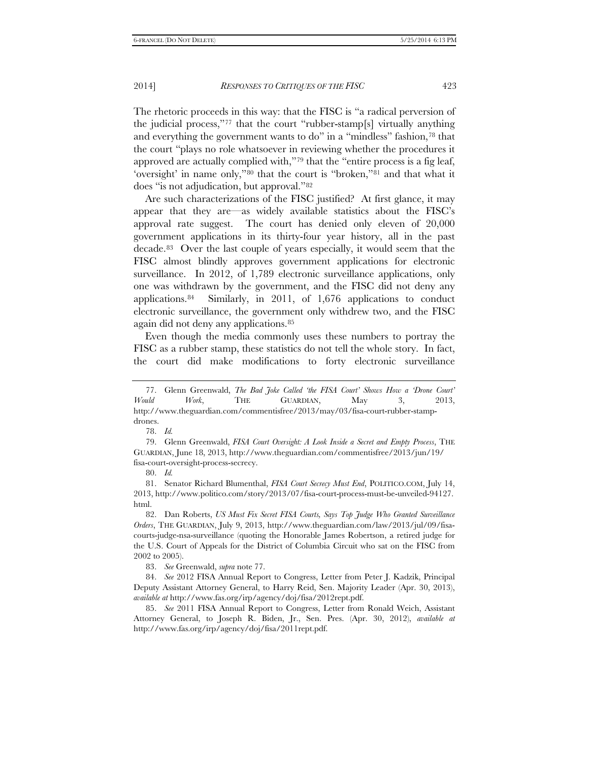The rhetoric proceeds in this way: that the FISC is "a radical perversion of the judicial process,"[77] that the court "rubber-stamp[s] virtually anything and everything the government wants to do" in a "mindless" fashion,[78] that the court "plays no role whatsoever in reviewing whether the procedures it approved are actually complied with,"[79] that the "entire process is a fig leaf, 'oversight' in name only,"[80] that the court is "broken,"[81] and that what it does "is not adjudication, but approval."[82]

Are such characterizations of the FISC justified? At first glance, it may appear that they are—as widely available statistics about the FISC's approval rate suggest. The court has denied only eleven of 20,000 government applications in its thirty-four year history, all in the past decade.[83] Over the last couple of years especially, it would seem that the FISC almost blindly approves government applications for electronic surveillance. In 2012, of 1,789 electronic surveillance applications, only one was withdrawn by the government, and the FISC did not deny any applications.[84] Similarly, in 2011, of 1,676 applications to conduct electronic surveillance, the government only withdrew two, and the FISC again did not deny any applications.[85]

Even though the media commonly uses these numbers to portray the FISC as a rubber stamp, these statistics do not tell the whole story. In fact, the court did make modifications to forty electronic surveillance

---

77. Glenn Greenwald, *The Bad Joke Called 'the FISA Court' Shows How a 'Drone Court' Would Work*, THE GUARDIAN, May 3, 2013, http://www.theguardian.com/commentisfree/2013/may/03/fisa-court-rubber-stamp-drones.

78. *Id.*

79. Glenn Greenwald, *FISA Court Oversight: A Look Inside a Secret and Empty Process*, THE GUARDIAN, June 18, 2013, http://www.theguardian.com/commentisfree/2013/jun/19/fisa-court-oversight-process-secrecy.

80. *Id.*

81. Senator Richard Blumenthal, *FISA Court Secrecy Must End*, POLITICO.COM, July 14, 2013, http://www.politico.com/story/2013/07/fisa-court-process-must-be-unveiled-94127.html.

82. Dan Roberts, *US Must Fix Secret FISA Courts, Says Top Judge Who Granted Surveillance Orders*, THE GUARDIAN, July 9, 2013, http://www.theguardian.com/law/2013/jul/09/fisa-courts-judge-nsa-surveillance (quoting the Honorable James Robertson, a retired judge for the U.S. Court of Appeals for the District of Columbia Circuit who sat on the FISC from 2002 to 2005).

83. *See* Greenwald, *supra* note 77.

84. *See* 2012 FISA Annual Report to Congress, Letter from Peter J. Kadzik, Principal Deputy Assistant Attorney General, to Harry Reid, Sen. Majority Leader (Apr. 30, 2013), *available at* http://www.fas.org/irp/agency/doj/fisa/2012rept.pdf.

85. *See* 2011 FISA Annual Report to Congress, Letter from Ronald Weich, Assistant Attorney General, to Joseph R. Biden, Jr., Sen. Pres. (Apr. 30, 2012), *available at* http://www.fas.org/irp/agency/doj/fisa/2011rept.pdf.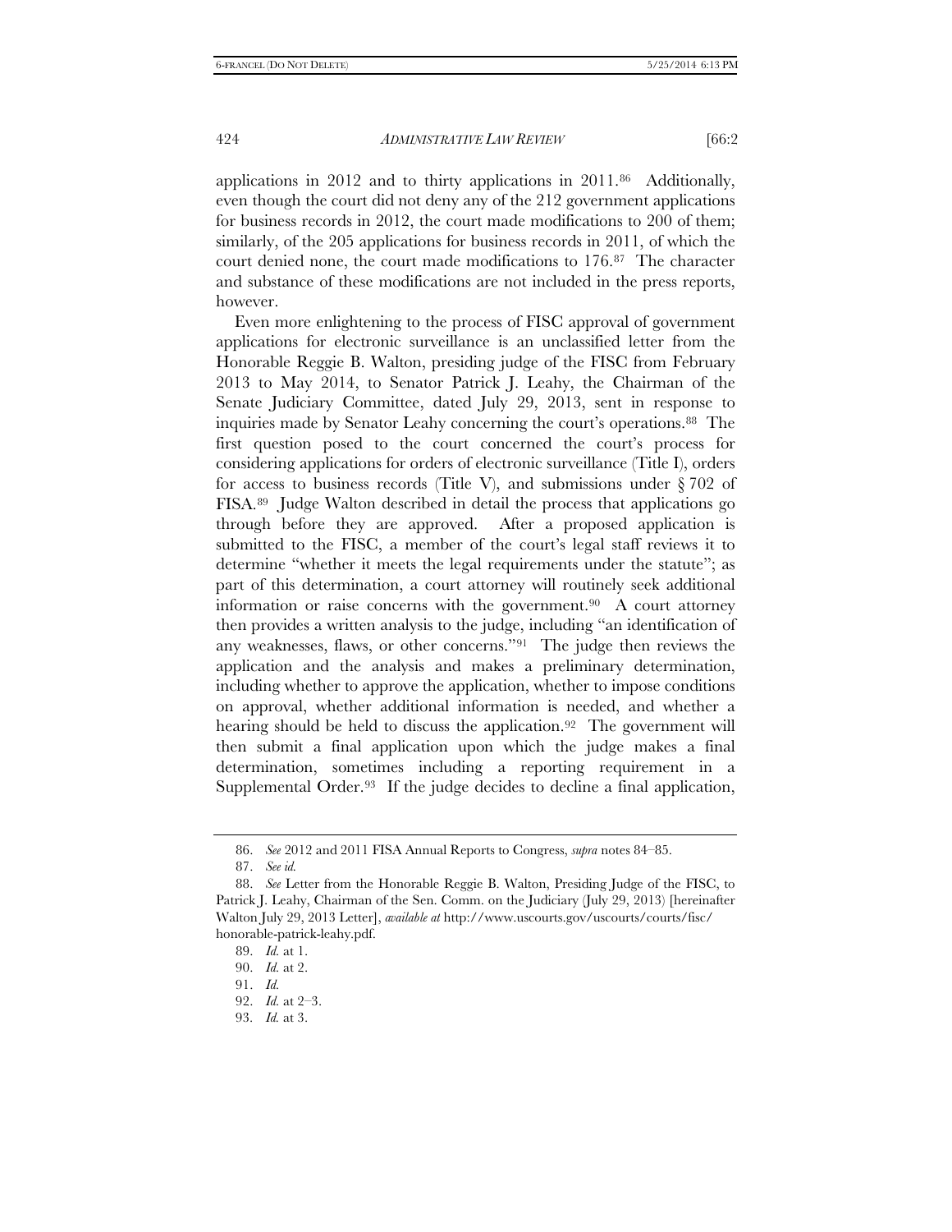applications in 2012 and to thirty applications in 2011.[86] Additionally, even though the court did not deny any of the 212 government applications for business records in 2012, the court made modifications to 200 of them; similarly, of the 205 applications for business records in 2011, of which the court denied none, the court made modifications to 176.[87] The character and substance of these modifications are not included in the press reports, however.

Even more enlightening to the process of FISC approval of government applications for electronic surveillance is an unclassified letter from the Honorable Reggie B. Walton, presiding judge of the FISC from February 2013 to May 2014, to Senator Patrick J. Leahy, the Chairman of the Senate Judiciary Committee, dated July 29, 2013, sent in response to inquiries made by Senator Leahy concerning the court's operations.[88] The first question posed to the court concerned the court's process for considering applications for orders of electronic surveillance (Title I), orders for access to business records (Title V), and submissions under § 702 of FISA.[89] Judge Walton described in detail the process that applications go through before they are approved. After a proposed application is submitted to the FISC, a member of the court's legal staff reviews it to determine "whether it meets the legal requirements under the statute"; as part of this determination, a court attorney will routinely seek additional information or raise concerns with the government.[90] A court attorney then provides a written analysis to the judge, including "an identification of any weaknesses, flaws, or other concerns."[91] The judge then reviews the application and the analysis and makes a preliminary determination, including whether to approve the application, whether to impose conditions on approval, whether additional information is needed, and whether a hearing should be held to discuss the application.[92] The government will then submit a final application upon which the judge makes a final determination, sometimes including a reporting requirement in a Supplemental Order.[93] If the judge decides to decline a final application,

---

86. *See* 2012 and 2011 FISA Annual Reports to Congress, *supra* notes 84–85.

87. *See id.*

88. *See* Letter from the Honorable Reggie B. Walton, Presiding Judge of the FISC, to Patrick J. Leahy, Chairman of the Sen. Comm. on the Judiciary (July 29, 2013) [hereinafter Walton July 29, 2013 Letter], *available at* http://www.uscourts.gov/uscourts/courts/fisc/honorable-patrick-leahy.pdf.

89. *Id.* at 1.

90. *Id.* at 2.

91. *Id.*

92. *Id.* at 2–3.

93. *Id.* at 3.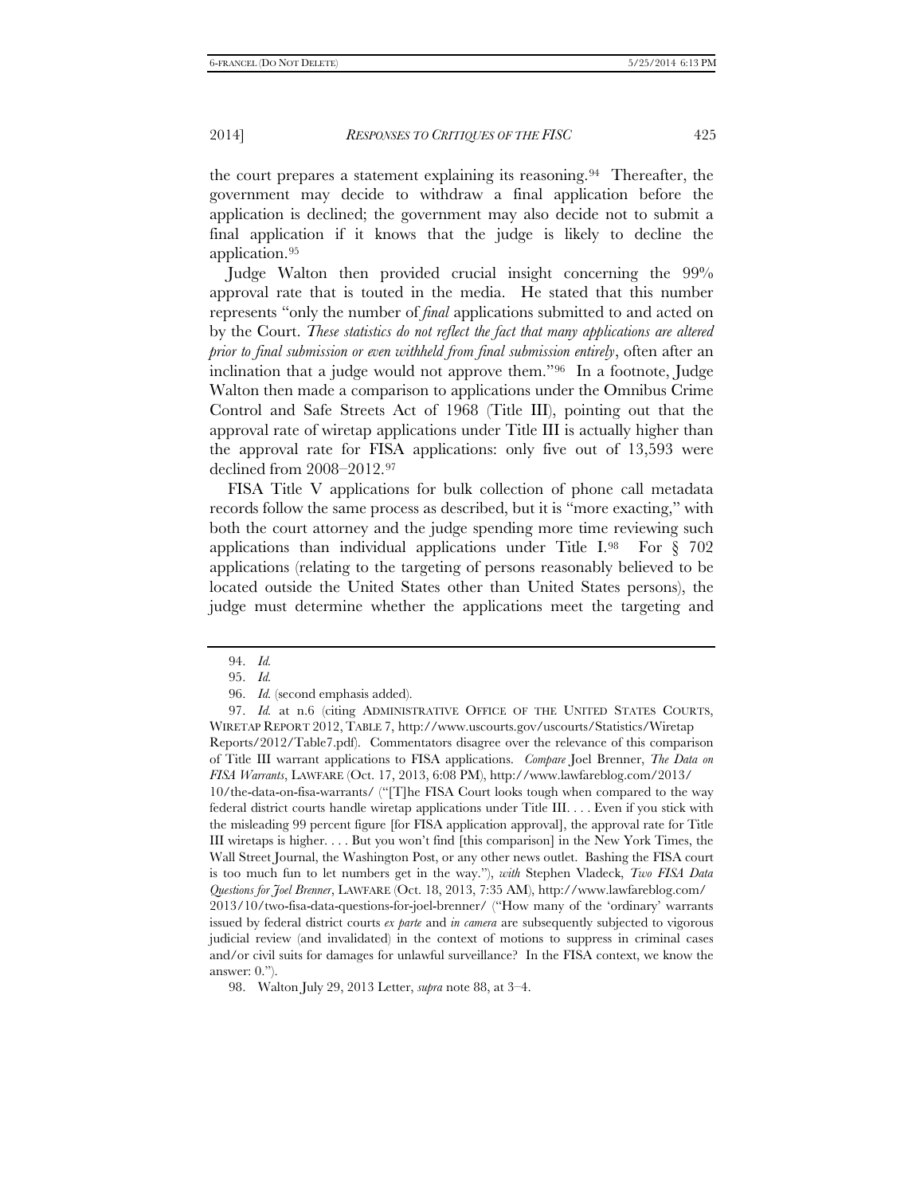the court prepares a statement explaining its reasoning.[94] Thereafter, the government may decide to withdraw a final application before the application is declined; the government may also decide not to submit a final application if it knows that the judge is likely to decline the application.[95]

Judge Walton then provided crucial insight concerning the 99% approval rate that is touted in the media. He stated that this number represents "only the number of *final* applications submitted to and acted on by the Court. *These statistics do not reflect the fact that many applications are altered prior to final submission or even withheld from final submission entirely*, often after an inclination that a judge would not approve them."[96] In a footnote, Judge Walton then made a comparison to applications under the Omnibus Crime Control and Safe Streets Act of 1968 (Title III), pointing out that the approval rate of wiretap applications under Title III is actually higher than the approval rate for FISA applications: only five out of 13,593 were declined from 2008–2012.[97]

FISA Title V applications for bulk collection of phone call metadata records follow the same process as described, but it is "more exacting," with both the court attorney and the judge spending more time reviewing such applications than individual applications under Title I.[98] For § 702 applications (relating to the targeting of persons reasonably believed to be located outside the United States other than United States persons), the judge must determine whether the applications meet the targeting and

---

94. *Id.*

95. *Id.*

96. *Id.* (second emphasis added).

97. *Id.* at n.6 (citing ADMINISTRATIVE OFFICE OF THE UNITED STATES COURTS, WIRETAP REPORT 2012, TABLE 7, http://www.uscourts.gov/uscourts/Statistics/Wiretap Reports/2012/Table7.pdf). Commentators disagree over the relevance of this comparison of Title III warrant applications to FISA applications. *Compare* Joel Brenner, *The Data on FISA Warrants*, LAWFARE (Oct. 17, 2013, 6:08 PM), http://www.lawfareblog.com/2013/10/the-data-on-fisa-warrants/ ("[T]he FISA Court looks tough when compared to the way federal district courts handle wiretap applications under Title III. . . . Even if you stick with the misleading 99 percent figure [for FISA application approval], the approval rate for Title III wiretaps is higher. . . . But you won't find [this comparison] in the New York Times, the Wall Street Journal, the Washington Post, or any other news outlet. Bashing the FISA court is too much fun to let numbers get in the way."), *with* Stephen Vladeck, *Two FISA Data Questions for Joel Brenner*, LAWFARE (Oct. 18, 2013, 7:35 AM), http://www.lawfareblog.com/2013/10/two-fisa-data-questions-for-joel-brenner/ ("How many of the 'ordinary' warrants issued by federal district courts *ex parte* and *in camera* are subsequently subjected to vigorous judicial review (and invalidated) in the context of motions to suppress in criminal cases and/or civil suits for damages for unlawful surveillance? In the FISA context, we know the answer: 0.").

98. Walton July 29, 2013 Letter, *supra* note 88, at 3–4.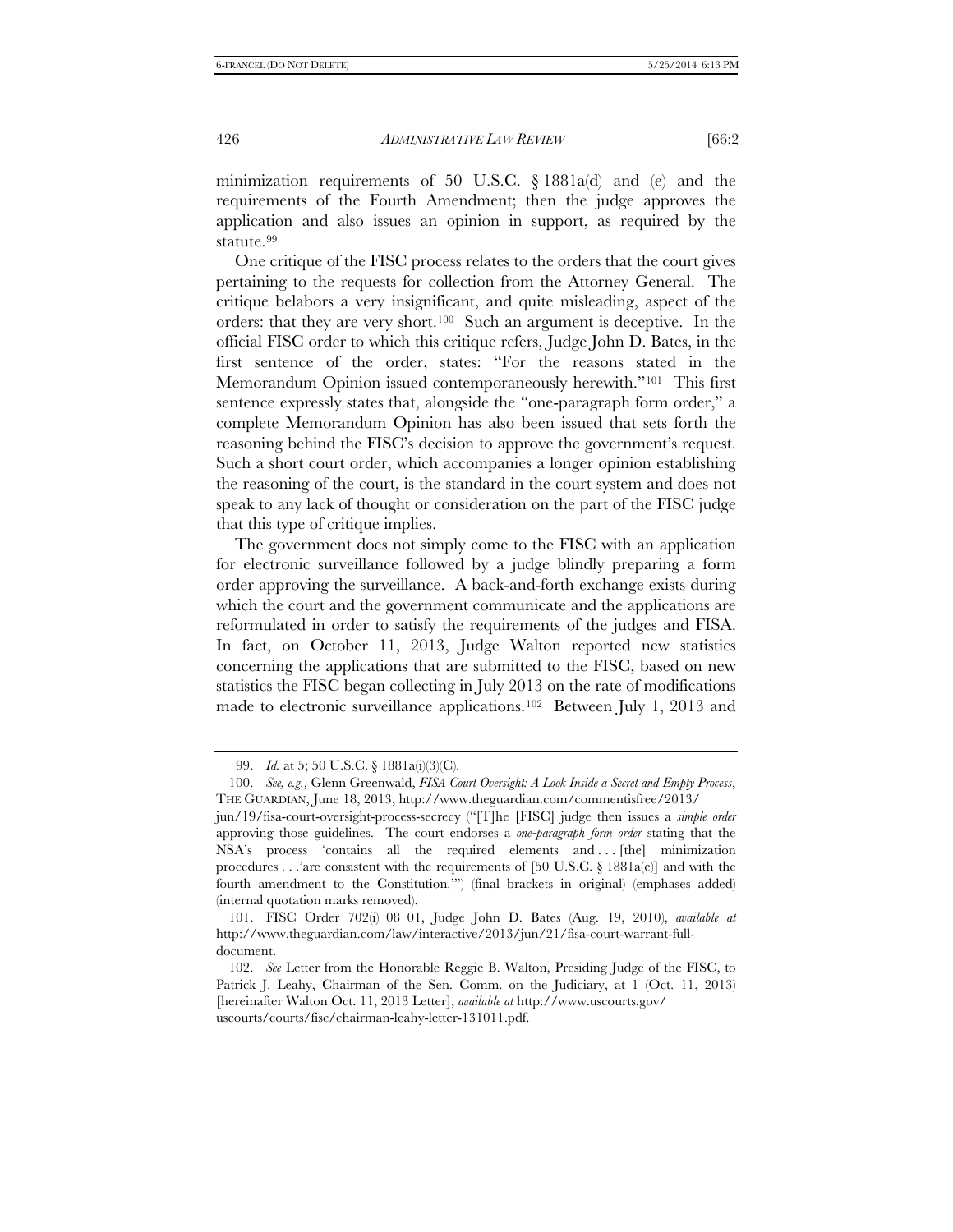minimization requirements of 50 U.S.C. § 1881a(d) and (e) and the requirements of the Fourth Amendment; then the judge approves the application and also issues an opinion in support, as required by the statute.[99]

One critique of the FISC process relates to the orders that the court gives pertaining to the requests for collection from the Attorney General. The critique belabors a very insignificant, and quite misleading, aspect of the orders: that they are very short.[100] Such an argument is deceptive. In the official FISC order to which this critique refers, Judge John D. Bates, in the first sentence of the order, states: "For the reasons stated in the Memorandum Opinion issued contemporaneously herewith."[101] This first sentence expressly states that, alongside the "one-paragraph form order," a complete Memorandum Opinion has also been issued that sets forth the reasoning behind the FISC's decision to approve the government's request. Such a short court order, which accompanies a longer opinion establishing the reasoning of the court, is the standard in the court system and does not speak to any lack of thought or consideration on the part of the FISC judge that this type of critique implies.

The government does not simply come to the FISC with an application for electronic surveillance followed by a judge blindly preparing a form order approving the surveillance. A back-and-forth exchange exists during which the court and the government communicate and the applications are reformulated in order to satisfy the requirements of the judges and FISA. In fact, on October 11, 2013, Judge Walton reported new statistics concerning the applications that are submitted to the FISC, based on new statistics the FISC began collecting in July 2013 on the rate of modifications made to electronic surveillance applications.[102] Between July 1, 2013 and

---

99. *Id.* at 5; 50 U.S.C. § 1881a(i)(3)(C).

100. *See, e.g.*, Glenn Greenwald, *FISA Court Oversight: A Look Inside a Secret and Empty Process*, THE GUARDIAN, June 18, 2013, http://www.theguardian.com/commentisfree/2013/jun/19/fisa-court-oversight-process-secrecy ("[T]he [FISC] judge then issues a *simple order* approving those guidelines. The court endorses a *one-paragraph form order* stating that the NSA's process 'contains all the required elements and . . . [the] minimization procedures . . .'are consistent with the requirements of [50 U.S.C. § 1881a(e)] and with the fourth amendment to the Constitution.'") (final brackets in original) (emphases added) (internal quotation marks removed).

101. FISC Order 702(i)–08–01, Judge John D. Bates (Aug. 19, 2010), *available at* http://www.theguardian.com/law/interactive/2013/jun/21/fisa-court-warrant-full-document.

102. *See* Letter from the Honorable Reggie B. Walton, Presiding Judge of the FISC, to Patrick J. Leahy, Chairman of the Sen. Comm. on the Judiciary, at 1 (Oct. 11, 2013) [hereinafter Walton Oct. 11, 2013 Letter], *available at* http://www.uscourts.gov/uscourts/courts/fisc/chairman-leahy-letter-131011.pdf.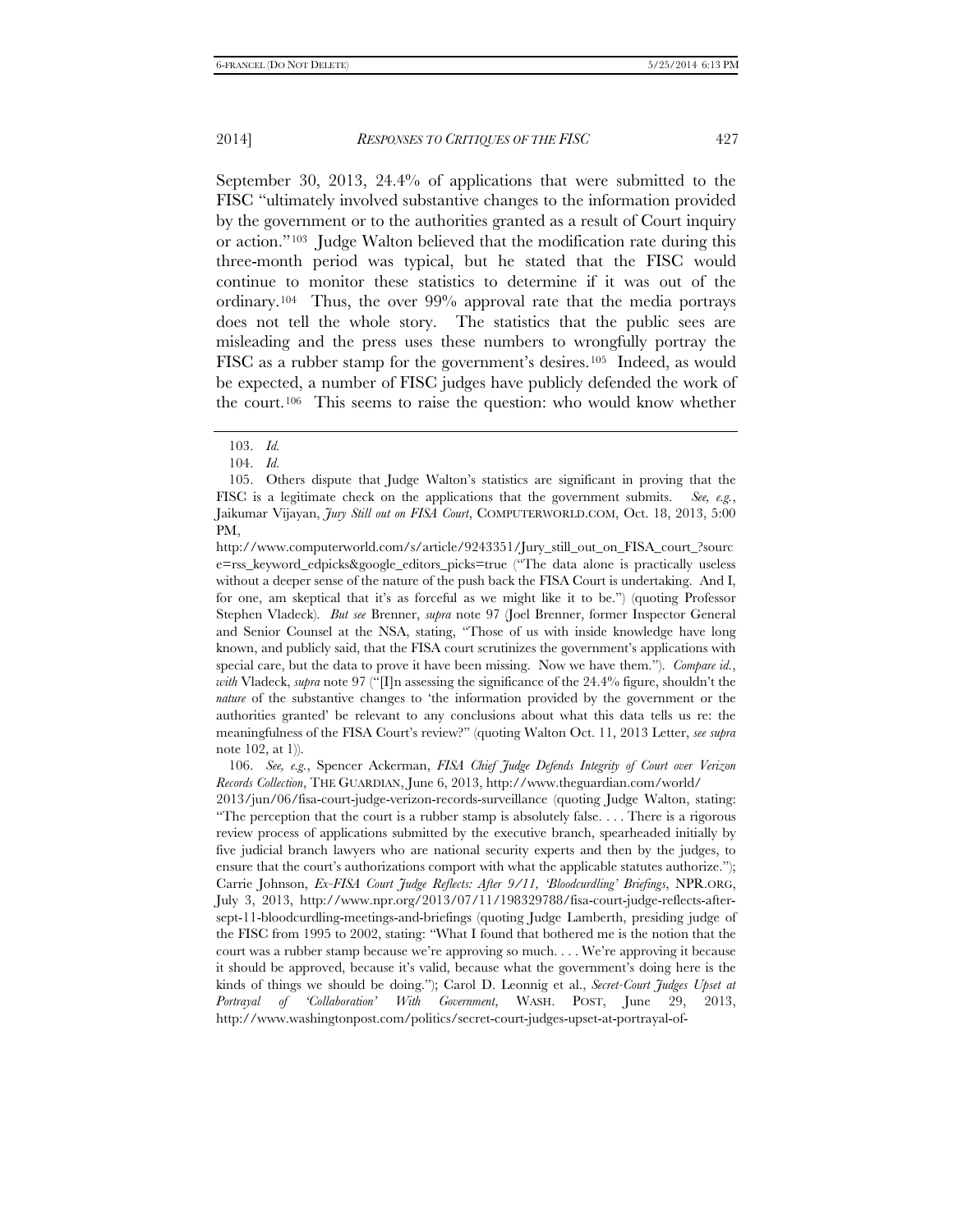September 30, 2013, 24.4% of applications that were submitted to the FISC "ultimately involved substantive changes to the information provided by the government or to the authorities granted as a result of Court inquiry or action."[103] Judge Walton believed that the modification rate during this three-month period was typical, but he stated that the FISC would continue to monitor these statistics to determine if it was out of the ordinary.[104] Thus, the over 99% approval rate that the media portrays does not tell the whole story. The statistics that the public sees are misleading and the press uses these numbers to wrongfully portray the FISC as a rubber stamp for the government's desires.[105] Indeed, as would be expected, a number of FISC judges have publicly defended the work of the court.[106] This seems to raise the question: who would know whether

---

103. *Id.*

104. *Id.*

105. Others dispute that Judge Walton's statistics are significant in proving that the FISC is a legitimate check on the applications that the government submits. *See, e.g.*, Jaikumar Vijayan, *Jury Still out on FISA Court*, COMPUTERWORLD.COM, Oct. 18, 2013, 5:00 PM, http://www.computerworld.com/s/article/9243351/Jury_still_out_on_FISA_court_?source=rss_keyword_edpicks&google_editors_picks=true ("The data alone is practically useless without a deeper sense of the nature of the push back the FISA Court is undertaking. And I, for one, am skeptical that it's as forceful as we might like it to be.") (quoting Professor Stephen Vladeck). *But see* Brenner, *supra* note 97 (Joel Brenner, former Inspector General and Senior Counsel at the NSA, stating, "Those of us with inside knowledge have long known, and publicly said, that the FISA court scrutinizes the government's applications with special care, but the data to prove it have been missing. Now we have them."). *Compare id.*, *with* Vladeck, *supra* note 97 ("[I]n assessing the significance of the 24.4% figure, shouldn't the *nature* of the substantive changes to 'the information provided by the government or the authorities granted' be relevant to any conclusions about what this data tells us re: the meaningfulness of the FISA Court's review?" (quoting Walton Oct. 11, 2013 Letter, *see supra* note 102, at 1)).

106. *See, e.g.*, Spencer Ackerman, *FISA Chief Judge Defends Integrity of Court over Verizon Records Collection*, THE GUARDIAN, June 6, 2013, http://www.theguardian.com/world/2013/jun/06/fisa-court-judge-verizon-records-surveillance (quoting Judge Walton, stating: "The perception that the court is a rubber stamp is absolutely false. . . . There is a rigorous review process of applications submitted by the executive branch, spearheaded initially by five judicial branch lawyers who are national security experts and then by the judges, to ensure that the court's authorizations comport with what the applicable statutes authorize."); Carrie Johnson, *Ex-FISA Court Judge Reflects: After 9/11, 'Bloodcurdling' Briefings*, NPR.ORG, July 3, 2013, http://www.npr.org/2013/07/11/198329788/fisa-court-judge-reflects-after-sept-11-bloodcurdling-meetings-and-briefings (quoting Judge Lamberth, presiding judge of the FISC from 1995 to 2002, stating: "What I found that bothered me is the notion that the court was a rubber stamp because we're approving so much. . . . We're approving it because it should be approved, because it's valid, because what the government's doing here is the kinds of things we should be doing."); Carol D. Leonnig et al., *Secret-Court Judges Upset at Portrayal of 'Collaboration' With Government*, WASH. POST, June 29, 2013, http://www.washingtonpost.com/politics/secret-court-judges-upset-at-portrayal-of-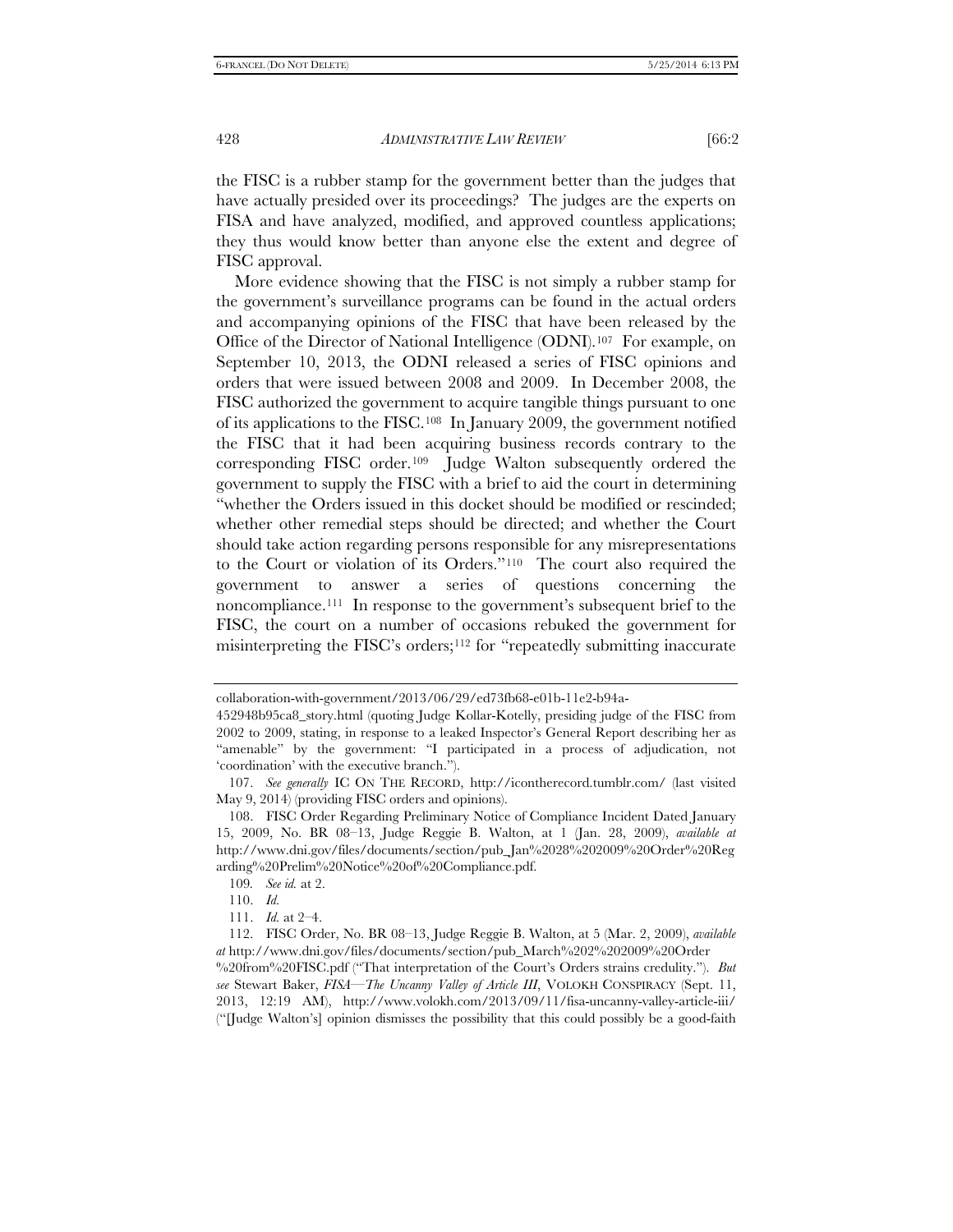the FISC is a rubber stamp for the government better than the judges that have actually presided over its proceedings? The judges are the experts on FISA and have analyzed, modified, and approved countless applications; they thus would know better than anyone else the extent and degree of FISC approval.

More evidence showing that the FISC is not simply a rubber stamp for the government's surveillance programs can be found in the actual orders and accompanying opinions of the FISC that have been released by the Office of the Director of National Intelligence (ODNI).[107] For example, on September 10, 2013, the ODNI released a series of FISC opinions and orders that were issued between 2008 and 2009. In December 2008, the FISC authorized the government to acquire tangible things pursuant to one of its applications to the FISC.[108] In January 2009, the government notified the FISC that it had been acquiring business records contrary to the corresponding FISC order.[109] Judge Walton subsequently ordered the government to supply the FISC with a brief to aid the court in determining "whether the Orders issued in this docket should be modified or rescinded; whether other remedial steps should be directed; and whether the Court should take action regarding persons responsible for any misrepresentations to the Court or violation of its Orders."[110] The court also required the government to answer a series of questions concerning the noncompliance.[111] In response to the government's subsequent brief to the FISC, the court on a number of occasions rebuked the government for misinterpreting the FISC's orders;[112] for "repeatedly submitting inaccurate

---

collaboration-with-government/2013/06/29/ed73fb68-e01b-11e2-b94a-452948b95ca8_story.html (quoting Judge Kollar-Kotelly, presiding judge of the FISC from 2002 to 2009, stating, in response to a leaked Inspector's General Report describing her as "amenable" by the government: "I participated in a process of adjudication, not 'coordination' with the executive branch.").

107. *See generally* IC ON THE RECORD, http://icontherecord.tumblr.com/ (last visited May 9, 2014) (providing FISC orders and opinions).

108. FISC Order Regarding Preliminary Notice of Compliance Incident Dated January 15, 2009, No. BR 08–13, Judge Reggie B. Walton, at 1 (Jan. 28, 2009), *available at* http://www.dni.gov/files/documents/section/pub_Jan%2028%202009%20Order%20Regarding%20Prelim%20Notice%20of%20Compliance.pdf.

109. *See id.* at 2.

110. *Id.*

111. *Id.* at 2–4.

112. FISC Order, No. BR 08–13, Judge Reggie B. Walton, at 5 (Mar. 2, 2009), *available at* http://www.dni.gov/files/documents/section/pub_March%202%202009%20Order%20from%20FISC.pdf ("That interpretation of the Court's Orders strains credulity."). *But see* Stewart Baker, *FISA—The Uncanny Valley of Article III*, VOLOKH CONSPIRACY (Sept. 11, 2013, 12:19 AM), http://www.volokh.com/2013/09/11/fisa-uncanny-valley-article-iii/ ("[Judge Walton's] opinion dismisses the possibility that this could possibly be a good-faith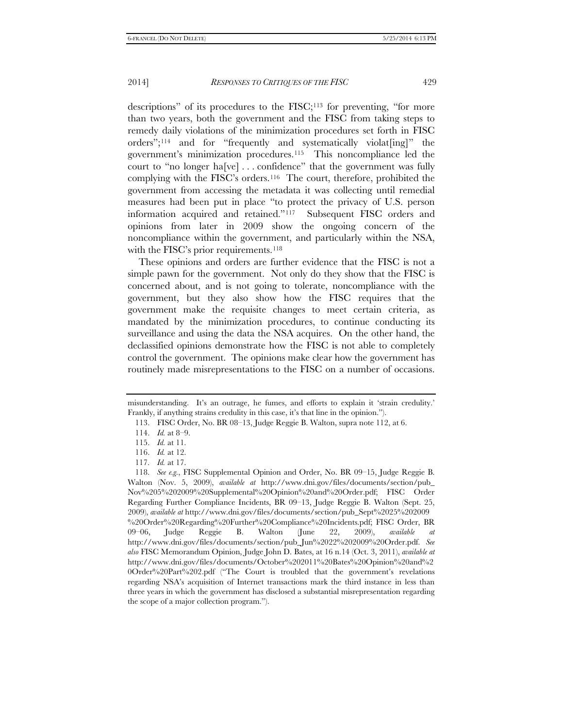descriptions" of its procedures to the FISC;[113] for preventing, "for more than two years, both the government and the FISC from taking steps to remedy daily violations of the minimization procedures set forth in FISC orders";[114] and for "frequently and systematically violat[ing]" the government's minimization procedures.[115] This noncompliance led the court to "no longer ha[ve] . . . confidence" that the government was fully complying with the FISC's orders.[116] The court, therefore, prohibited the government from accessing the metadata it was collecting until remedial measures had been put in place "to protect the privacy of U.S. person information acquired and retained."[117] Subsequent FISC orders and opinions from later in 2009 show the ongoing concern of the noncompliance within the government, and particularly within the NSA, with the FISC's prior requirements.[118]

These opinions and orders are further evidence that the FISC is not a simple pawn for the government. Not only do they show that the FISC is concerned about, and is not going to tolerate, noncompliance with the government, but they also show how the FISC requires that the government make the requisite changes to meet certain criteria, as mandated by the minimization procedures, to continue conducting its surveillance and using the data the NSA acquires. On the other hand, the declassified opinions demonstrate how the FISC is not able to completely control the government. The opinions make clear how the government has routinely made misrepresentations to the FISC on a number of occasions.

---

misunderstanding. It's an outrage, he fumes, and efforts to explain it 'strain credulity.' Frankly, if anything strains credulity in this case, it's that line in the opinion.").

113. FISC Order, No. BR 08–13, Judge Reggie B. Walton, supra note 112, at 6.

114. *Id.* at 8–9.

115. *Id.* at 11.

116. *Id.* at 12.

117. *Id.* at 17.

118. *See e.g.*, FISC Supplemental Opinion and Order, No. BR 09–15, Judge Reggie B. Walton (Nov. 5, 2009), *available at* http://www.dni.gov/files/documents/section/pub_Nov%205%202009%20Supplemental%20Opinion%20and%20Order.pdf; FISC Order Regarding Further Compliance Incidents, BR 09–13, Judge Reggie B. Walton (Sept. 25, 2009), *available at* http://www.dni.gov/files/documents/section/pub_Sept%2025%202009%20Order%20Regarding%20Further%20Compliance%20Incidents.pdf; FISC Order, BR 09–06, Judge Reggie B. Walton (June 22, 2009), *available at* http://www.dni.gov/files/documents/section/pub_Jun%2022%202009%20Order.pdf. *See also* FISC Memorandum Opinion, Judge John D. Bates, at 16 n.14 (Oct. 3, 2011), *available at* http://www.dni.gov/files/documents/October%202011%20Bates%20Opinion%20and%20Order%20Part%202.pdf ("The Court is troubled that the government's revelations regarding NSA's acquisition of Internet transactions mark the third instance in less than three years in which the government has disclosed a substantial misrepresentation regarding the scope of a major collection program.").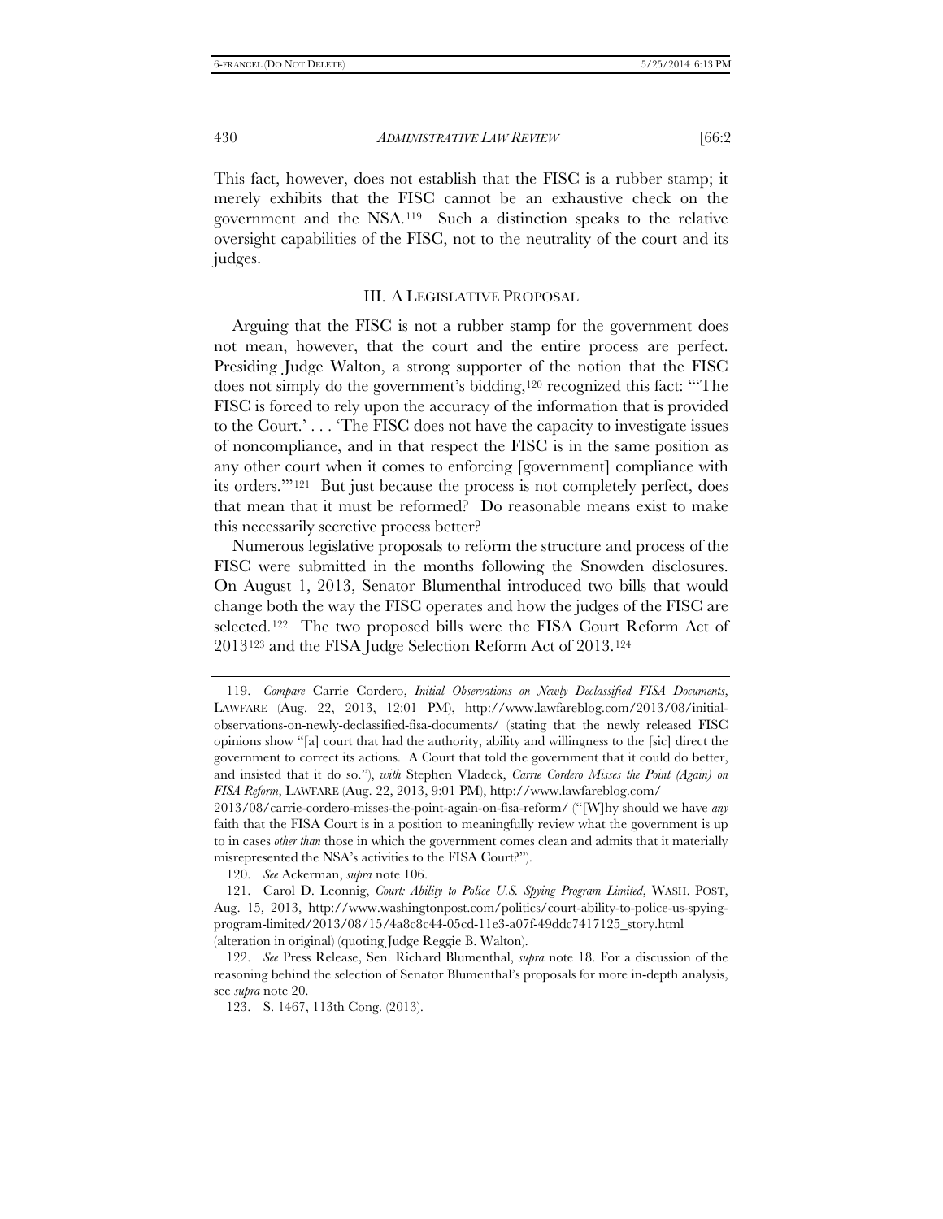This fact, however, does not establish that the FISC is a rubber stamp; it merely exhibits that the FISC cannot be an exhaustive check on the government and the NSA.[119] Such a distinction speaks to the relative oversight capabilities of the FISC, not to the neutrality of the court and its judges.

## III. A LEGISLATIVE PROPOSAL

Arguing that the FISC is not a rubber stamp for the government does not mean, however, that the court and the entire process are perfect. Presiding Judge Walton, a strong supporter of the notion that the FISC does not simply do the government's bidding,[120] recognized this fact: "'The FISC is forced to rely upon the accuracy of the information that is provided to the Court.' . . . 'The FISC does not have the capacity to investigate issues of noncompliance, and in that respect the FISC is in the same position as any other court when it comes to enforcing [government] compliance with its orders.'"[121] But just because the process is not completely perfect, does that mean that it must be reformed? Do reasonable means exist to make this necessarily secretive process better?

Numerous legislative proposals to reform the structure and process of the FISC were submitted in the months following the Snowden disclosures. On August 1, 2013, Senator Blumenthal introduced two bills that would change both the way the FISC operates and how the judges of the FISC are selected.[122] The two proposed bills were the FISA Court Reform Act of 2013[123] and the FISA Judge Selection Reform Act of 2013.[124]

---

119. *Compare* Carrie Cordero, *Initial Observations on Newly Declassified FISA Documents*, LAWFARE (Aug. 22, 2013, 12:01 PM), http://www.lawfareblog.com/2013/08/initial-observations-on-newly-declassified-fisa-documents/ (stating that the newly released FISC opinions show "[a] court that had the authority, ability and willingness to the [sic] direct the government to correct its actions. A Court that told the government that it could do better, and insisted that it do so."), *with* Stephen Vladeck, *Carrie Cordero Misses the Point (Again) on FISA Reform*, LAWFARE (Aug. 22, 2013, 9:01 PM), http://www.lawfareblog.com/2013/08/carrie-cordero-misses-the-point-again-on-fisa-reform/ ("[W]hy should we have *any* faith that the FISA Court is in a position to meaningfully review what the government is up to in cases *other than* those in which the government comes clean and admits that it materially misrepresented the NSA's activities to the FISA Court?").

120. *See* Ackerman, *supra* note 106.

121. Carol D. Leonnig, *Court: Ability to Police U.S. Spying Program Limited*, WASH. POST, Aug. 15, 2013, http://www.washingtonpost.com/politics/court-ability-to-police-us-spying-program-limited/2013/08/15/4a8c8c44-05cd-11e3-a07f-49ddc7417125_story.html (alteration in original) (quoting Judge Reggie B. Walton).

122. *See* Press Release, Sen. Richard Blumenthal, *supra* note 18. For a discussion of the reasoning behind the selection of Senator Blumenthal's proposals for more in-depth analysis, see *supra* note 20.

123. S. 1467, 113th Cong. (2013).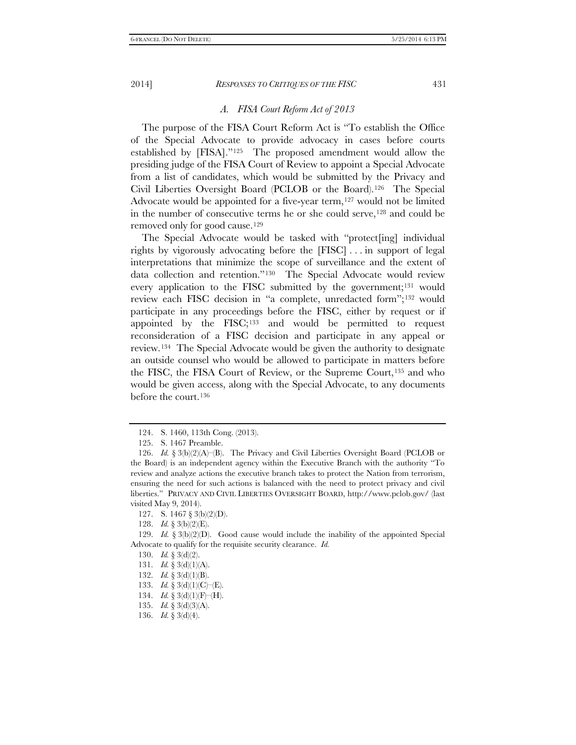### *A. FISA Court Reform Act of 2013*

The purpose of the FISA Court Reform Act is "To establish the Office of the Special Advocate to provide advocacy in cases before courts established by [FISA]."[125] The proposed amendment would allow the presiding judge of the FISA Court of Review to appoint a Special Advocate from a list of candidates, which would be submitted by the Privacy and Civil Liberties Oversight Board (PCLOB or the Board).[126] The Special Advocate would be appointed for a five-year term,[127] would not be limited in the number of consecutive terms he or she could serve,[128] and could be removed only for good cause.[129]

The Special Advocate would be tasked with "protect[ing] individual rights by vigorously advocating before the [FISC] . . . in support of legal interpretations that minimize the scope of surveillance and the extent of data collection and retention."[130] The Special Advocate would review every application to the FISC submitted by the government;[131] would review each FISC decision in "a complete, unredacted form";[132] would participate in any proceedings before the FISC, either by request or if appointed by the FISC;[133] and would be permitted to request reconsideration of a FISC decision and participate in any appeal or review.[134] The Special Advocate would be given the authority to designate an outside counsel who would be allowed to participate in matters before the FISC, the FISA Court of Review, or the Supreme Court,[135] and who would be given access, along with the Special Advocate, to any documents before the court.[136]

---

124. S. 1460, 113th Cong. (2013).

125. S. 1467 Preamble.

126. *Id.* § 3(b)(2)(A)–(B). The Privacy and Civil Liberties Oversight Board (PCLOB or the Board) is an independent agency within the Executive Branch with the authority "To review and analyze actions the executive branch takes to protect the Nation from terrorism, ensuring the need for such actions is balanced with the need to protect privacy and civil liberties." PRIVACY AND CIVIL LIBERTIES OVERSIGHT BOARD, http://www.pclob.gov/ (last visited May 9, 2014).

127. S. 1467 § 3(b)(2)(D).

128. *Id.* § 3(b)(2)(E).

129. *Id.* § 3(b)(2)(D). Good cause would include the inability of the appointed Special Advocate to qualify for the requisite security clearance. *Id.*

130. *Id.* § 3(d)(2).

131. *Id.* § 3(d)(1)(A).

132. *Id.* § 3(d)(1)(B).

133. *Id.* § 3(d)(1)(C)–(E).

134. *Id.* § 3(d)(1)(F)–(H).

135. *Id.* § 3(d)(3)(A).

136. *Id.* § 3(d)(4).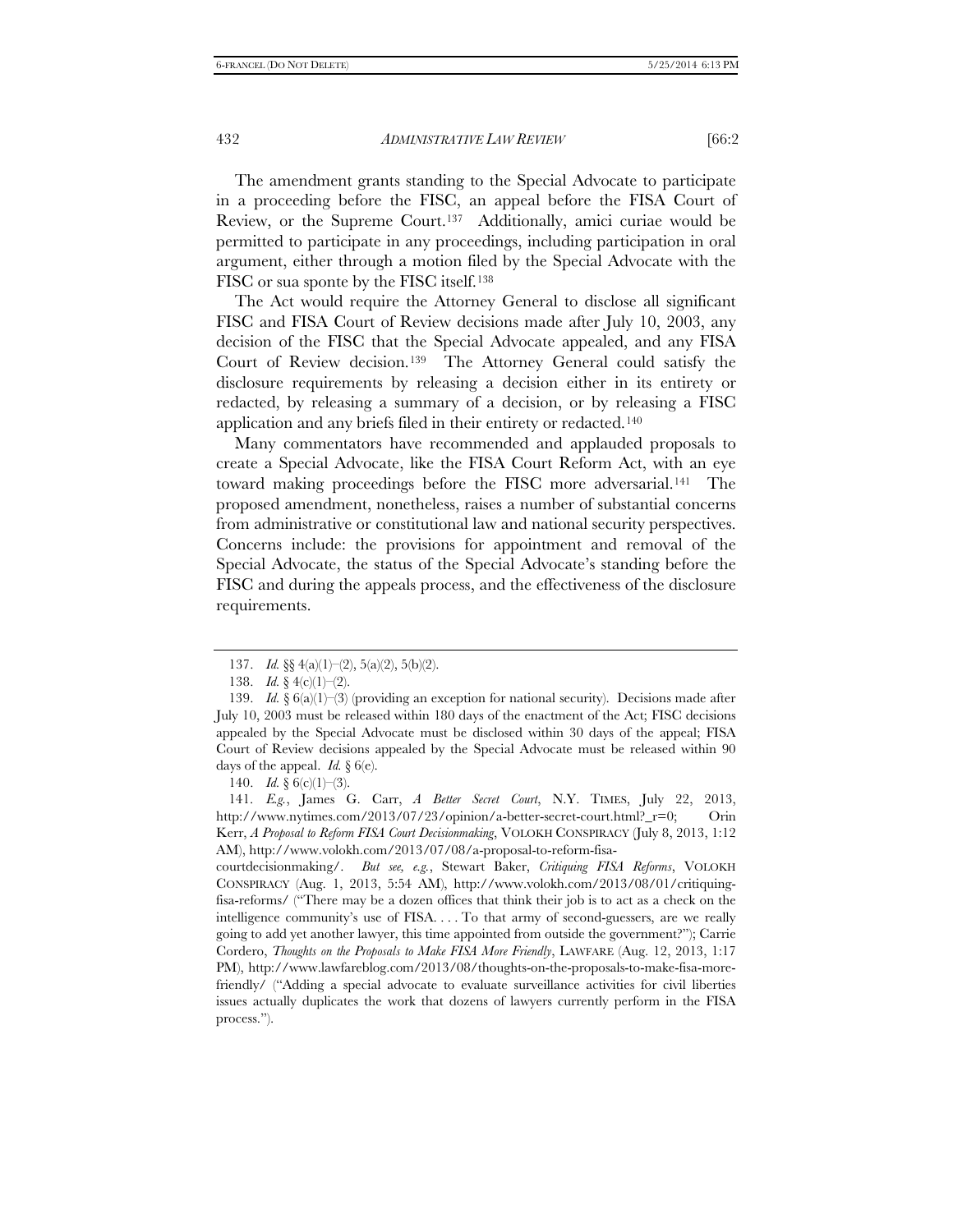The amendment grants standing to the Special Advocate to participate in a proceeding before the FISC, an appeal before the FISA Court of Review, or the Supreme Court.[137] Additionally, amici curiae would be permitted to participate in any proceedings, including participation in oral argument, either through a motion filed by the Special Advocate with the FISC or sua sponte by the FISC itself.[138]

The Act would require the Attorney General to disclose all significant FISC and FISA Court of Review decisions made after July 10, 2003, any decision of the FISC that the Special Advocate appealed, and any FISA Court of Review decision.[139] The Attorney General could satisfy the disclosure requirements by releasing a decision either in its entirety or redacted, by releasing a summary of a decision, or by releasing a FISC application and any briefs filed in their entirety or redacted.[140]

Many commentators have recommended and applauded proposals to create a Special Advocate, like the FISA Court Reform Act, with an eye toward making proceedings before the FISC more adversarial.[141] The proposed amendment, nonetheless, raises a number of substantial concerns from administrative or constitutional law and national security perspectives. Concerns include: the provisions for appointment and removal of the Special Advocate, the status of the Special Advocate's standing before the FISC and during the appeals process, and the effectiveness of the disclosure requirements.

---

137. *Id.* §§ 4(a)(1)–(2), 5(a)(2), 5(b)(2).

138. *Id.* § 4(c)(1)–(2).

139. *Id.* § 6(a)(1)–(3) (providing an exception for national security). Decisions made after July 10, 2003 must be released within 180 days of the enactment of the Act; FISC decisions appealed by the Special Advocate must be disclosed within 30 days of the appeal; FISA Court of Review decisions appealed by the Special Advocate must be released within 90 days of the appeal. *Id.* § 6(e).

140. *Id.* § 6(c)(1)–(3).

141. *E.g.*, James G. Carr, *A Better Secret Court*, N.Y. TIMES, July 22, 2013, http://www.nytimes.com/2013/07/23/opinion/a-better-secret-court.html?_r=0; Orin Kerr, *A Proposal to Reform FISA Court Decisionmaking*, VOLOKH CONSPIRACY (July 8, 2013, 1:12 AM), http://www.volokh.com/2013/07/08/a-proposal-to-reform-fisa-courtdecisionmaking/. *But see, e.g.*, Stewart Baker, *Critiquing FISA Reforms*, VOLOKH CONSPIRACY (Aug. 1, 2013, 5:54 AM), http://www.volokh.com/2013/08/01/critiquing-fisa-reforms/ ("There may be a dozen offices that think their job is to act as a check on the intelligence community's use of FISA. . . . To that army of second-guessers, are we really going to add yet another lawyer, this time appointed from outside the government?"); Carrie Cordero, *Thoughts on the Proposals to Make FISA More Friendly*, LAWFARE (Aug. 12, 2013, 1:17 PM), http://www.lawfareblog.com/2013/08/thoughts-on-the-proposals-to-make-fisa-more-friendly/ ("Adding a special advocate to evaluate surveillance activities for civil liberties issues actually duplicates the work that dozens of lawyers currently perform in the FISA process.").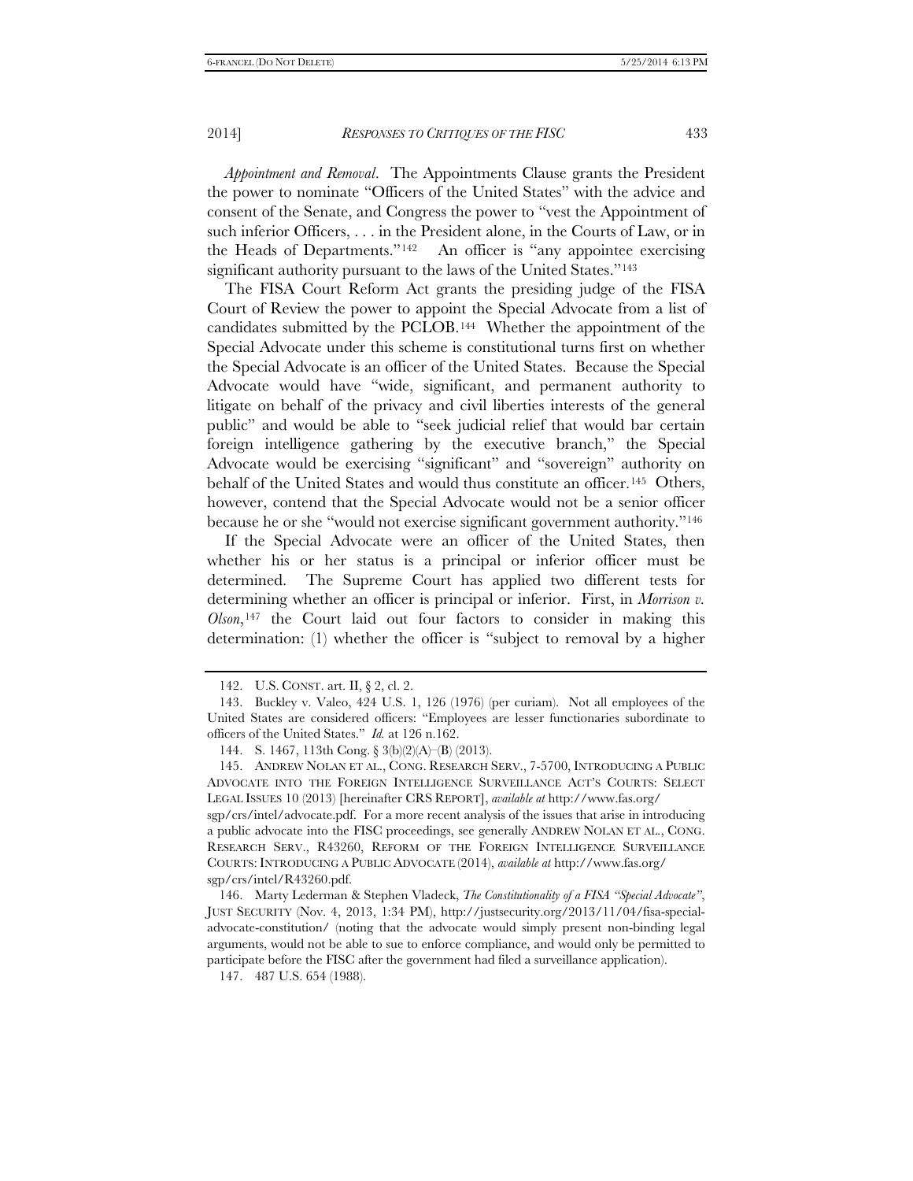*Appointment and Removal*. The Appointments Clause grants the President the power to nominate "Officers of the United States" with the advice and consent of the Senate, and Congress the power to "vest the Appointment of such inferior Officers, . . . in the President alone, in the Courts of Law, or in the Heads of Departments."[142] An officer is "any appointee exercising significant authority pursuant to the laws of the United States."[143]

The FISA Court Reform Act grants the presiding judge of the FISA Court of Review the power to appoint the Special Advocate from a list of candidates submitted by the PCLOB.[144] Whether the appointment of the Special Advocate under this scheme is constitutional turns first on whether the Special Advocate is an officer of the United States. Because the Special Advocate would have "wide, significant, and permanent authority to litigate on behalf of the privacy and civil liberties interests of the general public" and would be able to "seek judicial relief that would bar certain foreign intelligence gathering by the executive branch," the Special Advocate would be exercising "significant" and "sovereign" authority on behalf of the United States and would thus constitute an officer.[145] Others, however, contend that the Special Advocate would not be a senior officer because he or she "would not exercise significant government authority."[146]

If the Special Advocate were an officer of the United States, then whether his or her status is a principal or inferior officer must be determined. The Supreme Court has applied two different tests for determining whether an officer is principal or inferior. First, in *Morrison v. Olson*,[147] the Court laid out four factors to consider in making this determination: (1) whether the officer is "subject to removal by a higher

---

142. U.S. CONST. art. II, § 2, cl. 2.

143. Buckley v. Valeo, 424 U.S. 1, 126 (1976) (per curiam). Not all employees of the United States are considered officers: "Employees are lesser functionaries subordinate to officers of the United States." *Id.* at 126 n.162.

144. S. 1467, 113th Cong. § 3(b)(2)(A)–(B) (2013).

145. ANDREW NOLAN ET AL., CONG. RESEARCH SERV., 7-5700, INTRODUCING A PUBLIC ADVOCATE INTO THE FOREIGN INTELLIGENCE SURVEILLANCE ACT'S COURTS: SELECT LEGAL ISSUES 10 (2013) [hereinafter CRS REPORT], *available at* http://www.fas.org/sgp/crs/intel/advocate.pdf. For a more recent analysis of the issues that arise in introducing a public advocate into the FISC proceedings, see generally ANDREW NOLAN ET AL., CONG. RESEARCH SERV., R43260, REFORM OF THE FOREIGN INTELLIGENCE SURVEILLANCE COURTS: INTRODUCING A PUBLIC ADVOCATE (2014), *available at* http://www.fas.org/sgp/crs/intel/R43260.pdf.

146. Marty Lederman & Stephen Vladeck, *The Constitutionality of a FISA "Special Advocate"*, JUST SECURITY (Nov. 4, 2013, 1:34 PM), http://justsecurity.org/2013/11/04/fisa-special-advocate-constitution/ (noting that the advocate would simply present non-binding legal arguments, would not be able to sue to enforce compliance, and would only be permitted to participate before the FISC after the government had filed a surveillance application).

147. 487 U.S. 654 (1988).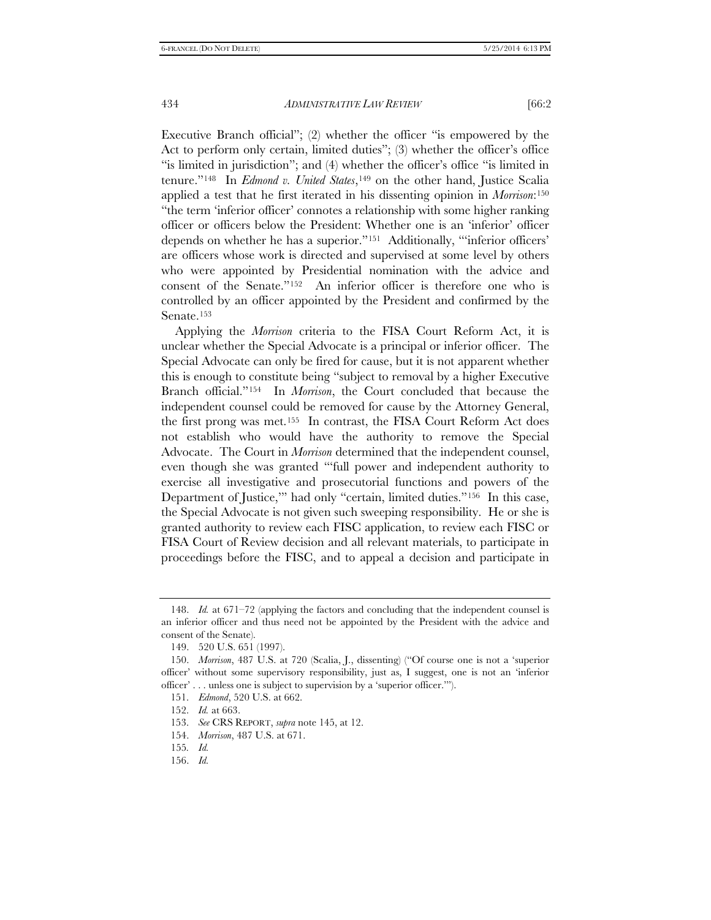Executive Branch official"; (2) whether the officer "is empowered by the Act to perform only certain, limited duties"; (3) whether the officer's office "is limited in jurisdiction"; and (4) whether the officer's office "is limited in tenure."[148] In *Edmond v. United States*,[149] on the other hand, Justice Scalia applied a test that he first iterated in his dissenting opinion in *Morrison*:[150] "the term 'inferior officer' connotes a relationship with some higher ranking officer or officers below the President: Whether one is an 'inferior' officer depends on whether he has a superior."[151] Additionally, "'inferior officers' are officers whose work is directed and supervised at some level by others who were appointed by Presidential nomination with the advice and consent of the Senate."[152] An inferior officer is therefore one who is controlled by an officer appointed by the President and confirmed by the Senate.[153]

Applying the *Morrison* criteria to the FISA Court Reform Act, it is unclear whether the Special Advocate is a principal or inferior officer. The Special Advocate can only be fired for cause, but it is not apparent whether this is enough to constitute being "subject to removal by a higher Executive Branch official."[154] In *Morrison*, the Court concluded that because the independent counsel could be removed for cause by the Attorney General, the first prong was met.[155] In contrast, the FISA Court Reform Act does not establish who would have the authority to remove the Special Advocate. The Court in *Morrison* determined that the independent counsel, even though she was granted "'full power and independent authority to exercise all investigative and prosecutorial functions and powers of the Department of Justice,'" had only "certain, limited duties."[156] In this case, the Special Advocate is not given such sweeping responsibility. He or she is granted authority to review each FISC application, to review each FISC or FISA Court of Review decision and all relevant materials, to participate in proceedings before the FISC, and to appeal a decision and participate in

---

148. *Id.* at 671–72 (applying the factors and concluding that the independent counsel is an inferior officer and thus need not be appointed by the President with the advice and consent of the Senate).

149. 520 U.S. 651 (1997).

150. *Morrison*, 487 U.S. at 720 (Scalia, J., dissenting) ("Of course one is not a 'superior officer' without some supervisory responsibility, just as, I suggest, one is not an 'inferior officer' . . . unless one is subject to supervision by a 'superior officer.'").

151. *Edmond*, 520 U.S. at 662.

152. *Id.* at 663.

153. *See* CRS REPORT, *supra* note 145, at 12.

154. *Morrison*, 487 U.S. at 671.

155. *Id.*

156. *Id.*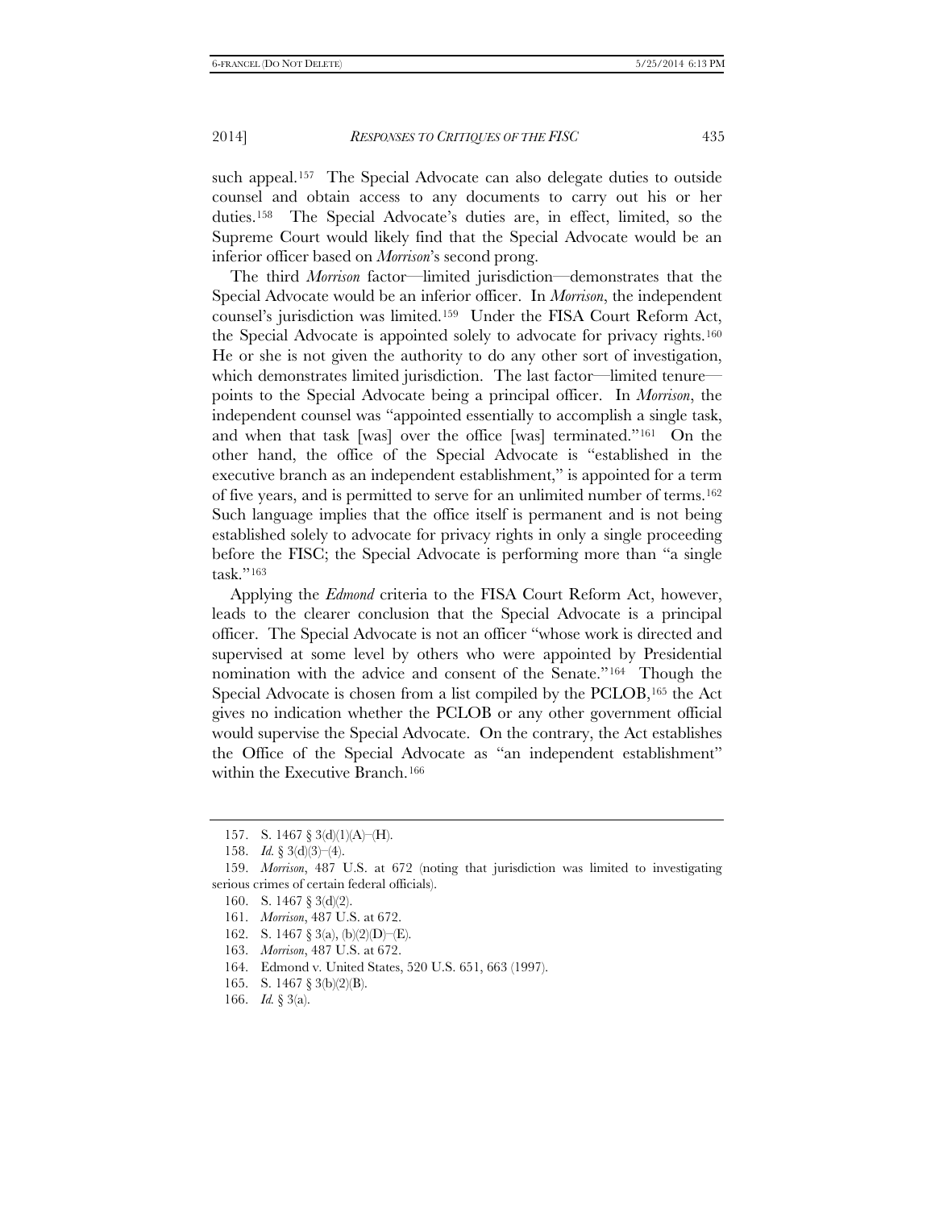such appeal.[157] The Special Advocate can also delegate duties to outside counsel and obtain access to any documents to carry out his or her duties.[158] The Special Advocate's duties are, in effect, limited, so the Supreme Court would likely find that the Special Advocate would be an inferior officer based on *Morrison*'s second prong.

The third *Morrison* factor—limited jurisdiction—demonstrates that the Special Advocate would be an inferior officer. In *Morrison*, the independent counsel's jurisdiction was limited.[159] Under the FISA Court Reform Act, the Special Advocate is appointed solely to advocate for privacy rights.[160] He or she is not given the authority to do any other sort of investigation, which demonstrates limited jurisdiction. The last factor—limited tenure—points to the Special Advocate being a principal officer. In *Morrison*, the independent counsel was "appointed essentially to accomplish a single task, and when that task [was] over the office [was] terminated."[161] On the other hand, the office of the Special Advocate is "established in the executive branch as an independent establishment," is appointed for a term of five years, and is permitted to serve for an unlimited number of terms.[162] Such language implies that the office itself is permanent and is not being established solely to advocate for privacy rights in only a single proceeding before the FISC; the Special Advocate is performing more than "a single task."[163]

Applying the *Edmond* criteria to the FISA Court Reform Act, however, leads to the clearer conclusion that the Special Advocate is a principal officer. The Special Advocate is not an officer "whose work is directed and supervised at some level by others who were appointed by Presidential nomination with the advice and consent of the Senate."[164] Though the Special Advocate is chosen from a list compiled by the PCLOB,[165] the Act gives no indication whether the PCLOB or any other government official would supervise the Special Advocate. On the contrary, the Act establishes the Office of the Special Advocate as "an independent establishment" within the Executive Branch.[166]

---

157. S. 1467 § 3(d)(1)(A)–(H).

158. *Id.* § 3(d)(3)–(4).

159. *Morrison*, 487 U.S. at 672 (noting that jurisdiction was limited to investigating serious crimes of certain federal officials).

160. S. 1467 § 3(d)(2).

161. *Morrison*, 487 U.S. at 672.

162. S. 1467 § 3(a), (b)(2)(D)–(E).

163. *Morrison*, 487 U.S. at 672.

164. Edmond v. United States, 520 U.S. 651, 663 (1997).

165. S. 1467 § 3(b)(2)(B).

166. *Id.* § 3(a).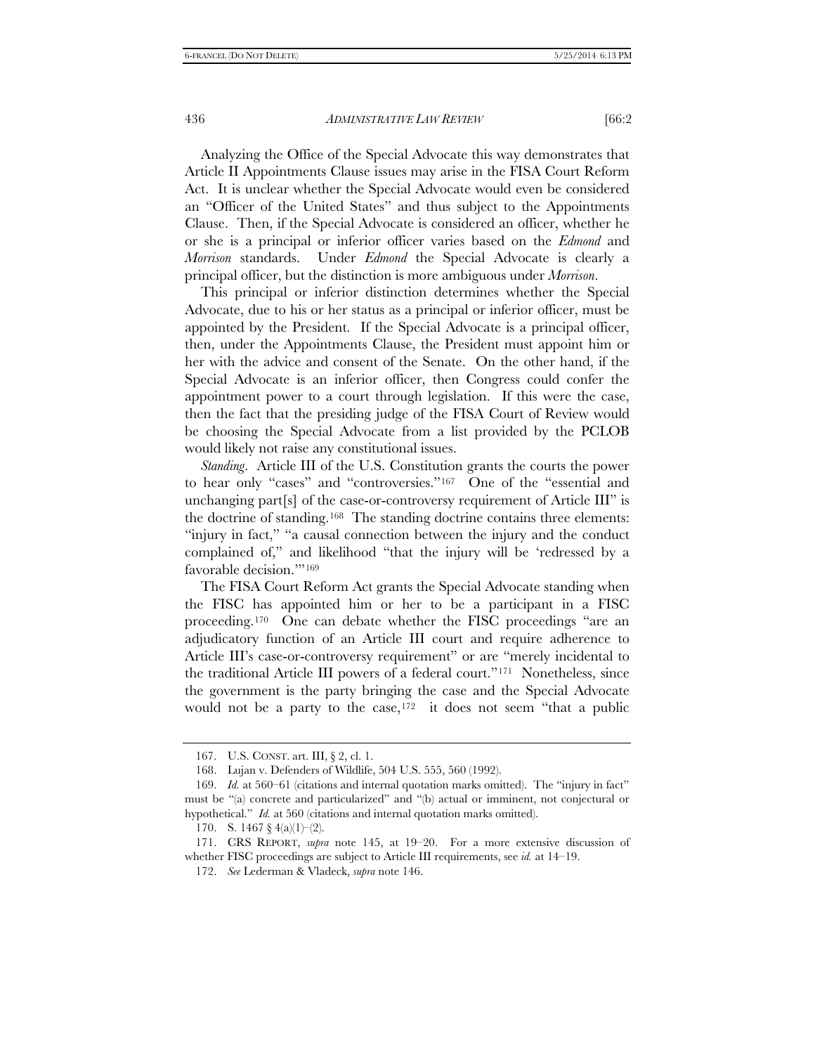Analyzing the Office of the Special Advocate this way demonstrates that Article II Appointments Clause issues may arise in the FISA Court Reform Act. It is unclear whether the Special Advocate would even be considered an "Officer of the United States" and thus subject to the Appointments Clause. Then, if the Special Advocate is considered an officer, whether he or she is a principal or inferior officer varies based on the *Edmond* and *Morrison* standards. Under *Edmond* the Special Advocate is clearly a principal officer, but the distinction is more ambiguous under *Morrison*.

This principal or inferior distinction determines whether the Special Advocate, due to his or her status as a principal or inferior officer, must be appointed by the President. If the Special Advocate is a principal officer, then, under the Appointments Clause, the President must appoint him or her with the advice and consent of the Senate. On the other hand, if the Special Advocate is an inferior officer, then Congress could confer the appointment power to a court through legislation. If this were the case, then the fact that the presiding judge of the FISA Court of Review would be choosing the Special Advocate from a list provided by the PCLOB would likely not raise any constitutional issues.

*Standing*. Article III of the U.S. Constitution grants the courts the power to hear only "cases" and "controversies."[167] One of the "essential and unchanging part[s] of the case-or-controversy requirement of Article III" is the doctrine of standing.[168] The standing doctrine contains three elements: "injury in fact," "a causal connection between the injury and the conduct complained of," and likelihood "that the injury will be 'redressed by a favorable decision.'"[169]

The FISA Court Reform Act grants the Special Advocate standing when the FISC has appointed him or her to be a participant in a FISC proceeding.[170] One can debate whether the FISC proceedings "are an adjudicatory function of an Article III court and require adherence to Article III's case-or-controversy requirement" or are "merely incidental to the traditional Article III powers of a federal court."[171] Nonetheless, since the government is the party bringing the case and the Special Advocate would not be a party to the case,[172] it does not seem "that a public

---

167. U.S. CONST. art. III, § 2, cl. 1.

168. Lujan v. Defenders of Wildlife, 504 U.S. 555, 560 (1992).

169. *Id.* at 560–61 (citations and internal quotation marks omitted). The "injury in fact" must be "(a) concrete and particularized" and "(b) actual or imminent, not conjectural or hypothetical." *Id.* at 560 (citations and internal quotation marks omitted).

170. S. 1467 § 4(a)(1)–(2).

171. CRS REPORT, *supra* note 145, at 19–20. For a more extensive discussion of whether FISC proceedings are subject to Article III requirements, see *id.* at 14–19.

172. *See* Lederman & Vladeck, *supra* note 146.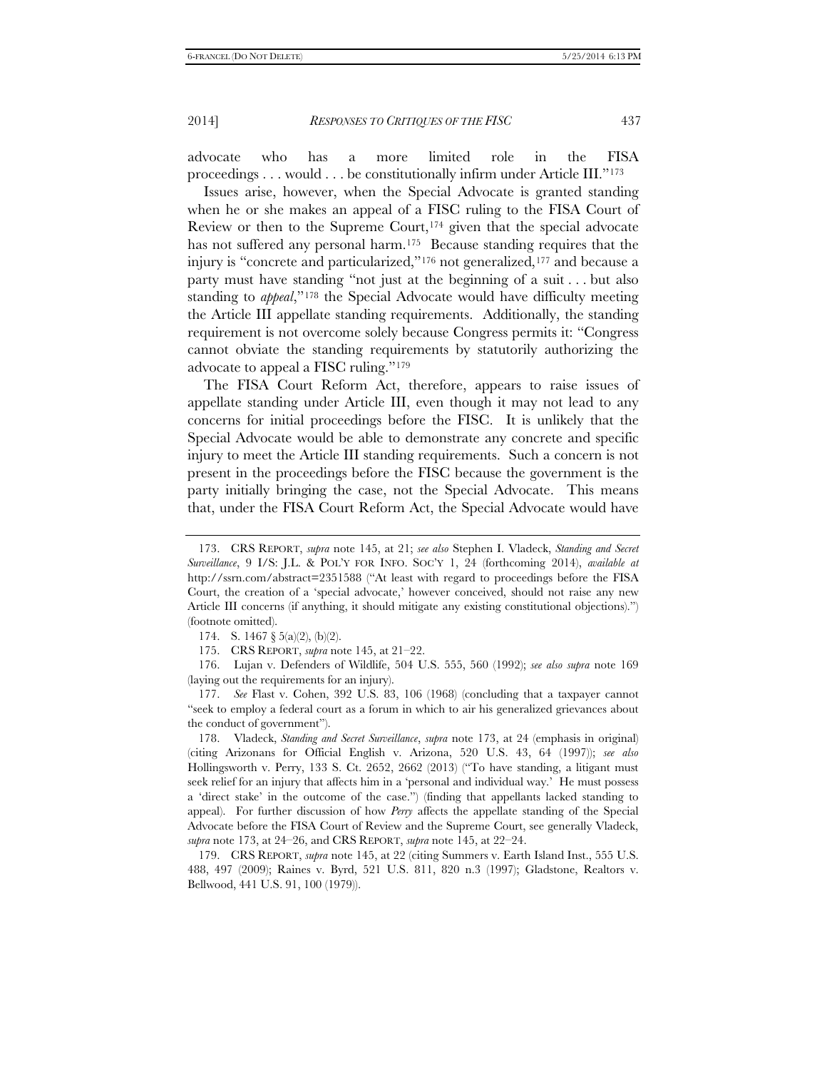advocate who has a more limited role in the FISA proceedings . . . would . . . be constitutionally infirm under Article III."[173]

Issues arise, however, when the Special Advocate is granted standing when he or she makes an appeal of a FISC ruling to the FISA Court of Review or then to the Supreme Court,[174] given that the special advocate has not suffered any personal harm.[175] Because standing requires that the injury is "concrete and particularized,"[176] not generalized,[177] and because a party must have standing "not just at the beginning of a suit . . . but also standing to *appeal*,"[178] the Special Advocate would have difficulty meeting the Article III appellate standing requirements. Additionally, the standing requirement is not overcome solely because Congress permits it: "Congress cannot obviate the standing requirements by statutorily authorizing the advocate to appeal a FISC ruling."[179]

The FISA Court Reform Act, therefore, appears to raise issues of appellate standing under Article III, even though it may not lead to any concerns for initial proceedings before the FISC. It is unlikely that the Special Advocate would be able to demonstrate any concrete and specific injury to meet the Article III standing requirements. Such a concern is not present in the proceedings before the FISC because the government is the party initially bringing the case, not the Special Advocate. This means that, under the FISA Court Reform Act, the Special Advocate would have

---

173. CRS REPORT, *supra* note 145, at 21; *see also* Stephen I. Vladeck, *Standing and Secret Surveillance*, 9 I/S: J.L. & POL'Y FOR INFO. SOC'Y 1, 24 (forthcoming 2014), *available at* http://ssrn.com/abstract=2351588 ("At least with regard to proceedings before the FISA Court, the creation of a 'special advocate,' however conceived, should not raise any new Article III concerns (if anything, it should mitigate any existing constitutional objections).") (footnote omitted).

174. S. 1467 § 5(a)(2), (b)(2).

175. CRS REPORT, *supra* note 145, at 21–22.

176. Lujan v. Defenders of Wildlife, 504 U.S. 555, 560 (1992); *see also supra* note 169 (laying out the requirements for an injury).

177. *See* Flast v. Cohen, 392 U.S. 83, 106 (1968) (concluding that a taxpayer cannot "seek to employ a federal court as a forum in which to air his generalized grievances about the conduct of government").

178. Vladeck, *Standing and Secret Surveillance*, *supra* note 173, at 24 (emphasis in original) (citing Arizonans for Official English v. Arizona, 520 U.S. 43, 64 (1997)); *see also* Hollingsworth v. Perry, 133 S. Ct. 2652, 2662 (2013) ("To have standing, a litigant must seek relief for an injury that affects him in a 'personal and individual way.' He must possess a 'direct stake' in the outcome of the case.") (finding that appellants lacked standing to appeal). For further discussion of how *Perry* affects the appellate standing of the Special Advocate before the FISA Court of Review and the Supreme Court, see generally Vladeck, *supra* note 173, at 24–26, and CRS REPORT, *supra* note 145, at 22–24.

179. CRS REPORT, *supra* note 145, at 22 (citing Summers v. Earth Island Inst., 555 U.S. 488, 497 (2009); Raines v. Byrd, 521 U.S. 811, 820 n.3 (1997); Gladstone, Realtors v. Bellwood, 441 U.S. 91, 100 (1979)).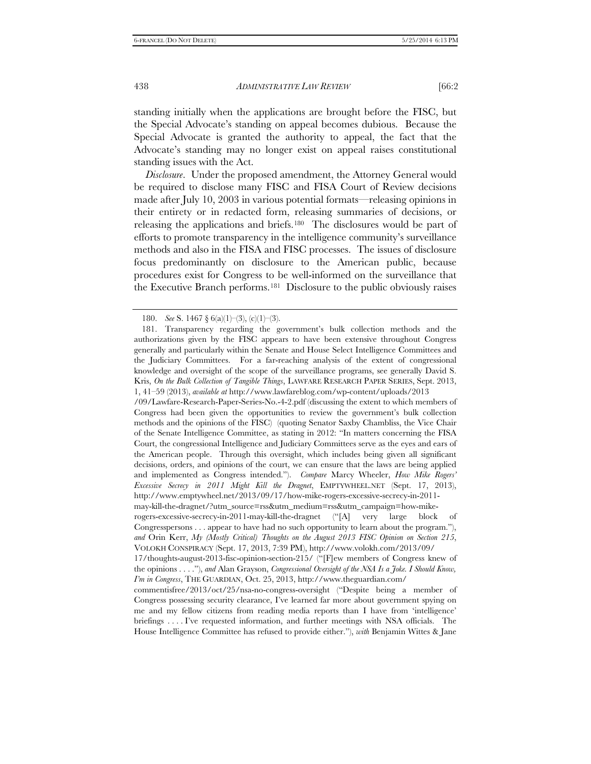standing initially when the applications are brought before the FISC, but the Special Advocate's standing on appeal becomes dubious. Because the Special Advocate is granted the authority to appeal, the fact that the Advocate's standing may no longer exist on appeal raises constitutional standing issues with the Act.

*Disclosure*. Under the proposed amendment, the Attorney General would be required to disclose many FISC and FISA Court of Review decisions made after July 10, 2003 in various potential formats—releasing opinions in their entirety or in redacted form, releasing summaries of decisions, or releasing the applications and briefs.[180] The disclosures would be part of efforts to promote transparency in the intelligence community's surveillance methods and also in the FISA and FISC processes. The issues of disclosure focus predominantly on disclosure to the American public, because procedures exist for Congress to be well-informed on the surveillance that the Executive Branch performs.[181] Disclosure to the public obviously raises

---

180. *See* S. 1467 § 6(a)(1)–(3), (c)(1)–(3).

181. Transparency regarding the government's bulk collection methods and the authorizations given by the FISC appears to have been extensive throughout Congress generally and particularly within the Senate and House Select Intelligence Committees and the Judiciary Committees. For a far-reaching analysis of the extent of congressional knowledge and oversight of the scope of the surveillance programs, see generally David S. Kris, *On the Bulk Collection of Tangible Things*, LAWFARE RESEARCH PAPER SERIES, Sept. 2013, 1, 41–59 (2013), *available at* http://www.lawfareblog.com/wp-content/uploads/2013/09/Lawfare-Research-Paper-Series-No.-4-2.pdf (discussing the extent to which members of Congress had been given the opportunities to review the government's bulk collection methods and the opinions of the FISC) (quoting Senator Saxby Chambliss, the Vice Chair of the Senate Intelligence Committee, as stating in 2012: "In matters concerning the FISA Court, the congressional Intelligence and Judiciary Committees serve as the eyes and ears of the American people. Through this oversight, which includes being given all significant decisions, orders, and opinions of the court, we can ensure that the laws are being applied and implemented as Congress intended."). *Compare* Marcy Wheeler, *How Mike Rogers' Excessive Secrecy in 2011 Might Kill the Dragnet*, EMPTYWHEEL.NET (Sept. 17, 2013), http://www.emptywheel.net/2013/09/17/how-mike-rogers-excessive-secrecy-in-2011-may-kill-the-dragnet/?utm_source=rss&utm_medium=rss&utm_campaign=how-mike-rogers-excessive-secrecy-in-2011-may-kill-the-dragnet ("[A] very large block of Congresspersons . . . appear to have had no such opportunity to learn about the program."), *and* Orin Kerr, *My (Mostly Critical) Thoughts on the August 2013 FISC Opinion on Section 215*, VOLOKH CONSPIRACY (Sept. 17, 2013, 7:39 PM), http://www.volokh.com/2013/09/17/thoughts-august-2013-fisc-opinion-section-215/ ("[F]ew members of Congress knew of the opinions . . . ."), *and* Alan Grayson, *Congressional Oversight of the NSA Is a Joke. I Should Know, I'm in Congress*, THE GUARDIAN, Oct. 25, 2013, http://www.theguardian.com/commentisfree/2013/oct/25/nsa-no-congress-oversight ("Despite being a member of Congress possessing security clearance, I've learned far more about government spying on me and my fellow citizens from reading media reports than I have from 'intelligence' briefings . . . . I've requested information, and further meetings with NSA officials. The House Intelligence Committee has refused to provide either."), *with* Benjamin Wittes & Jane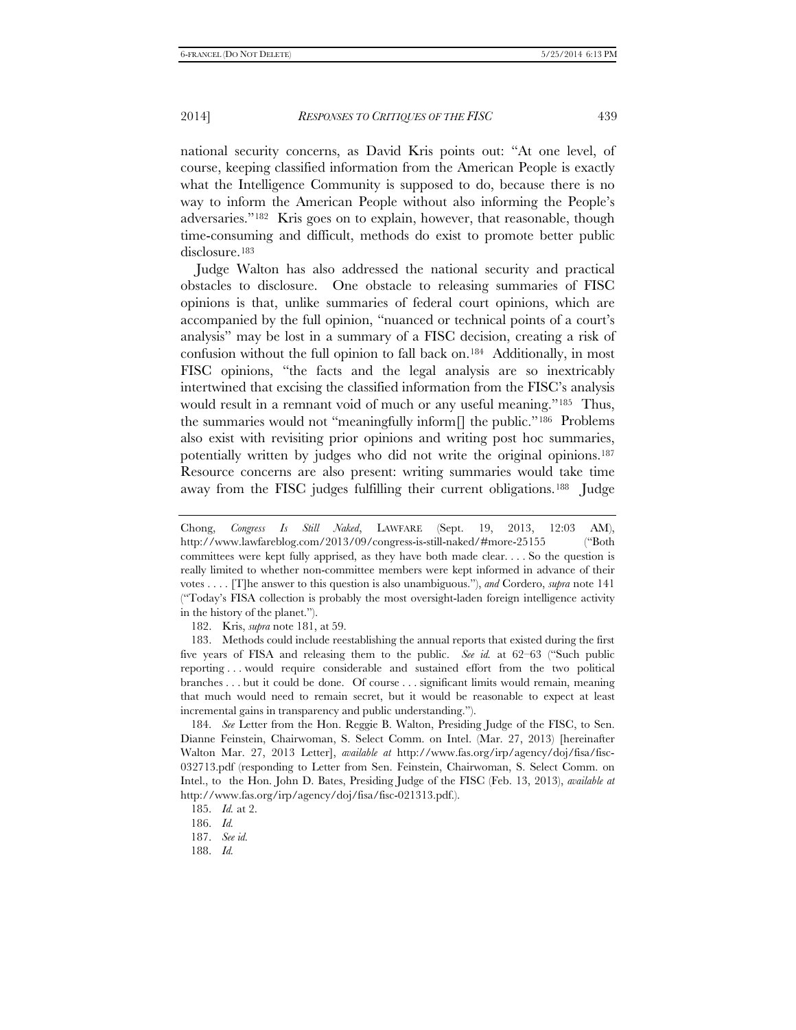national security concerns, as David Kris points out: "At one level, of course, keeping classified information from the American People is exactly what the Intelligence Community is supposed to do, because there is no way to inform the American People without also informing the People's adversaries."[182] Kris goes on to explain, however, that reasonable, though time-consuming and difficult, methods do exist to promote better public disclosure.[183]

Judge Walton has also addressed the national security and practical obstacles to disclosure. One obstacle to releasing summaries of FISC opinions is that, unlike summaries of federal court opinions, which are accompanied by the full opinion, "nuanced or technical points of a court's analysis" may be lost in a summary of a FISC decision, creating a risk of confusion without the full opinion to fall back on.[184] Additionally, in most FISC opinions, "the facts and the legal analysis are so inextricably intertwined that excising the classified information from the FISC's analysis would result in a remnant void of much or any useful meaning."[185] Thus, the summaries would not "meaningfully inform[] the public."[186] Problems also exist with revisiting prior opinions and writing post hoc summaries, potentially written by judges who did not write the original opinions.[187] Resource concerns are also present: writing summaries would take time away from the FISC judges fulfilling their current obligations.[188] Judge

---

Chong, *Congress Is Still Naked*, LAWFARE (Sept. 19, 2013, 12:03 AM), http://www.lawfareblog.com/2013/09/congress-is-still-naked/#more-25155 ("Both committees were kept fully apprised, as they have both made clear. . . . So the question is really limited to whether non-committee members were kept informed in advance of their votes . . . . [T]he answer to this question is also unambiguous."), *and* Cordero, *supra* note 141 ("Today's FISA collection is probably the most oversight-laden foreign intelligence activity in the history of the planet.").

182. Kris, *supra* note 181, at 59.

183. Methods could include reestablishing the annual reports that existed during the first five years of FISA and releasing them to the public. *See id.* at 62–63 ("Such public reporting . . . would require considerable and sustained effort from the two political branches . . . but it could be done. Of course . . . significant limits would remain, meaning that much would need to remain secret, but it would be reasonable to expect at least incremental gains in transparency and public understanding.").

184. *See* Letter from the Hon. Reggie B. Walton, Presiding Judge of the FISC, to Sen. Dianne Feinstein, Chairwoman, S. Select Comm. on Intel. (Mar. 27, 2013) [hereinafter Walton Mar. 27, 2013 Letter], *available at* http://www.fas.org/irp/agency/doj/fisa/fisc-032713.pdf (responding to Letter from Sen. Feinstein, Chairwoman, S. Select Comm. on Intel., to the Hon. John D. Bates, Presiding Judge of the FISC (Feb. 13, 2013), *available at* http://www.fas.org/irp/agency/doj/fisa/fisc-021313.pdf.).

185. *Id.* at 2.

186. *Id.*

187. *See id.*

188. *Id.*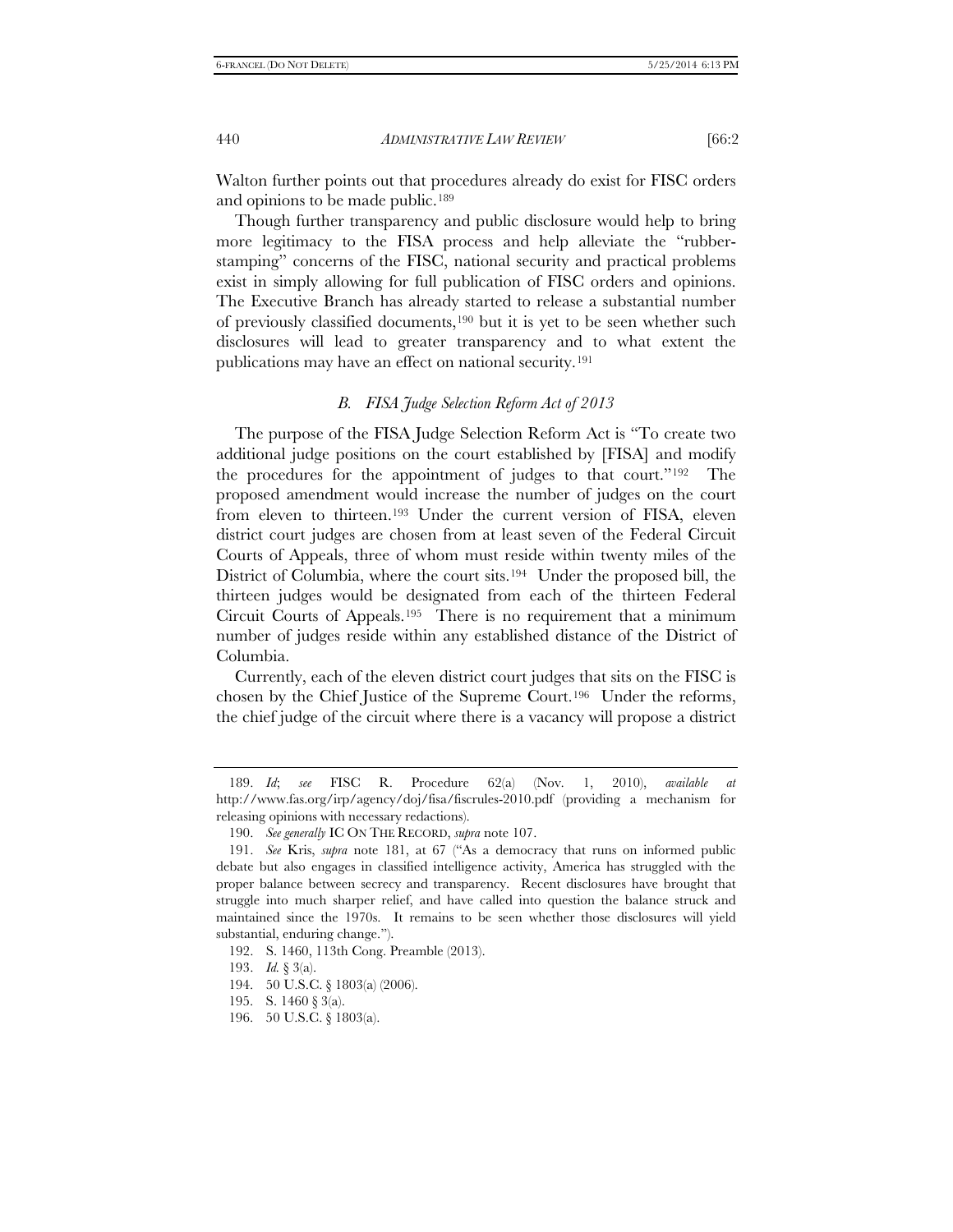Walton further points out that procedures already do exist for FISC orders and opinions to be made public.[189]

Though further transparency and public disclosure would help to bring more legitimacy to the FISA process and help alleviate the "rubber-stamping" concerns of the FISC, national security and practical problems exist in simply allowing for full publication of FISC orders and opinions. The Executive Branch has already started to release a substantial number of previously classified documents,[190] but it is yet to be seen whether such disclosures will lead to greater transparency and to what extent the publications may have an effect on national security.[191]

### *B. FISA Judge Selection Reform Act of 2013*

The purpose of the FISA Judge Selection Reform Act is "To create two additional judge positions on the court established by [FISA] and modify the procedures for the appointment of judges to that court."[192] The proposed amendment would increase the number of judges on the court from eleven to thirteen.[193] Under the current version of FISA, eleven district court judges are chosen from at least seven of the Federal Circuit Courts of Appeals, three of whom must reside within twenty miles of the District of Columbia, where the court sits.[194] Under the proposed bill, the thirteen judges would be designated from each of the thirteen Federal Circuit Courts of Appeals.[195] There is no requirement that a minimum number of judges reside within any established distance of the District of Columbia.

Currently, each of the eleven district court judges that sits on the FISC is chosen by the Chief Justice of the Supreme Court.[196] Under the reforms, the chief judge of the circuit where there is a vacancy will propose a district

---

189. *Id*; *see* FISC R. Procedure 62(a) (Nov. 1, 2010), *available at* http://www.fas.org/irp/agency/doj/fisa/fiscrules-2010.pdf (providing a mechanism for releasing opinions with necessary redactions).

190. *See generally* IC ON THE RECORD, *supra* note 107.

191. *See* Kris, *supra* note 181, at 67 ("As a democracy that runs on informed public debate but also engages in classified intelligence activity, America has struggled with the proper balance between secrecy and transparency. Recent disclosures have brought that struggle into much sharper relief, and have called into question the balance struck and maintained since the 1970s. It remains to be seen whether those disclosures will yield substantial, enduring change.").

192. S. 1460, 113th Cong. Preamble (2013).

193. *Id.* § 3(a).

194. 50 U.S.C. § 1803(a) (2006).

195. S. 1460 § 3(a).

196. 50 U.S.C. § 1803(a).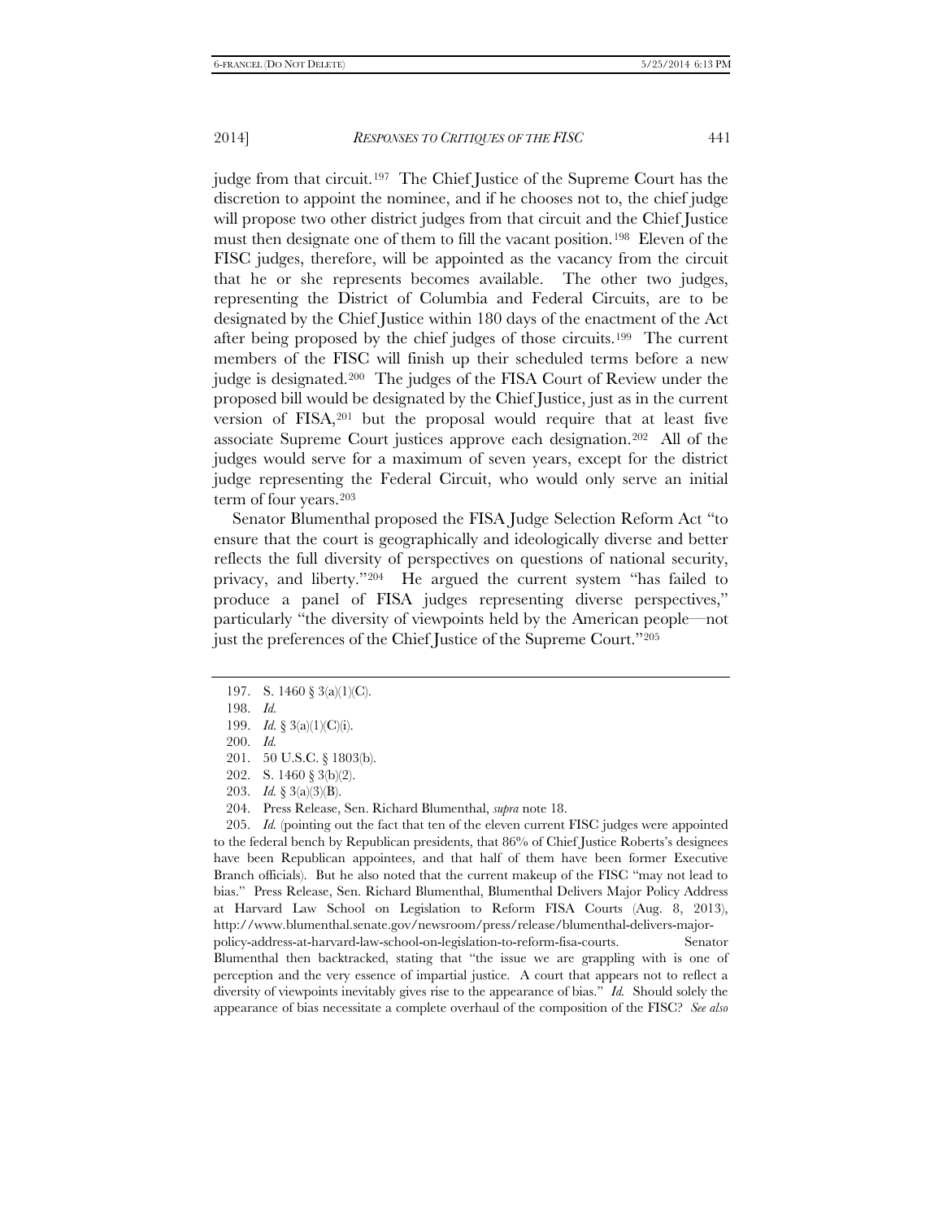judge from that circuit.[197] The Chief Justice of the Supreme Court has the discretion to appoint the nominee, and if he chooses not to, the chief judge will propose two other district judges from that circuit and the Chief Justice must then designate one of them to fill the vacant position.[198] Eleven of the FISC judges, therefore, will be appointed as the vacancy from the circuit that he or she represents becomes available. The other two judges, representing the District of Columbia and Federal Circuits, are to be designated by the Chief Justice within 180 days of the enactment of the Act after being proposed by the chief judges of those circuits.[199] The current members of the FISC will finish up their scheduled terms before a new judge is designated.[200] The judges of the FISA Court of Review under the proposed bill would be designated by the Chief Justice, just as in the current version of FISA,[201] but the proposal would require that at least five associate Supreme Court justices approve each designation.[202] All of the judges would serve for a maximum of seven years, except for the district judge representing the Federal Circuit, who would only serve an initial term of four years.[203]

Senator Blumenthal proposed the FISA Judge Selection Reform Act "to ensure that the court is geographically and ideologically diverse and better reflects the full diversity of perspectives on questions of national security, privacy, and liberty."[204] He argued the current system "has failed to produce a panel of FISA judges representing diverse perspectives," particularly "the diversity of viewpoints held by the American people—not just the preferences of the Chief Justice of the Supreme Court."[205]

---

197. S. 1460 § 3(a)(1)(C).

198. *Id.*

199. *Id.* § 3(a)(1)(C)(i).

200. *Id.*

201. 50 U.S.C. § 1803(b).

202. S. 1460 § 3(b)(2).

203. *Id.* § 3(a)(3)(B).

204. Press Release, Sen. Richard Blumenthal, *supra* note 18.

205. *Id.* (pointing out the fact that ten of the eleven current FISC judges were appointed to the federal bench by Republican presidents, that 86% of Chief Justice Roberts's designees have been Republican appointees, and that half of them have been former Executive Branch officials). But he also noted that the current makeup of the FISC "may not lead to bias." Press Release, Sen. Richard Blumenthal, Blumenthal Delivers Major Policy Address at Harvard Law School on Legislation to Reform FISA Courts (Aug. 8, 2013), http://www.blumenthal.senate.gov/newsroom/press/release/blumenthal-delivers-major-policy-address-at-harvard-law-school-on-legislation-to-reform-fisa-courts. Senator Blumenthal then backtracked, stating that "the issue we are grappling with is one of perception and the very essence of impartial justice. A court that appears not to reflect a diversity of viewpoints inevitably gives rise to the appearance of bias." *Id.* Should solely the appearance of bias necessitate a complete overhaul of the composition of the FISC? *See also*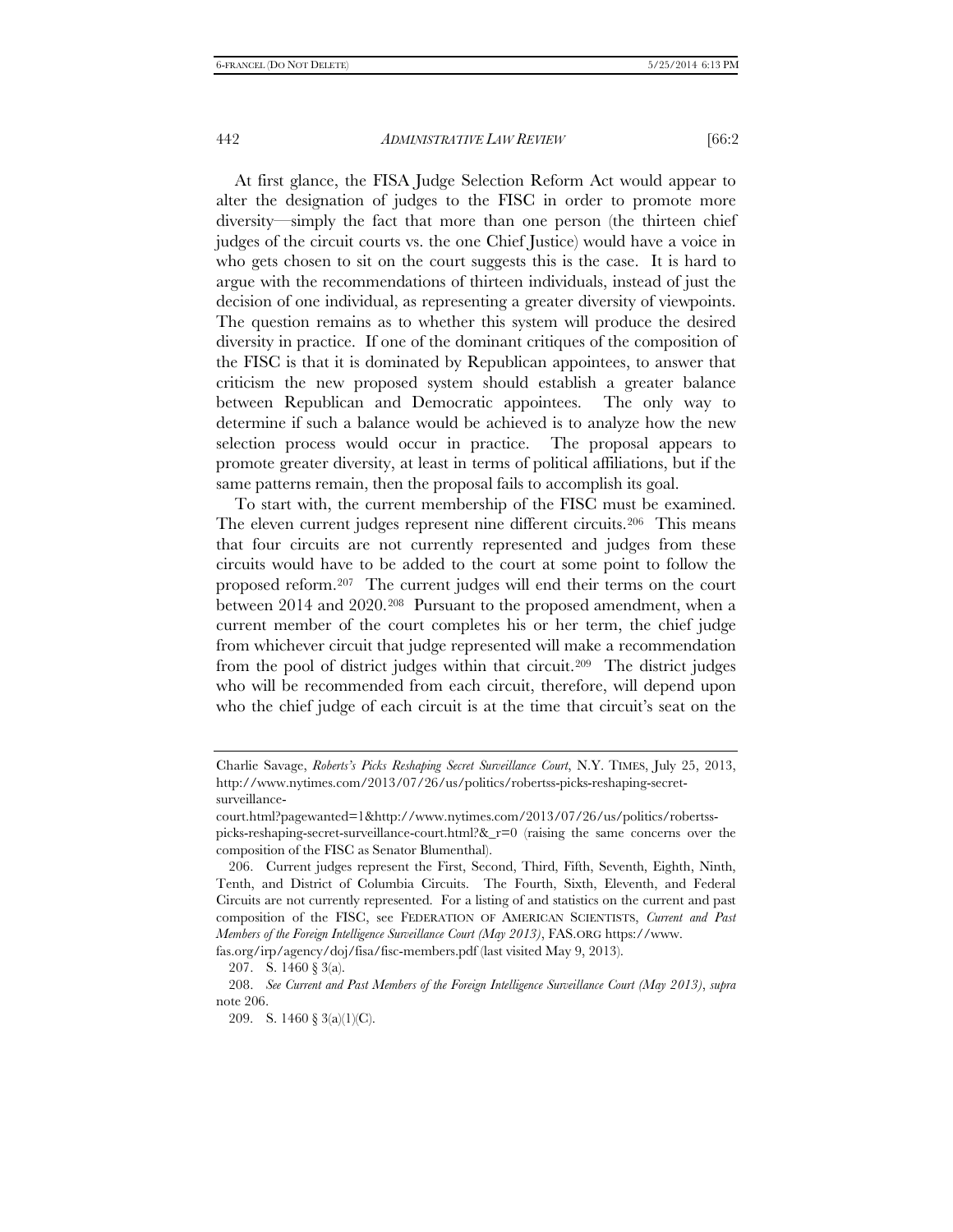At first glance, the FISA Judge Selection Reform Act would appear to alter the designation of judges to the FISC in order to promote more diversity—simply the fact that more than one person (the thirteen chief judges of the circuit courts vs. the one Chief Justice) would have a voice in who gets chosen to sit on the court suggests this is the case. It is hard to argue with the recommendations of thirteen individuals, instead of just the decision of one individual, as representing a greater diversity of viewpoints. The question remains as to whether this system will produce the desired diversity in practice. If one of the dominant critiques of the composition of the FISC is that it is dominated by Republican appointees, to answer that criticism the new proposed system should establish a greater balance between Republican and Democratic appointees. The only way to determine if such a balance would be achieved is to analyze how the new selection process would occur in practice. The proposal appears to promote greater diversity, at least in terms of political affiliations, but if the same patterns remain, then the proposal fails to accomplish its goal.

To start with, the current membership of the FISC must be examined. The eleven current judges represent nine different circuits.[206] This means that four circuits are not currently represented and judges from these circuits would have to be added to the court at some point to follow the proposed reform.[207] The current judges will end their terms on the court between 2014 and 2020.[208] Pursuant to the proposed amendment, when a current member of the court completes his or her term, the chief judge from whichever circuit that judge represented will make a recommendation from the pool of district judges within that circuit.[209] The district judges who will be recommended from each circuit, therefore, will depend upon who the chief judge of each circuit is at the time that circuit's seat on the

---

Charlie Savage, *Roberts's Picks Reshaping Secret Surveillance Court*, N.Y. TIMES, July 25, 2013, http://www.nytimes.com/2013/07/26/us/politics/robertss-picks-reshaping-secret-surveillance-court.html?pagewanted=1&http://www.nytimes.com/2013/07/26/us/politics/robertss-picks-reshaping-secret-surveillance-court.html?&_r=0 (raising the same concerns over the composition of the FISC as Senator Blumenthal).

206. Current judges represent the First, Second, Third, Fifth, Seventh, Eighth, Ninth, Tenth, and District of Columbia Circuits. The Fourth, Sixth, Eleventh, and Federal Circuits are not currently represented. For a listing of and statistics on the current and past composition of the FISC, see FEDERATION OF AMERICAN SCIENTISTS, *Current and Past Members of the Foreign Intelligence Surveillance Court (May 2013)*, FAS.ORG https://www.fas.org/irp/agency/doj/fisa/fisc-members.pdf (last visited May 9, 2013).

207. S. 1460 § 3(a).

208. *See Current and Past Members of the Foreign Intelligence Surveillance Court (May 2013)*, *supra* note 206.

209. S. 1460 § 3(a)(1)(C).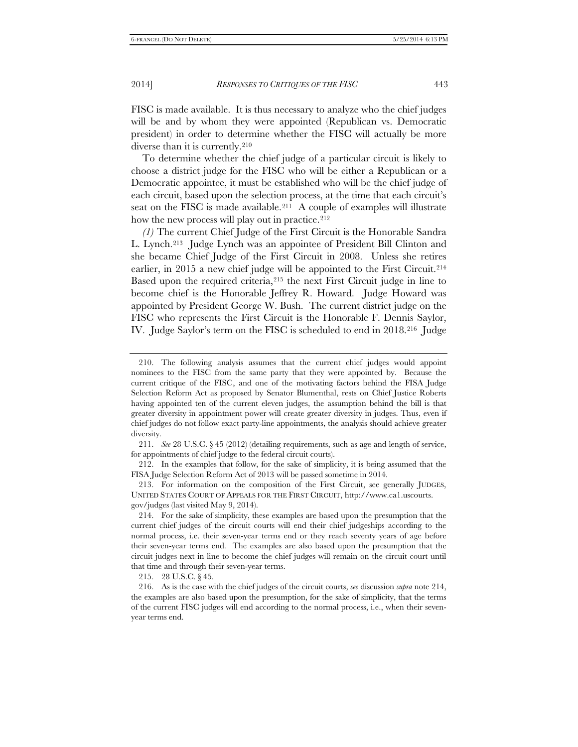FISC is made available. It is thus necessary to analyze who the chief judges will be and by whom they were appointed (Republican vs. Democratic president) in order to determine whether the FISC will actually be more diverse than it is currently.[210]

To determine whether the chief judge of a particular circuit is likely to choose a district judge for the FISC who will be either a Republican or a Democratic appointee, it must be established who will be the chief judge of each circuit, based upon the selection process, at the time that each circuit's seat on the FISC is made available.[211] A couple of examples will illustrate how the new process will play out in practice.[212]

*(1)* The current Chief Judge of the First Circuit is the Honorable Sandra L. Lynch.[213] Judge Lynch was an appointee of President Bill Clinton and she became Chief Judge of the First Circuit in 2008. Unless she retires earlier, in 2015 a new chief judge will be appointed to the First Circuit.[214] Based upon the required criteria,[215] the next First Circuit judge in line to become chief is the Honorable Jeffrey R. Howard. Judge Howard was appointed by President George W. Bush. The current district judge on the FISC who represents the First Circuit is the Honorable F. Dennis Saylor, IV. Judge Saylor's term on the FISC is scheduled to end in 2018.[216] Judge

---

210. The following analysis assumes that the current chief judges would appoint nominees to the FISC from the same party that they were appointed by. Because the current critique of the FISC, and one of the motivating factors behind the FISA Judge Selection Reform Act as proposed by Senator Blumenthal, rests on Chief Justice Roberts having appointed ten of the current eleven judges, the assumption behind the bill is that greater diversity in appointment power will create greater diversity in judges. Thus, even if chief judges do not follow exact party-line appointments, the analysis should achieve greater diversity.

211. *See* 28 U.S.C. § 45 (2012) (detailing requirements, such as age and length of service, for appointments of chief judge to the federal circuit courts).

212. In the examples that follow, for the sake of simplicity, it is being assumed that the FISA Judge Selection Reform Act of 2013 will be passed sometime in 2014.

213. For information on the composition of the First Circuit, see generally JUDGES, UNITED STATES COURT OF APPEALS FOR THE FIRST CIRCUIT, http://www.ca1.uscourts.gov/judges (last visited May 9, 2014).

214. For the sake of simplicity, these examples are based upon the presumption that the current chief judges of the circuit courts will end their chief judgeships according to the normal process, i.e. their seven-year terms end or they reach seventy years of age before their seven-year terms end. The examples are also based upon the presumption that the circuit judges next in line to become the chief judges will remain on the circuit court until that time and through their seven-year terms.

215. 28 U.S.C. § 45.

216. As is the case with the chief judges of the circuit courts, *see* discussion *supra* note 214, the examples are also based upon the presumption, for the sake of simplicity, that the terms of the current FISC judges will end according to the normal process, i.e., when their seven-year terms end.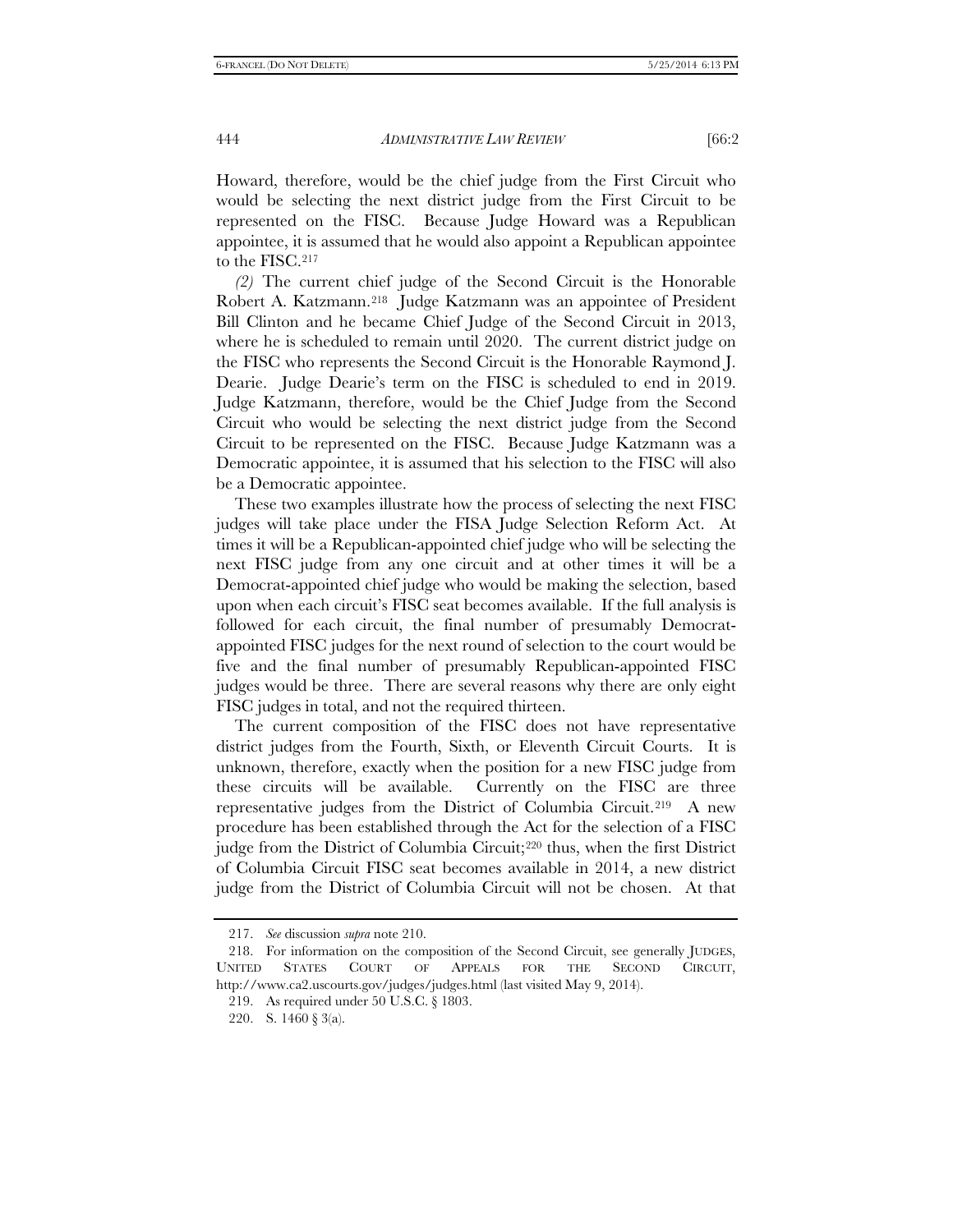Howard, therefore, would be the chief judge from the First Circuit who would be selecting the next district judge from the First Circuit to be represented on the FISC. Because Judge Howard was a Republican appointee, it is assumed that he would also appoint a Republican appointee to the FISC.[217]

*(2)* The current chief judge of the Second Circuit is the Honorable Robert A. Katzmann.[218] Judge Katzmann was an appointee of President Bill Clinton and he became Chief Judge of the Second Circuit in 2013, where he is scheduled to remain until 2020. The current district judge on the FISC who represents the Second Circuit is the Honorable Raymond J. Dearie. Judge Dearie's term on the FISC is scheduled to end in 2019. Judge Katzmann, therefore, would be the Chief Judge from the Second Circuit who would be selecting the next district judge from the Second Circuit to be represented on the FISC. Because Judge Katzmann was a Democratic appointee, it is assumed that his selection to the FISC will also be a Democratic appointee.

These two examples illustrate how the process of selecting the next FISC judges will take place under the FISA Judge Selection Reform Act. At times it will be a Republican-appointed chief judge who will be selecting the next FISC judge from any one circuit and at other times it will be a Democrat-appointed chief judge who would be making the selection, based upon when each circuit's FISC seat becomes available. If the full analysis is followed for each circuit, the final number of presumably Democrat-appointed FISC judges for the next round of selection to the court would be five and the final number of presumably Republican-appointed FISC judges would be three. There are several reasons why there are only eight FISC judges in total, and not the required thirteen.

The current composition of the FISC does not have representative district judges from the Fourth, Sixth, or Eleventh Circuit Courts. It is unknown, therefore, exactly when the position for a new FISC judge from these circuits will be available. Currently on the FISC are three representative judges from the District of Columbia Circuit.[219] A new procedure has been established through the Act for the selection of a FISC judge from the District of Columbia Circuit;[220] thus, when the first District of Columbia Circuit FISC seat becomes available in 2014, a new district judge from the District of Columbia Circuit will not be chosen. At that

---

217. *See* discussion *supra* note 210.

218. For information on the composition of the Second Circuit, see generally JUDGES, UNITED STATES COURT OF APPEALS FOR THE SECOND CIRCUIT, http://www.ca2.uscourts.gov/judges/judges.html (last visited May 9, 2014).

219. As required under 50 U.S.C. § 1803.

220. S. 1460 § 3(a).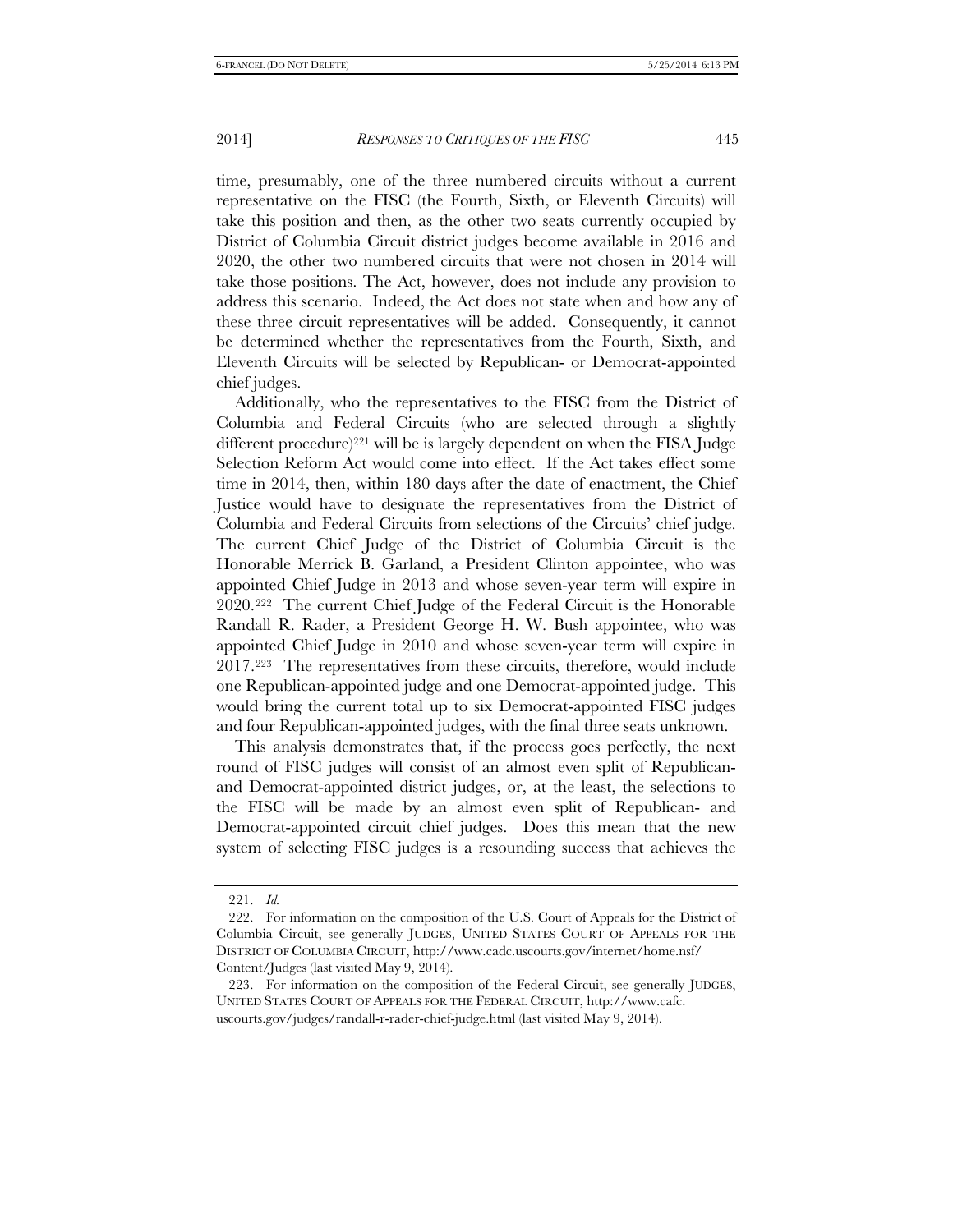time, presumably, one of the three numbered circuits without a current representative on the FISC (the Fourth, Sixth, or Eleventh Circuits) will take this position and then, as the other two seats currently occupied by District of Columbia Circuit district judges become available in 2016 and 2020, the other two numbered circuits that were not chosen in 2014 will take those positions. The Act, however, does not include any provision to address this scenario. Indeed, the Act does not state when and how any of these three circuit representatives will be added. Consequently, it cannot be determined whether the representatives from the Fourth, Sixth, and Eleventh Circuits will be selected by Republican- or Democrat-appointed chief judges.

Additionally, who the representatives to the FISC from the District of Columbia and Federal Circuits (who are selected through a slightly different procedure)[221] will be is largely dependent on when the FISA Judge Selection Reform Act would come into effect. If the Act takes effect some time in 2014, then, within 180 days after the date of enactment, the Chief Justice would have to designate the representatives from the District of Columbia and Federal Circuits from selections of the Circuits' chief judge. The current Chief Judge of the District of Columbia Circuit is the Honorable Merrick B. Garland, a President Clinton appointee, who was appointed Chief Judge in 2013 and whose seven-year term will expire in 2020.[222] The current Chief Judge of the Federal Circuit is the Honorable Randall R. Rader, a President George H. W. Bush appointee, who was appointed Chief Judge in 2010 and whose seven-year term will expire in 2017.[223] The representatives from these circuits, therefore, would include one Republican-appointed judge and one Democrat-appointed judge. This would bring the current total up to six Democrat-appointed FISC judges and four Republican-appointed judges, with the final three seats unknown.

This analysis demonstrates that, if the process goes perfectly, the next round of FISC judges will consist of an almost even split of Republican- and Democrat-appointed district judges, or, at the least, the selections to the FISC will be made by an almost even split of Republican- and Democrat-appointed circuit chief judges. Does this mean that the new system of selecting FISC judges is a resounding success that achieves the

---

221. *Id.*

222. For information on the composition of the U.S. Court of Appeals for the District of Columbia Circuit, see generally JUDGES, UNITED STATES COURT OF APPEALS FOR THE DISTRICT OF COLUMBIA CIRCUIT, http://www.cadc.uscourts.gov/internet/home.nsf/Content/Judges (last visited May 9, 2014).

223. For information on the composition of the Federal Circuit, see generally JUDGES, UNITED STATES COURT OF APPEALS FOR THE FEDERAL CIRCUIT, http://www.cafc.uscourts.gov/judges/randall-r-rader-chief-judge.html (last visited May 9, 2014).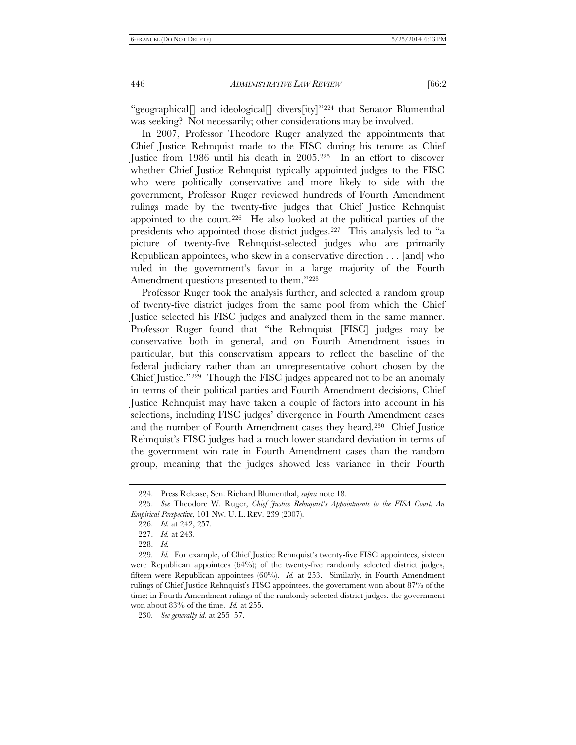"geographical[] and ideological[] divers[ity]"[224] that Senator Blumenthal was seeking? Not necessarily; other considerations may be involved.

In 2007, Professor Theodore Ruger analyzed the appointments that Chief Justice Rehnquist made to the FISC during his tenure as Chief Justice from 1986 until his death in 2005.[225] In an effort to discover whether Chief Justice Rehnquist typically appointed judges to the FISC who were politically conservative and more likely to side with the government, Professor Ruger reviewed hundreds of Fourth Amendment rulings made by the twenty-five judges that Chief Justice Rehnquist appointed to the court.[226] He also looked at the political parties of the presidents who appointed those district judges.[227] This analysis led to "a picture of twenty-five Rehnquist-selected judges who are primarily Republican appointees, who skew in a conservative direction . . . [and] who ruled in the government's favor in a large majority of the Fourth Amendment questions presented to them."[228]

Professor Ruger took the analysis further, and selected a random group of twenty-five district judges from the same pool from which the Chief Justice selected his FISC judges and analyzed them in the same manner. Professor Ruger found that "the Rehnquist [FISC] judges may be conservative both in general, and on Fourth Amendment issues in particular, but this conservatism appears to reflect the baseline of the federal judiciary rather than an unrepresentative cohort chosen by the Chief Justice."[229] Though the FISC judges appeared not to be an anomaly in terms of their political parties and Fourth Amendment decisions, Chief Justice Rehnquist may have taken a couple of factors into account in his selections, including FISC judges' divergence in Fourth Amendment cases and the number of Fourth Amendment cases they heard.[230] Chief Justice Rehnquist's FISC judges had a much lower standard deviation in terms of the government win rate in Fourth Amendment cases than the random group, meaning that the judges showed less variance in their Fourth

---

224. Press Release, Sen. Richard Blumenthal, *supra* note 18.

225. *See* Theodore W. Ruger, *Chief Justice Rehnquist's Appointments to the FISA Court: An Empirical Perspective*, 101 NW. U. L. REV. 239 (2007).

226. *Id.* at 242, 257.

227. *Id.* at 243.

228. *Id.*

229. *Id.* For example, of Chief Justice Rehnquist's twenty-five FISC appointees, sixteen were Republican appointees (64%); of the twenty-five randomly selected district judges, fifteen were Republican appointees (60%). *Id.* at 253. Similarly, in Fourth Amendment rulings of Chief Justice Rehnquist's FISC appointees, the government won about 87% of the time; in Fourth Amendment rulings of the randomly selected district judges, the government won about 83% of the time. *Id.* at 255.

230. *See generally id.* at 255–57.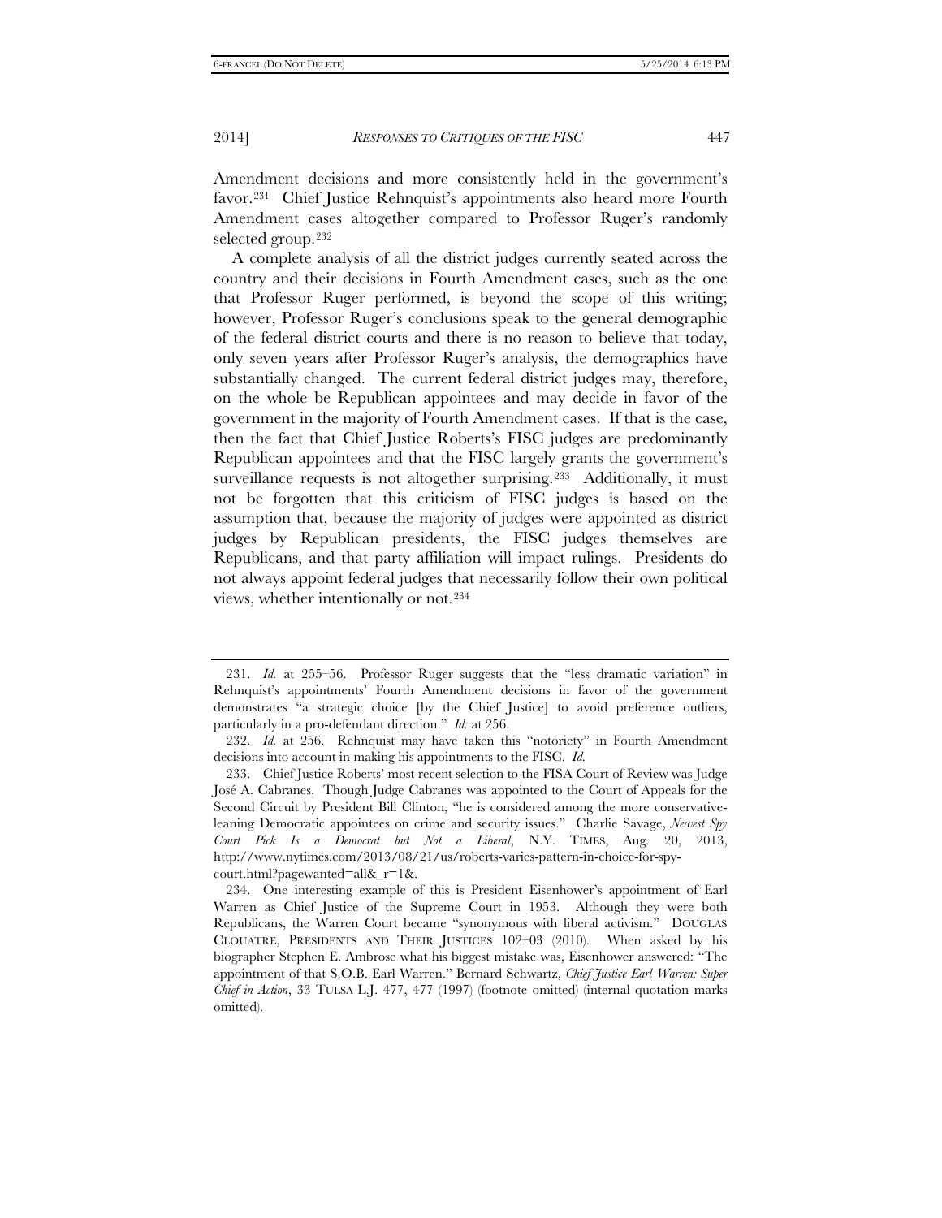Amendment decisions and more consistently held in the government's favor.[231] Chief Justice Rehnquist's appointments also heard more Fourth Amendment cases altogether compared to Professor Ruger's randomly selected group.[232]

A complete analysis of all the district judges currently seated across the country and their decisions in Fourth Amendment cases, such as the one that Professor Ruger performed, is beyond the scope of this writing; however, Professor Ruger's conclusions speak to the general demographic of the federal district courts and there is no reason to believe that today, only seven years after Professor Ruger's analysis, the demographics have substantially changed. The current federal district judges may, therefore, on the whole be Republican appointees and may decide in favor of the government in the majority of Fourth Amendment cases. If that is the case, then the fact that Chief Justice Roberts's FISC judges are predominantly Republican appointees and that the FISC largely grants the government's surveillance requests is not altogether surprising.[233] Additionally, it must not be forgotten that this criticism of FISC judges is based on the assumption that, because the majority of judges were appointed as district judges by Republican presidents, the FISC judges themselves are Republicans, and that party affiliation will impact rulings. Presidents do not always appoint federal judges that necessarily follow their own political views, whether intentionally or not.[234]

---

231. *Id.* at 255–56. Professor Ruger suggests that the "less dramatic variation" in Rehnquist's appointments' Fourth Amendment decisions in favor of the government demonstrates "a strategic choice [by the Chief Justice] to avoid preference outliers, particularly in a pro-defendant direction." *Id.* at 256.

232. *Id.* at 256. Rehnquist may have taken this "notoriety" in Fourth Amendment decisions into account in making his appointments to the FISC. *Id.*

233. Chief Justice Roberts' most recent selection to the FISA Court of Review was Judge José A. Cabranes. Though Judge Cabranes was appointed to the Court of Appeals for the Second Circuit by President Bill Clinton, "he is considered among the more conservative-leaning Democratic appointees on crime and security issues." Charlie Savage, *Newest Spy Court Pick Is a Democrat but Not a Liberal*, N.Y. TIMES, Aug. 20, 2013, http://www.nytimes.com/2013/08/21/us/roberts-varies-pattern-in-choice-for-spy-court.html?pagewanted=all&_r=1&.

234. One interesting example of this is President Eisenhower's appointment of Earl Warren as Chief Justice of the Supreme Court in 1953. Although they were both Republicans, the Warren Court became "synonymous with liberal activism." DOUGLAS CLOUATRE, PRESIDENTS AND THEIR JUSTICES 102–03 (2010). When asked by his biographer Stephen E. Ambrose what his biggest mistake was, Eisenhower answered: "The appointment of that S.O.B. Earl Warren." Bernard Schwartz, *Chief Justice Earl Warren: Super Chief in Action*, 33 TULSA L.J. 477, 477 (1997) (footnote omitted) (internal quotation marks omitted).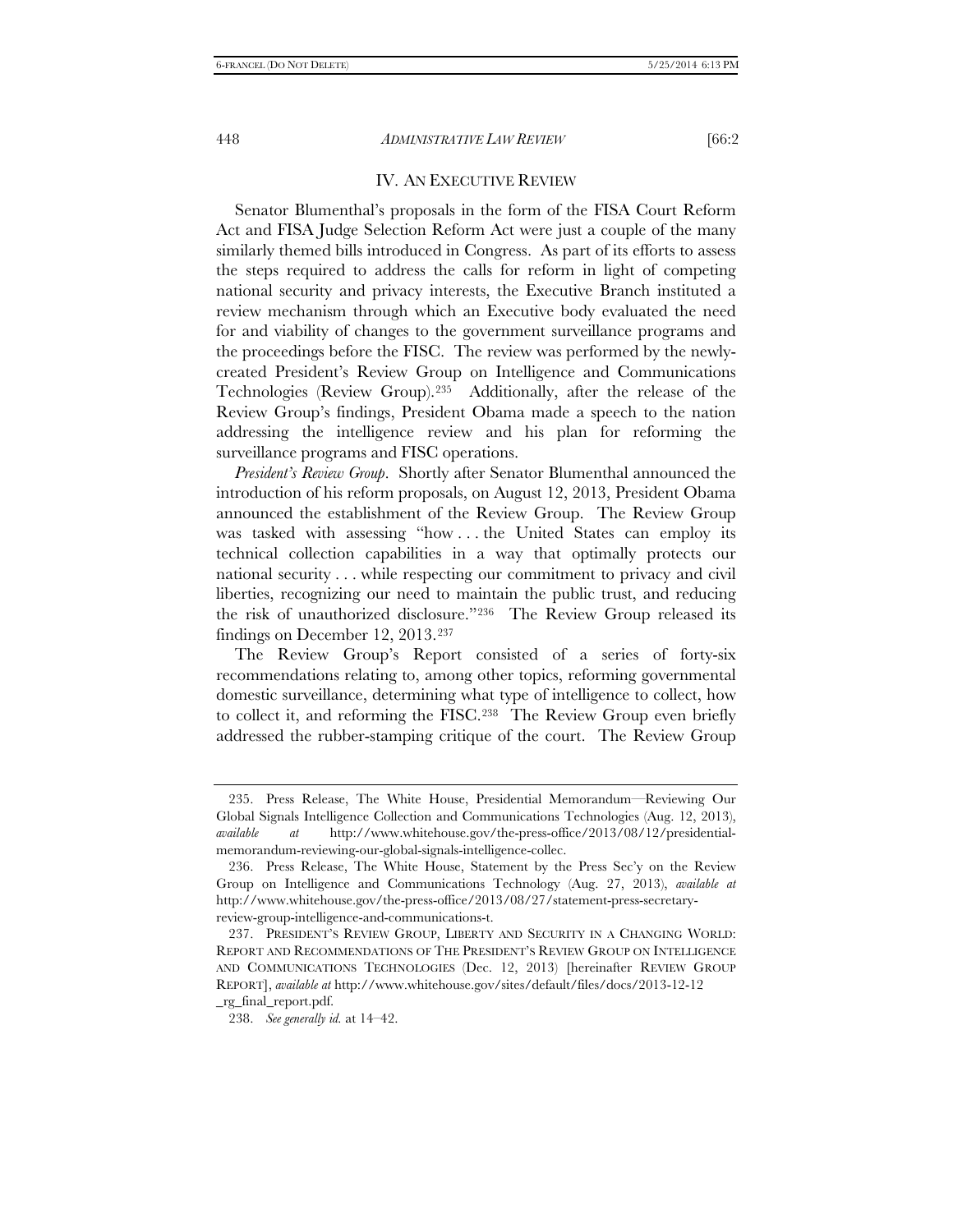## IV. AN EXECUTIVE REVIEW

Senator Blumenthal's proposals in the form of the FISA Court Reform Act and FISA Judge Selection Reform Act were just a couple of the many similarly themed bills introduced in Congress. As part of its efforts to assess the steps required to address the calls for reform in light of competing national security and privacy interests, the Executive Branch instituted a review mechanism through which an Executive body evaluated the need for and viability of changes to the government surveillance programs and the proceedings before the FISC. The review was performed by the newly-created President's Review Group on Intelligence and Communications Technologies (Review Group).[235] Additionally, after the release of the Review Group's findings, President Obama made a speech to the nation addressing the intelligence review and his plan for reforming the surveillance programs and FISC operations.

*President's Review Group*. Shortly after Senator Blumenthal announced the introduction of his reform proposals, on August 12, 2013, President Obama announced the establishment of the Review Group. The Review Group was tasked with assessing "how . . . the United States can employ its technical collection capabilities in a way that optimally protects our national security . . . while respecting our commitment to privacy and civil liberties, recognizing our need to maintain the public trust, and reducing the risk of unauthorized disclosure."[236] The Review Group released its findings on December 12, 2013.[237]

The Review Group's Report consisted of a series of forty-six recommendations relating to, among other topics, reforming governmental domestic surveillance, determining what type of intelligence to collect, how to collect it, and reforming the FISC.[238] The Review Group even briefly addressed the rubber-stamping critique of the court. The Review Group

---

235. Press Release, The White House, Presidential Memorandum—Reviewing Our Global Signals Intelligence Collection and Communications Technologies (Aug. 12, 2013), *available at* http://www.whitehouse.gov/the-press-office/2013/08/12/presidential-memorandum-reviewing-our-global-signals-intelligence-collec.

236. Press Release, The White House, Statement by the Press Sec'y on the Review Group on Intelligence and Communications Technology (Aug. 27, 2013), *available at* http://www.whitehouse.gov/the-press-office/2013/08/27/statement-press-secretary-review-group-intelligence-and-communications-t.

237. PRESIDENT'S REVIEW GROUP, LIBERTY AND SECURITY IN A CHANGING WORLD: REPORT AND RECOMMENDATIONS OF THE PRESIDENT'S REVIEW GROUP ON INTELLIGENCE AND COMMUNICATIONS TECHNOLOGIES (Dec. 12, 2013) [hereinafter REVIEW GROUP REPORT], *available at* http://www.whitehouse.gov/sites/default/files/docs/2013-12-12_rg_final_report.pdf.

238. *See generally id.* at 14–42.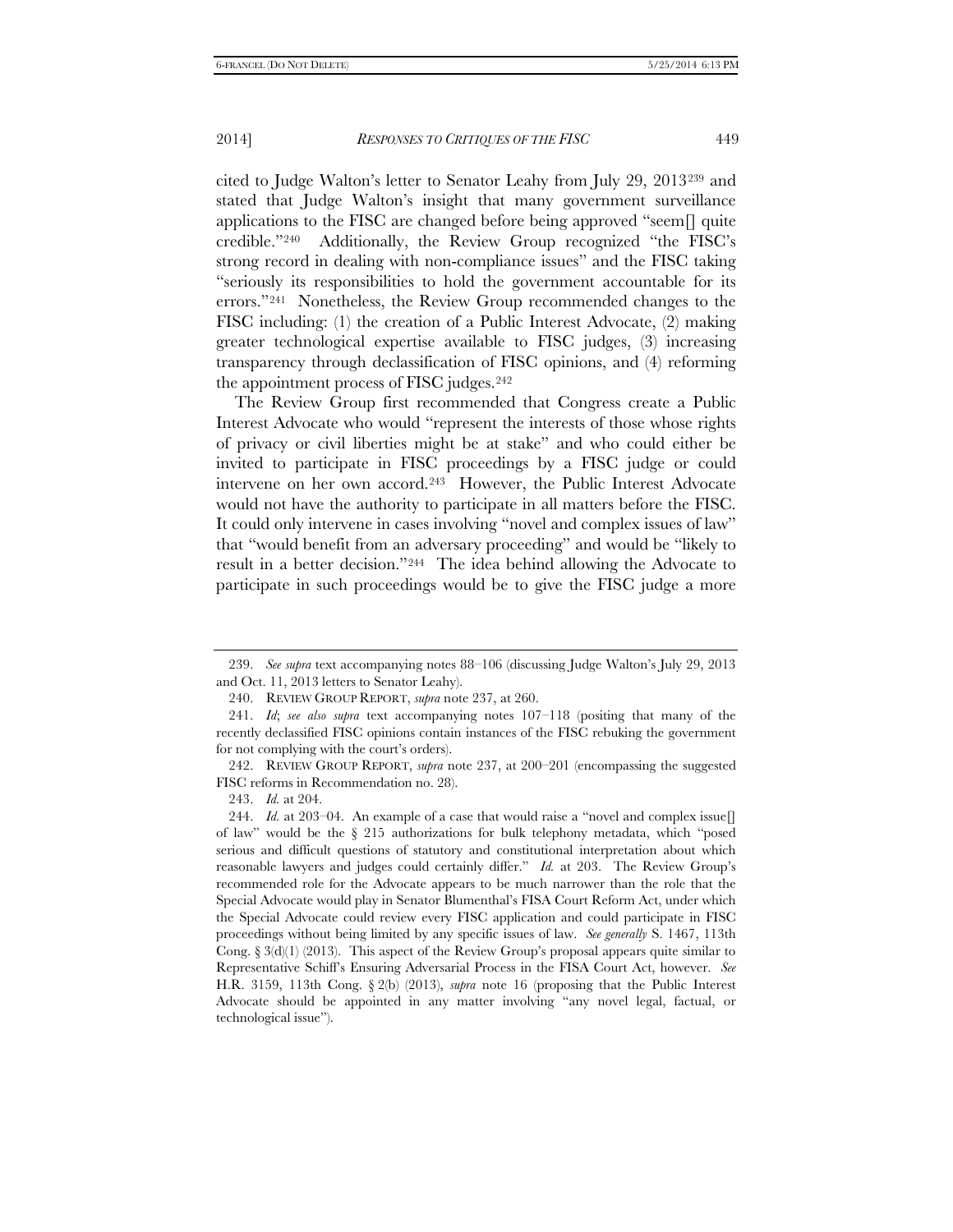cited to Judge Walton's letter to Senator Leahy from July 29, 2013[239] and stated that Judge Walton's insight that many government surveillance applications to the FISC are changed before being approved "seem[] quite credible."[240] Additionally, the Review Group recognized "the FISC's strong record in dealing with non-compliance issues" and the FISC taking "seriously its responsibilities to hold the government accountable for its errors."[241] Nonetheless, the Review Group recommended changes to the FISC including: (1) the creation of a Public Interest Advocate, (2) making greater technological expertise available to FISC judges, (3) increasing transparency through declassification of FISC opinions, and (4) reforming the appointment process of FISC judges.[242]

The Review Group first recommended that Congress create a Public Interest Advocate who would "represent the interests of those whose rights of privacy or civil liberties might be at stake" and who could either be invited to participate in FISC proceedings by a FISC judge or could intervene on her own accord.[243] However, the Public Interest Advocate would not have the authority to participate in all matters before the FISC. It could only intervene in cases involving "novel and complex issues of law" that "would benefit from an adversary proceeding" and would be "likely to result in a better decision."[244] The idea behind allowing the Advocate to participate in such proceedings would be to give the FISC judge a more

---

239. *See supra* text accompanying notes 88–106 (discussing Judge Walton's July 29, 2013 and Oct. 11, 2013 letters to Senator Leahy).

240. REVIEW GROUP REPORT, *supra* note 237, at 260.

241. *Id*; *see also supra* text accompanying notes 107–118 (positing that many of the recently declassified FISC opinions contain instances of the FISC rebuking the government for not complying with the court's orders).

242. REVIEW GROUP REPORT, *supra* note 237, at 200–201 (encompassing the suggested FISC reforms in Recommendation no. 28).

243. *Id.* at 204.

244. *Id.* at 203–04. An example of a case that would raise a "novel and complex issue[] of law" would be the § 215 authorizations for bulk telephony metadata, which "posed serious and difficult questions of statutory and constitutional interpretation about which reasonable lawyers and judges could certainly differ." *Id.* at 203. The Review Group's recommended role for the Advocate appears to be much narrower than the role that the Special Advocate would play in Senator Blumenthal's FISA Court Reform Act, under which the Special Advocate could review every FISC application and could participate in FISC proceedings without being limited by any specific issues of law. *See generally* S. 1467, 113th Cong. § 3(d)(1) (2013). This aspect of the Review Group's proposal appears quite similar to Representative Schiff's Ensuring Adversarial Process in the FISA Court Act, however. *See* H.R. 3159, 113th Cong. § 2(b) (2013), *supra* note 16 (proposing that the Public Interest Advocate should be appointed in any matter involving "any novel legal, factual, or technological issue").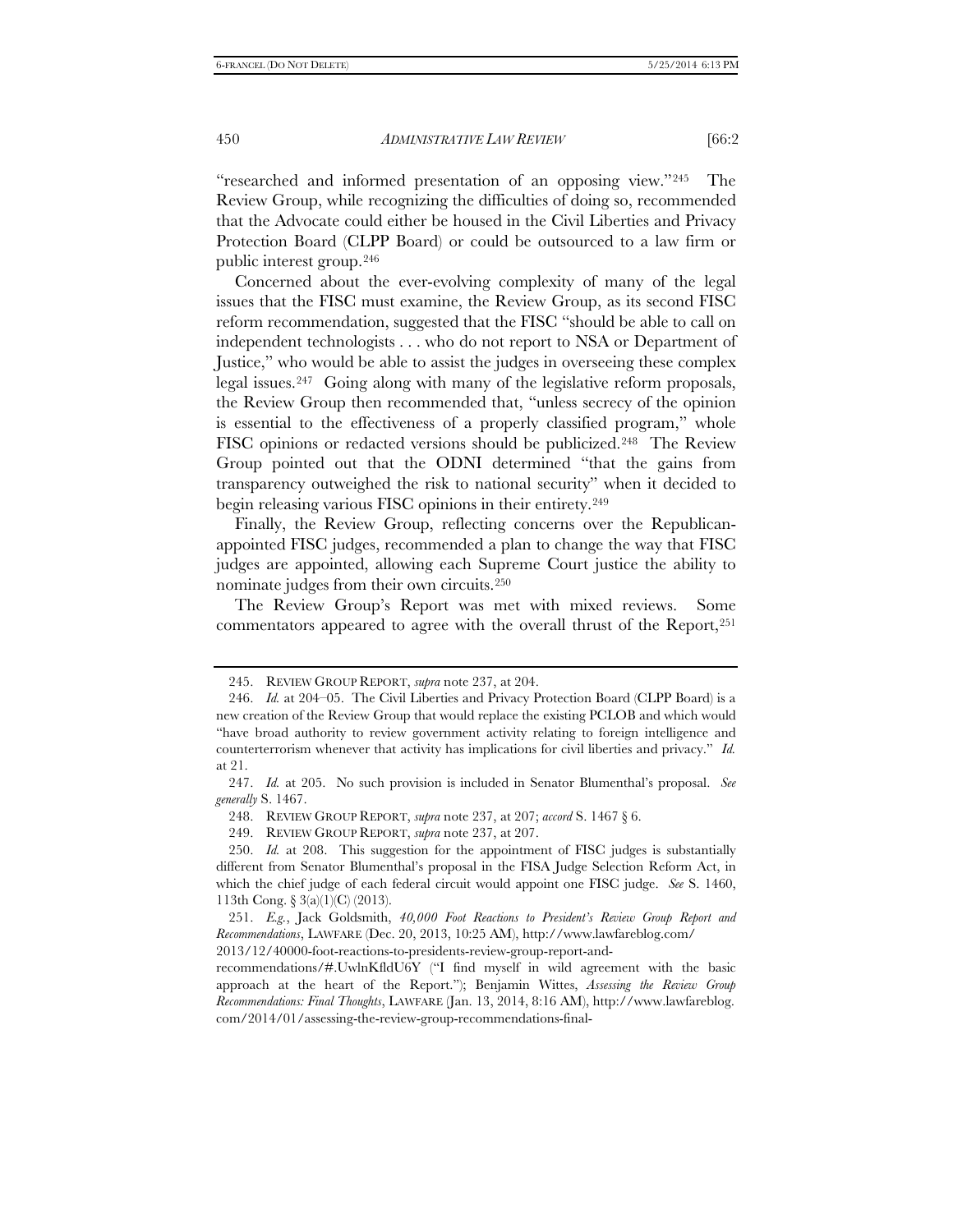"researched and informed presentation of an opposing view."[245] The Review Group, while recognizing the difficulties of doing so, recommended that the Advocate could either be housed in the Civil Liberties and Privacy Protection Board (CLPP Board) or could be outsourced to a law firm or public interest group.[246]

Concerned about the ever-evolving complexity of many of the legal issues that the FISC must examine, the Review Group, as its second FISC reform recommendation, suggested that the FISC "should be able to call on independent technologists . . . who do not report to NSA or Department of Justice," who would be able to assist the judges in overseeing these complex legal issues.[247] Going along with many of the legislative reform proposals, the Review Group then recommended that, "unless secrecy of the opinion is essential to the effectiveness of a properly classified program," whole FISC opinions or redacted versions should be publicized.[248] The Review Group pointed out that the ODNI determined "that the gains from transparency outweighed the risk to national security" when it decided to begin releasing various FISC opinions in their entirety.[249]

Finally, the Review Group, reflecting concerns over the Republican-appointed FISC judges, recommended a plan to change the way that FISC judges are appointed, allowing each Supreme Court justice the ability to nominate judges from their own circuits.[250]

The Review Group's Report was met with mixed reviews. Some commentators appeared to agree with the overall thrust of the Report,[251]

---

245. REVIEW GROUP REPORT, *supra* note 237, at 204.

246. *Id.* at 204–05. The Civil Liberties and Privacy Protection Board (CLPP Board) is a new creation of the Review Group that would replace the existing PCLOB and which would "have broad authority to review government activity relating to foreign intelligence and counterterrorism whenever that activity has implications for civil liberties and privacy." *Id.* at 21.

247. *Id.* at 205. No such provision is included in Senator Blumenthal's proposal. *See generally* S. 1467.

248. REVIEW GROUP REPORT, *supra* note 237, at 207; *accord* S. 1467 § 6.

249. REVIEW GROUP REPORT, *supra* note 237, at 207.

250. *Id.* at 208. This suggestion for the appointment of FISC judges is substantially different from Senator Blumenthal's proposal in the FISA Judge Selection Reform Act, in which the chief judge of each federal circuit would appoint one FISC judge. *See* S. 1460, 113th Cong. § 3(a)(1)(C) (2013).

251. *E.g.*, Jack Goldsmith, *40,000 Foot Reactions to President's Review Group Report and Recommendations*, LAWFARE (Dec. 20, 2013, 10:25 AM), http://www.lawfareblog.com/2013/12/40000-foot-reactions-to-presidents-review-group-report-and-recommendations/#.UwlnKfldU6Y ("I find myself in wild agreement with the basic approach at the heart of the Report."); Benjamin Wittes, *Assessing the Review Group Recommendations: Final Thoughts*, LAWFARE (Jan. 13, 2014, 8:16 AM), http://www.lawfareblog.com/2014/01/assessing-the-review-group-recommendations-final-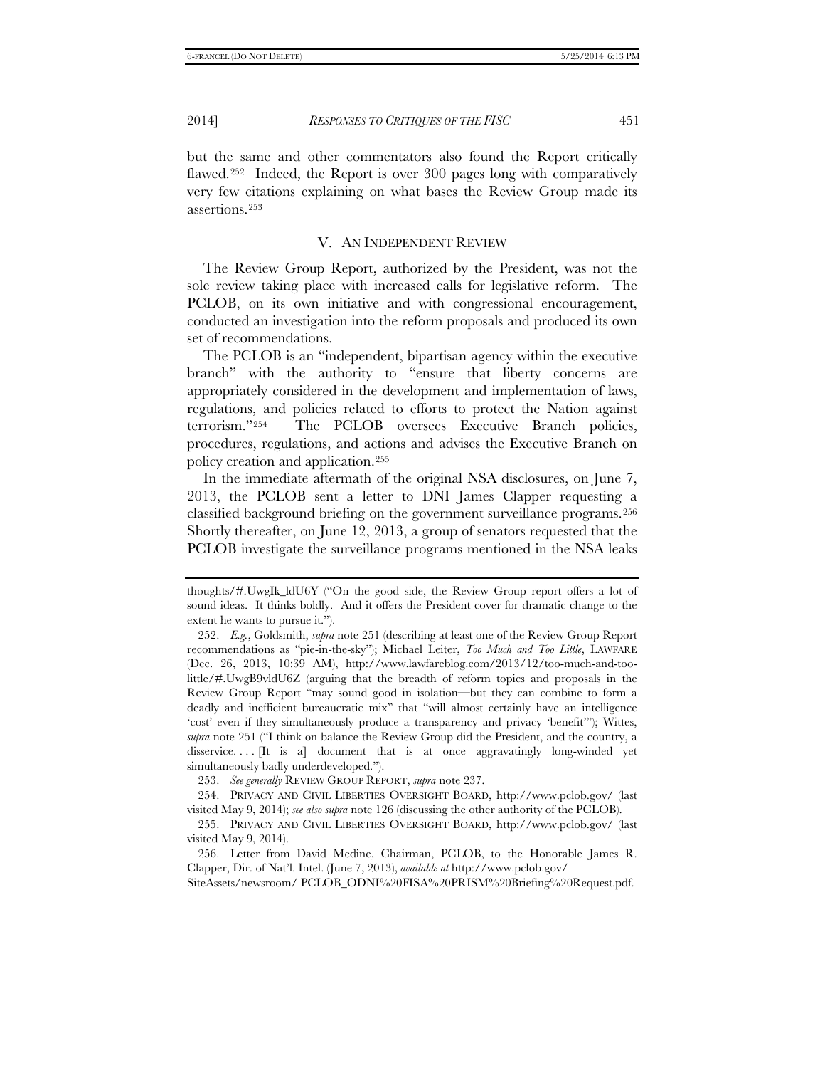but the same and other commentators also found the Report critically flawed.[252] Indeed, the Report is over 300 pages long with comparatively very few citations explaining on what bases the Review Group made its assertions.[253]

## V. AN INDEPENDENT REVIEW

The Review Group Report, authorized by the President, was not the sole review taking place with increased calls for legislative reform. The PCLOB, on its own initiative and with congressional encouragement, conducted an investigation into the reform proposals and produced its own set of recommendations.

The PCLOB is an "independent, bipartisan agency within the executive branch" with the authority to "ensure that liberty concerns are appropriately considered in the development and implementation of laws, regulations, and policies related to efforts to protect the Nation against terrorism."[254] The PCLOB oversees Executive Branch policies, procedures, regulations, and actions and advises the Executive Branch on policy creation and application.[255]

In the immediate aftermath of the original NSA disclosures, on June 7, 2013, the PCLOB sent a letter to DNI James Clapper requesting a classified background briefing on the government surveillance programs.[256] Shortly thereafter, on June 12, 2013, a group of senators requested that the PCLOB investigate the surveillance programs mentioned in the NSA leaks

---

thoughts/#.UwgIk_ldU6Y ("On the good side, the Review Group report offers a lot of sound ideas. It thinks boldly. And it offers the President cover for dramatic change to the extent he wants to pursue it.").

252. *E.g.*, Goldsmith, *supra* note 251 (describing at least one of the Review Group Report recommendations as "pie-in-the-sky"); Michael Leiter, *Too Much and Too Little*, LAWFARE (Dec. 26, 2013, 10:39 AM), http://www.lawfareblog.com/2013/12/too-much-and-too-little/#.UwgB9vldU6Z (arguing that the breadth of reform topics and proposals in the Review Group Report "may sound good in isolation—but they can combine to form a deadly and inefficient bureaucratic mix" that "will almost certainly have an intelligence 'cost' even if they simultaneously produce a transparency and privacy 'benefit'"); Wittes, *supra* note 251 ("I think on balance the Review Group did the President, and the country, a disservice. . . . [It is a] document that is at once aggravatingly long-winded yet simultaneously badly underdeveloped.").

253. *See generally* REVIEW GROUP REPORT, *supra* note 237.

254. PRIVACY AND CIVIL LIBERTIES OVERSIGHT BOARD, http://www.pclob.gov/ (last visited May 9, 2014); *see also supra* note 126 (discussing the other authority of the PCLOB).

255. PRIVACY AND CIVIL LIBERTIES OVERSIGHT BOARD, http://www.pclob.gov/ (last visited May 9, 2014).

256. Letter from David Medine, Chairman, PCLOB, to the Honorable James R. Clapper, Dir. of Nat'l. Intel. (June 7, 2013), *available at* http://www.pclob.gov/ SiteAssets/newsroom/ PCLOB_ODNI%20FISA%20PRISM%20Briefing%20Request.pdf.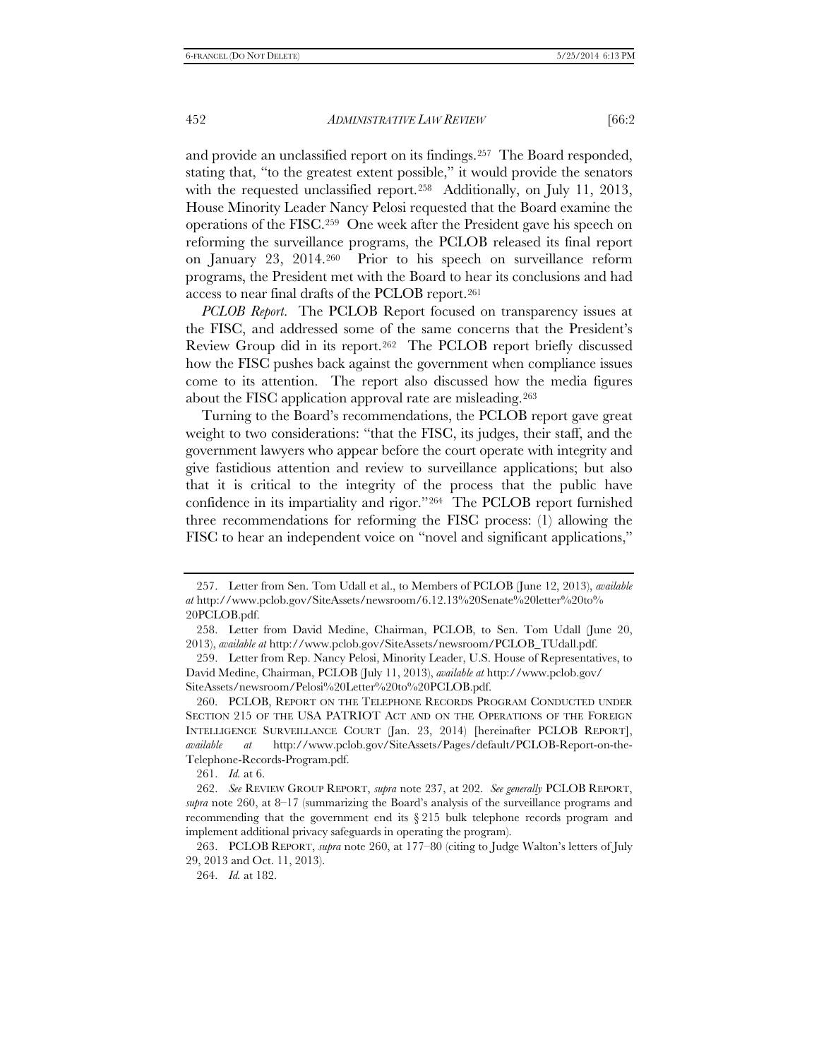and provide an unclassified report on its findings.[257] The Board responded, stating that, "to the greatest extent possible," it would provide the senators with the requested unclassified report.[258] Additionally, on July 11, 2013, House Minority Leader Nancy Pelosi requested that the Board examine the operations of the FISC.[259] One week after the President gave his speech on reforming the surveillance programs, the PCLOB released its final report on January 23, 2014.[260] Prior to his speech on surveillance reform programs, the President met with the Board to hear its conclusions and had access to near final drafts of the PCLOB report.[261]

*PCLOB Report*. The PCLOB Report focused on transparency issues at the FISC, and addressed some of the same concerns that the President's Review Group did in its report.[262] The PCLOB report briefly discussed how the FISC pushes back against the government when compliance issues come to its attention. The report also discussed how the media figures about the FISC application approval rate are misleading.[263]

Turning to the Board's recommendations, the PCLOB report gave great weight to two considerations: "that the FISC, its judges, their staff, and the government lawyers who appear before the court operate with integrity and give fastidious attention and review to surveillance applications; but also that it is critical to the integrity of the process that the public have confidence in its impartiality and rigor."[264] The PCLOB report furnished three recommendations for reforming the FISC process: (1) allowing the FISC to hear an independent voice on "novel and significant applications,"

---

257. Letter from Sen. Tom Udall et al., to Members of PCLOB (June 12, 2013), *available at* http://www.pclob.gov/SiteAssets/newsroom/6.12.13%20Senate%20letter%20to%20PCLOB.pdf.

258. Letter from David Medine, Chairman, PCLOB, to Sen. Tom Udall (June 20, 2013), *available at* http://www.pclob.gov/SiteAssets/newsroom/PCLOB_TUdall.pdf.

259. Letter from Rep. Nancy Pelosi, Minority Leader, U.S. House of Representatives, to David Medine, Chairman, PCLOB (July 11, 2013), *available at* http://www.pclob.gov/SiteAssets/newsroom/Pelosi%20Letter%20to%20PCLOB.pdf.

260. PCLOB, REPORT ON THE TELEPHONE RECORDS PROGRAM CONDUCTED UNDER SECTION 215 OF THE USA PATRIOT ACT AND ON THE OPERATIONS OF THE FOREIGN INTELLIGENCE SURVEILLANCE COURT (Jan. 23, 2014) [hereinafter PCLOB REPORT], *available at* http://www.pclob.gov/SiteAssets/Pages/default/PCLOB-Report-on-the-Telephone-Records-Program.pdf.

261. *Id.* at 6.

262. *See* REVIEW GROUP REPORT, *supra* note 237, at 202. *See generally* PCLOB REPORT, *supra* note 260, at 8–17 (summarizing the Board's analysis of the surveillance programs and recommending that the government end its § 215 bulk telephone records program and implement additional privacy safeguards in operating the program).

263. PCLOB REPORT, *supra* note 260, at 177–80 (citing to Judge Walton's letters of July 29, 2013 and Oct. 11, 2013).

264. *Id.* at 182.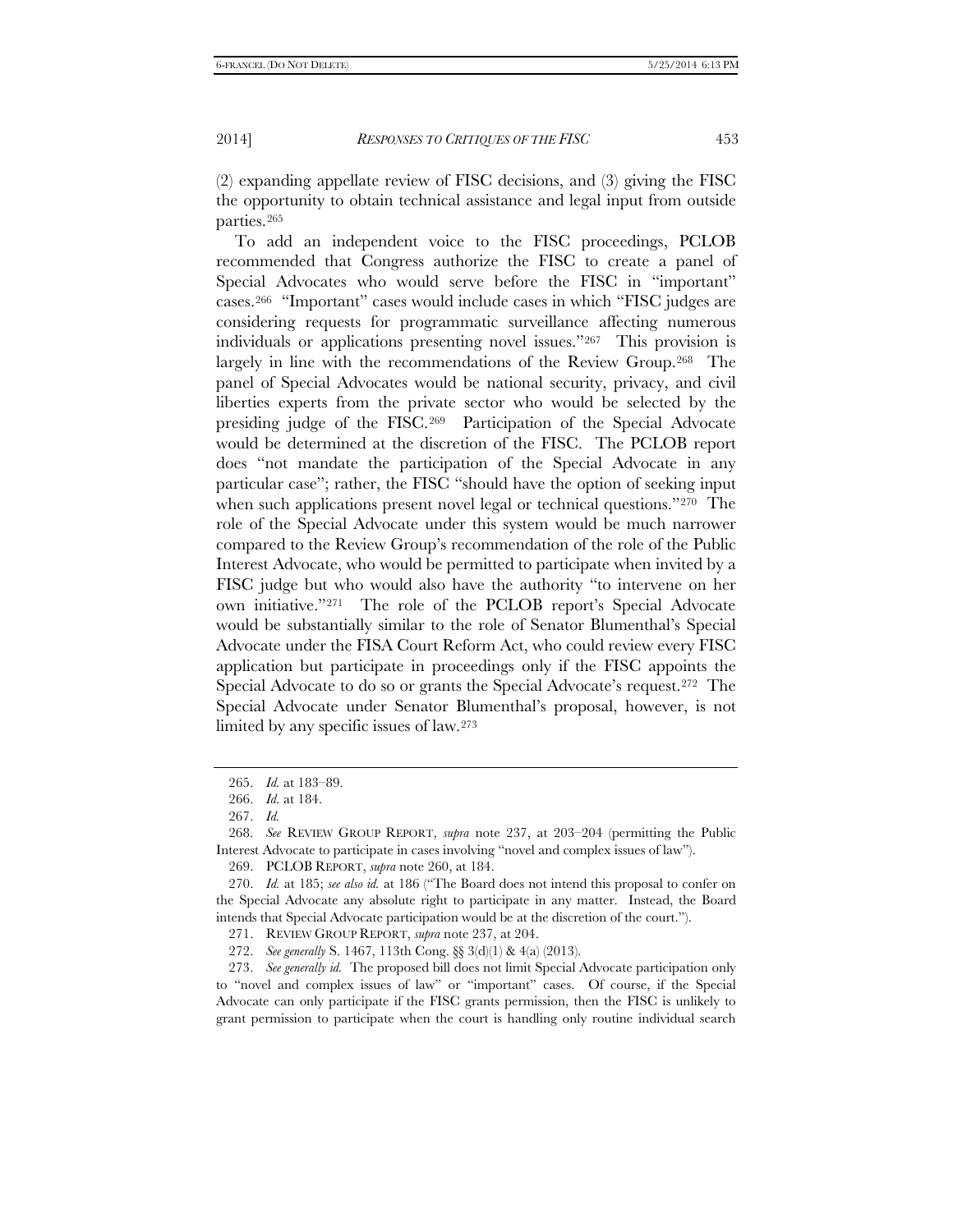(2) expanding appellate review of FISC decisions, and (3) giving the FISC the opportunity to obtain technical assistance and legal input from outside parties.[265]

To add an independent voice to the FISC proceedings, PCLOB recommended that Congress authorize the FISC to create a panel of Special Advocates who would serve before the FISC in "important" cases.[266] "Important" cases would include cases in which "FISC judges are considering requests for programmatic surveillance affecting numerous individuals or applications presenting novel issues."[267] This provision is largely in line with the recommendations of the Review Group.[268] The panel of Special Advocates would be national security, privacy, and civil liberties experts from the private sector who would be selected by the presiding judge of the FISC.[269] Participation of the Special Advocate would be determined at the discretion of the FISC. The PCLOB report does "not mandate the participation of the Special Advocate in any particular case"; rather, the FISC "should have the option of seeking input when such applications present novel legal or technical questions."[270] The role of the Special Advocate under this system would be much narrower compared to the Review Group's recommendation of the role of the Public Interest Advocate, who would be permitted to participate when invited by a FISC judge but who would also have the authority "to intervene on her own initiative."[271] The role of the PCLOB report's Special Advocate would be substantially similar to the role of Senator Blumenthal's Special Advocate under the FISA Court Reform Act, who could review every FISC application but participate in proceedings only if the FISC appoints the Special Advocate to do so or grants the Special Advocate's request.[272] The Special Advocate under Senator Blumenthal's proposal, however, is not limited by any specific issues of law.[273]

---

265. *Id.* at 183–89.

266. *Id.* at 184.

267. *Id.*

268. *See* REVIEW GROUP REPORT, *supra* note 237, at 203–204 (permitting the Public Interest Advocate to participate in cases involving "novel and complex issues of law").

269. PCLOB REPORT, *supra* note 260, at 184.

270. *Id.* at 185; *see also id.* at 186 ("The Board does not intend this proposal to confer on the Special Advocate any absolute right to participate in any matter. Instead, the Board intends that Special Advocate participation would be at the discretion of the court.").

271. REVIEW GROUP REPORT, *supra* note 237, at 204.

272. *See generally* S. 1467, 113th Cong. §§ 3(d)(1) & 4(a) (2013).

273. *See generally id.* The proposed bill does not limit Special Advocate participation only to "novel and complex issues of law" or "important" cases. Of course, if the Special Advocate can only participate if the FISC grants permission, then the FISC is unlikely to grant permission to participate when the court is handling only routine individual search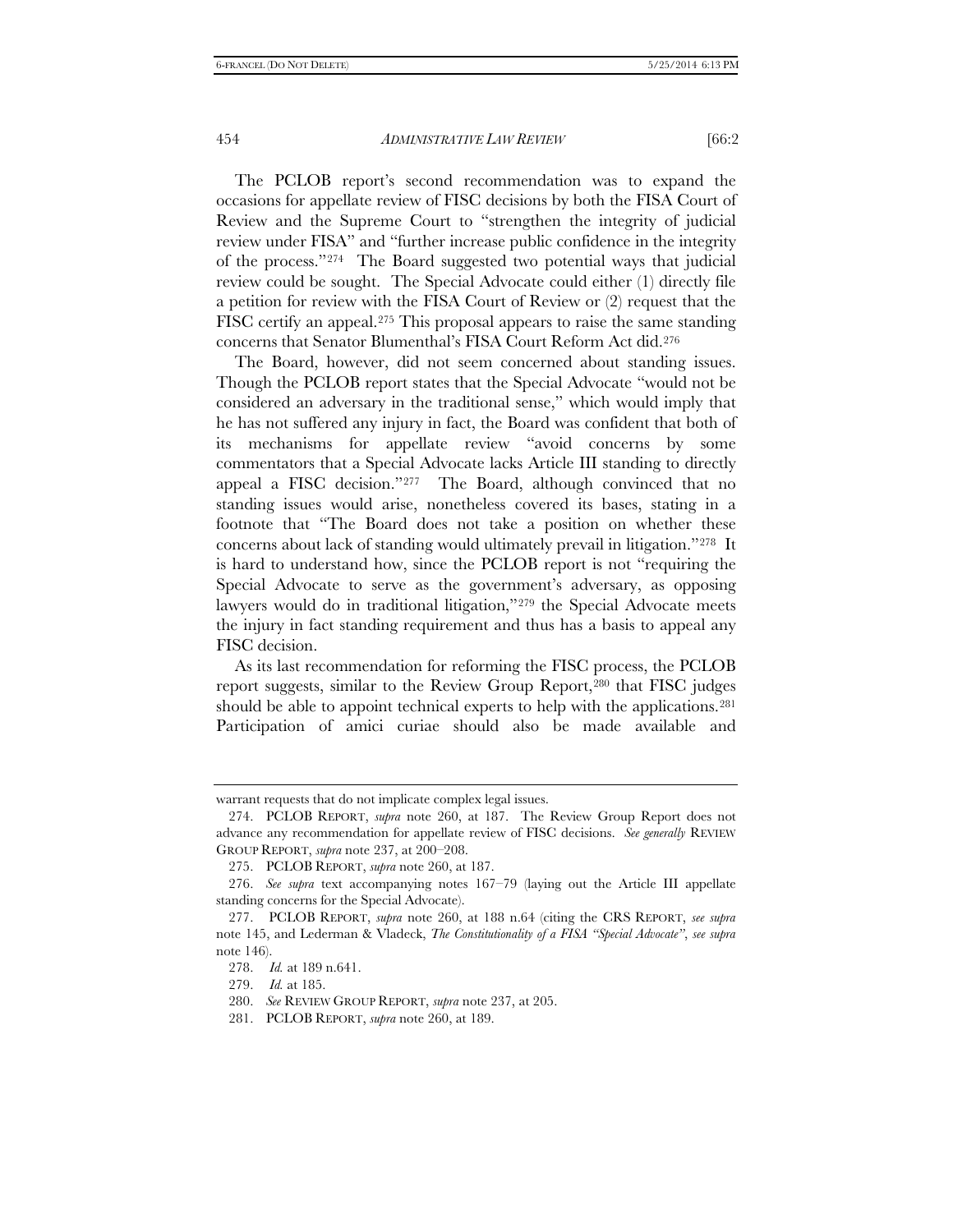The PCLOB report's second recommendation was to expand the occasions for appellate review of FISC decisions by both the FISA Court of Review and the Supreme Court to "strengthen the integrity of judicial review under FISA" and "further increase public confidence in the integrity of the process."[274] The Board suggested two potential ways that judicial review could be sought. The Special Advocate could either (1) directly file a petition for review with the FISA Court of Review or (2) request that the FISC certify an appeal.[275] This proposal appears to raise the same standing concerns that Senator Blumenthal's FISA Court Reform Act did.[276]

The Board, however, did not seem concerned about standing issues. Though the PCLOB report states that the Special Advocate "would not be considered an adversary in the traditional sense," which would imply that he has not suffered any injury in fact, the Board was confident that both of its mechanisms for appellate review "avoid concerns by some commentators that a Special Advocate lacks Article III standing to directly appeal a FISC decision."[277] The Board, although convinced that no standing issues would arise, nonetheless covered its bases, stating in a footnote that "The Board does not take a position on whether these concerns about lack of standing would ultimately prevail in litigation."[278] It is hard to understand how, since the PCLOB report is not "requiring the Special Advocate to serve as the government's adversary, as opposing lawyers would do in traditional litigation,"[279] the Special Advocate meets the injury in fact standing requirement and thus has a basis to appeal any FISC decision.

As its last recommendation for reforming the FISC process, the PCLOB report suggests, similar to the Review Group Report,[280] that FISC judges should be able to appoint technical experts to help with the applications.[281] Participation of amici curiae should also be made available and

---

warrant requests that do not implicate complex legal issues.

274. PCLOB REPORT, *supra* note 260, at 187. The Review Group Report does not advance any recommendation for appellate review of FISC decisions. *See generally* REVIEW GROUP REPORT, *supra* note 237, at 200–208.

275. PCLOB REPORT, *supra* note 260, at 187.

276. *See supra* text accompanying notes 167–79 (laying out the Article III appellate standing concerns for the Special Advocate).

277. PCLOB REPORT, *supra* note 260, at 188 n.64 (citing the CRS REPORT, *see supra* note 145, and Lederman & Vladeck, *The Constitutionality of a FISA "Special Advocate"*, *see supra* note 146).

278. *Id.* at 189 n.641.

279. *Id.* at 185.

280. *See* REVIEW GROUP REPORT, *supra* note 237, at 205.

281. PCLOB REPORT, *supra* note 260, at 189.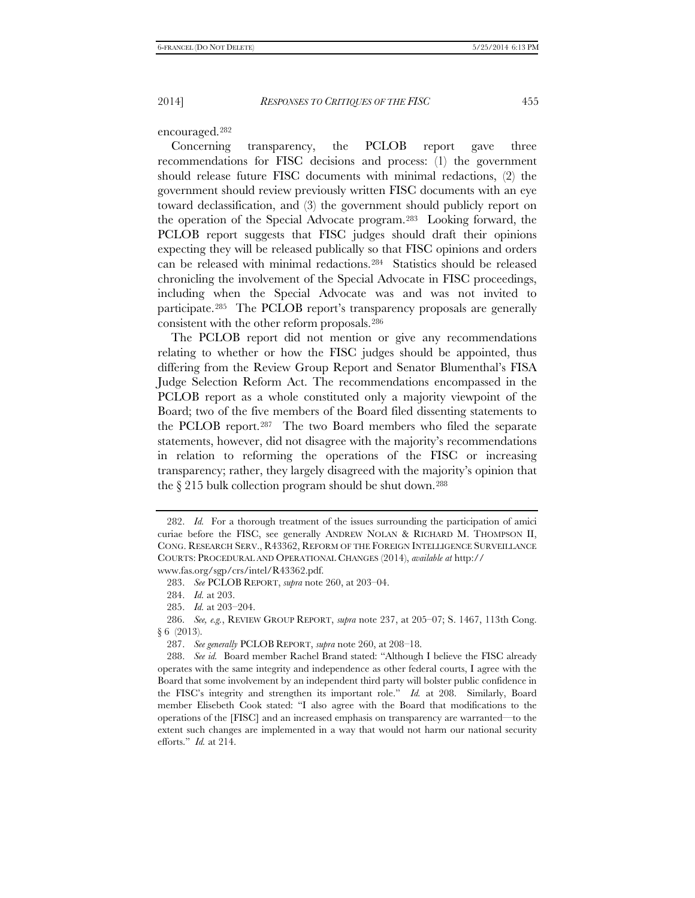encouraged.[282]

Concerning transparency, the PCLOB report gave three recommendations for FISC decisions and process: (1) the government should release future FISC documents with minimal redactions, (2) the government should review previously written FISC documents with an eye toward declassification, and (3) the government should publicly report on the operation of the Special Advocate program.[283] Looking forward, the PCLOB report suggests that FISC judges should draft their opinions expecting they will be released publically so that FISC opinions and orders can be released with minimal redactions.[284] Statistics should be released chronicling the involvement of the Special Advocate in FISC proceedings, including when the Special Advocate was and was not invited to participate.[285] The PCLOB report's transparency proposals are generally consistent with the other reform proposals.[286]

The PCLOB report did not mention or give any recommendations relating to whether or how the FISC judges should be appointed, thus differing from the Review Group Report and Senator Blumenthal's FISA Judge Selection Reform Act. The recommendations encompassed in the PCLOB report as a whole constituted only a majority viewpoint of the Board; two of the five members of the Board filed dissenting statements to the PCLOB report.[287] The two Board members who filed the separate statements, however, did not disagree with the majority's recommendations in relation to reforming the operations of the FISC or increasing transparency; rather, they largely disagreed with the majority's opinion that the § 215 bulk collection program should be shut down.[288]

---

282. *Id.* For a thorough treatment of the issues surrounding the participation of amici curiae before the FISC, see generally ANDREW NOLAN & RICHARD M. THOMPSON II, CONG. RESEARCH SERV., R43362, REFORM OF THE FOREIGN INTELLIGENCE SURVEILLANCE COURTS: PROCEDURAL AND OPERATIONAL CHANGES (2014), *available at* http://www.fas.org/sgp/crs/intel/R43362.pdf.

283. *See* PCLOB REPORT, *supra* note 260, at 203–04.

284. *Id.* at 203.

285. *Id.* at 203–204.

286. *See, e.g.*, REVIEW GROUP REPORT, *supra* note 237, at 205–07; S. 1467, 113th Cong. § 6 (2013).

287. *See generally* PCLOB REPORT, *supra* note 260, at 208–18.

288. *See id.* Board member Rachel Brand stated: "Although I believe the FISC already operates with the same integrity and independence as other federal courts, I agree with the Board that some involvement by an independent third party will bolster public confidence in the FISC's integrity and strengthen its important role." *Id.* at 208. Similarly, Board member Elisebeth Cook stated: "I also agree with the Board that modifications to the operations of the [FISC] and an increased emphasis on transparency are warranted—to the extent such changes are implemented in a way that would not harm our national security efforts." *Id.* at 214.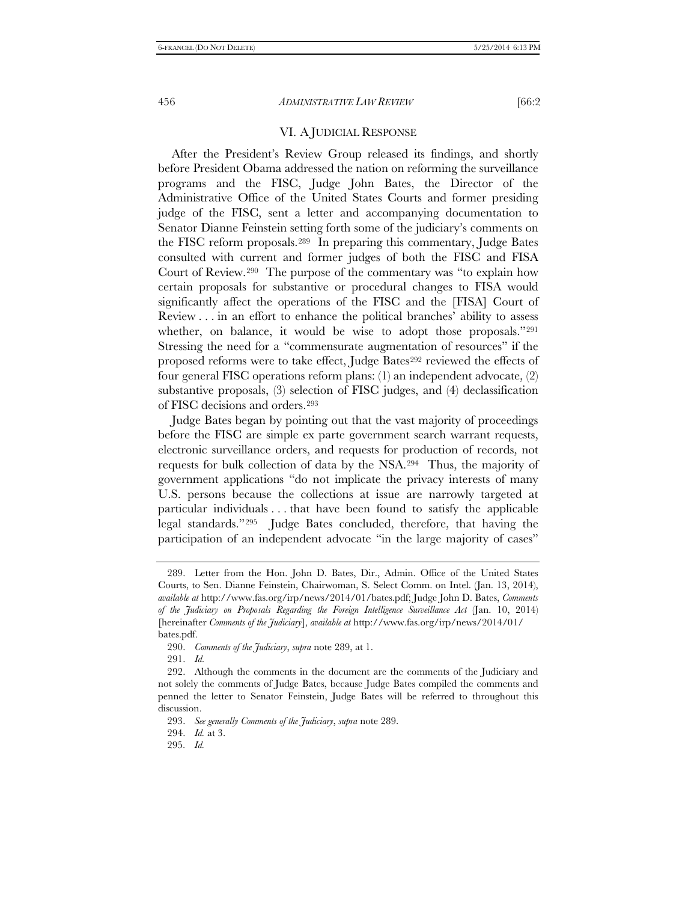## VI. A JUDICIAL RESPONSE

After the President's Review Group released its findings, and shortly before President Obama addressed the nation on reforming the surveillance programs and the FISC, Judge John Bates, the Director of the Administrative Office of the United States Courts and former presiding judge of the FISC, sent a letter and accompanying documentation to Senator Dianne Feinstein setting forth some of the judiciary's comments on the FISC reform proposals.[289] In preparing this commentary, Judge Bates consulted with current and former judges of both the FISC and FISA Court of Review.[290] The purpose of the commentary was "to explain how certain proposals for substantive or procedural changes to FISA would significantly affect the operations of the FISC and the [FISA] Court of Review . . . in an effort to enhance the political branches' ability to assess whether, on balance, it would be wise to adopt those proposals."[291] Stressing the need for a "commensurate augmentation of resources" if the proposed reforms were to take effect, Judge Bates[292] reviewed the effects of four general FISC operations reform plans: (1) an independent advocate, (2) substantive proposals, (3) selection of FISC judges, and (4) declassification of FISC decisions and orders.[293]

Judge Bates began by pointing out that the vast majority of proceedings before the FISC are simple ex parte government search warrant requests, electronic surveillance orders, and requests for production of records, not requests for bulk collection of data by the NSA.[294] Thus, the majority of government applications "do not implicate the privacy interests of many U.S. persons because the collections at issue are narrowly targeted at particular individuals . . . that have been found to satisfy the applicable legal standards."[295] Judge Bates concluded, therefore, that having the participation of an independent advocate "in the large majority of cases"

---

289. Letter from the Hon. John D. Bates, Dir., Admin. Office of the United States Courts, to Sen. Dianne Feinstein, Chairwoman, S. Select Comm. on Intel. (Jan. 13, 2014), *available at* http://www.fas.org/irp/news/2014/01/bates.pdf; Judge John D. Bates, *Comments of the Judiciary on Proposals Regarding the Foreign Intelligence Surveillance Act* (Jan. 10, 2014) [hereinafter *Comments of the Judiciary*], *available at* http://www.fas.org/irp/news/2014/01/bates.pdf.

290. *Comments of the Judiciary*, *supra* note 289, at 1.

291. *Id.*

292. Although the comments in the document are the comments of the Judiciary and not solely the comments of Judge Bates, because Judge Bates compiled the comments and penned the letter to Senator Feinstein, Judge Bates will be referred to throughout this discussion.

293. *See generally Comments of the Judiciary*, *supra* note 289.

294. *Id.* at 3.

295. *Id.*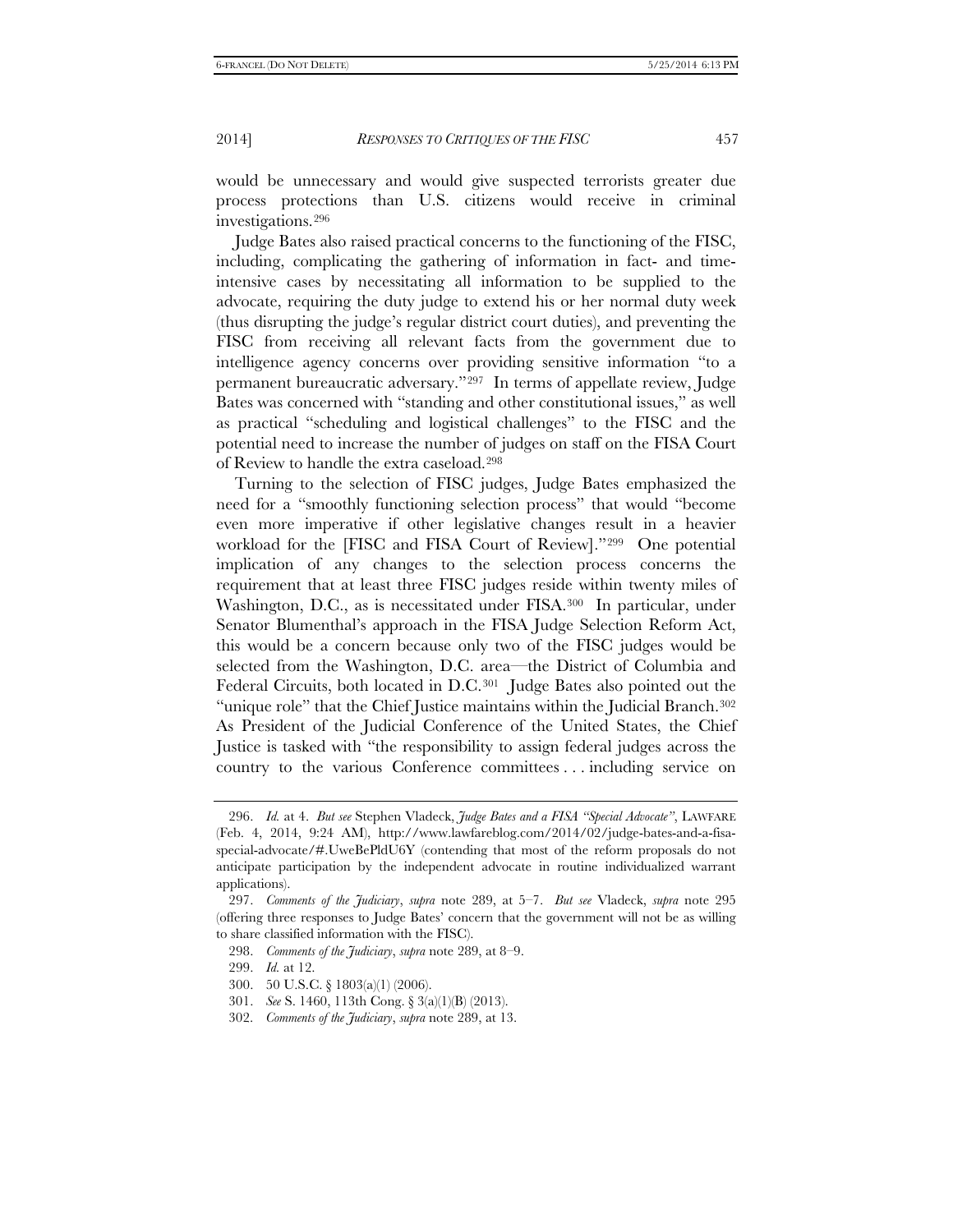would be unnecessary and would give suspected terrorists greater due process protections than U.S. citizens would receive in criminal investigations.[296]

Judge Bates also raised practical concerns to the functioning of the FISC, including, complicating the gathering of information in fact- and time-intensive cases by necessitating all information to be supplied to the advocate, requiring the duty judge to extend his or her normal duty week (thus disrupting the judge's regular district court duties), and preventing the FISC from receiving all relevant facts from the government due to intelligence agency concerns over providing sensitive information "to a permanent bureaucratic adversary."[297] In terms of appellate review, Judge Bates was concerned with "standing and other constitutional issues," as well as practical "scheduling and logistical challenges" to the FISC and the potential need to increase the number of judges on staff on the FISA Court of Review to handle the extra caseload.[298]

Turning to the selection of FISC judges, Judge Bates emphasized the need for a "smoothly functioning selection process" that would "become even more imperative if other legislative changes result in a heavier workload for the [FISC and FISA Court of Review]."[299] One potential implication of any changes to the selection process concerns the requirement that at least three FISC judges reside within twenty miles of Washington, D.C., as is necessitated under FISA.[300] In particular, under Senator Blumenthal's approach in the FISA Judge Selection Reform Act, this would be a concern because only two of the FISC judges would be selected from the Washington, D.C. area—the District of Columbia and Federal Circuits, both located in D.C.[301] Judge Bates also pointed out the "unique role" that the Chief Justice maintains within the Judicial Branch.[302] As President of the Judicial Conference of the United States, the Chief Justice is tasked with "the responsibility to assign federal judges across the country to the various Conference committees . . . including service on

---

296. *Id.* at 4. *But see* Stephen Vladeck, *Judge Bates and a FISA "Special Advocate"*, LAWFARE (Feb. 4, 2014, 9:24 AM), http://www.lawfareblog.com/2014/02/judge-bates-and-a-fisa-special-advocate/#.UweBePldU6Y (contending that most of the reform proposals do not anticipate participation by the independent advocate in routine individualized warrant applications).

297. *Comments of the Judiciary*, *supra* note 289, at 5–7. *But see* Vladeck, *supra* note 295 (offering three responses to Judge Bates' concern that the government will not be as willing to share classified information with the FISC).

298. *Comments of the Judiciary*, *supra* note 289, at 8–9.

299. *Id.* at 12.

300. 50 U.S.C. § 1803(a)(1) (2006).

301. *See* S. 1460, 113th Cong. § 3(a)(1)(B) (2013).

302. *Comments of the Judiciary*, *supra* note 289, at 13.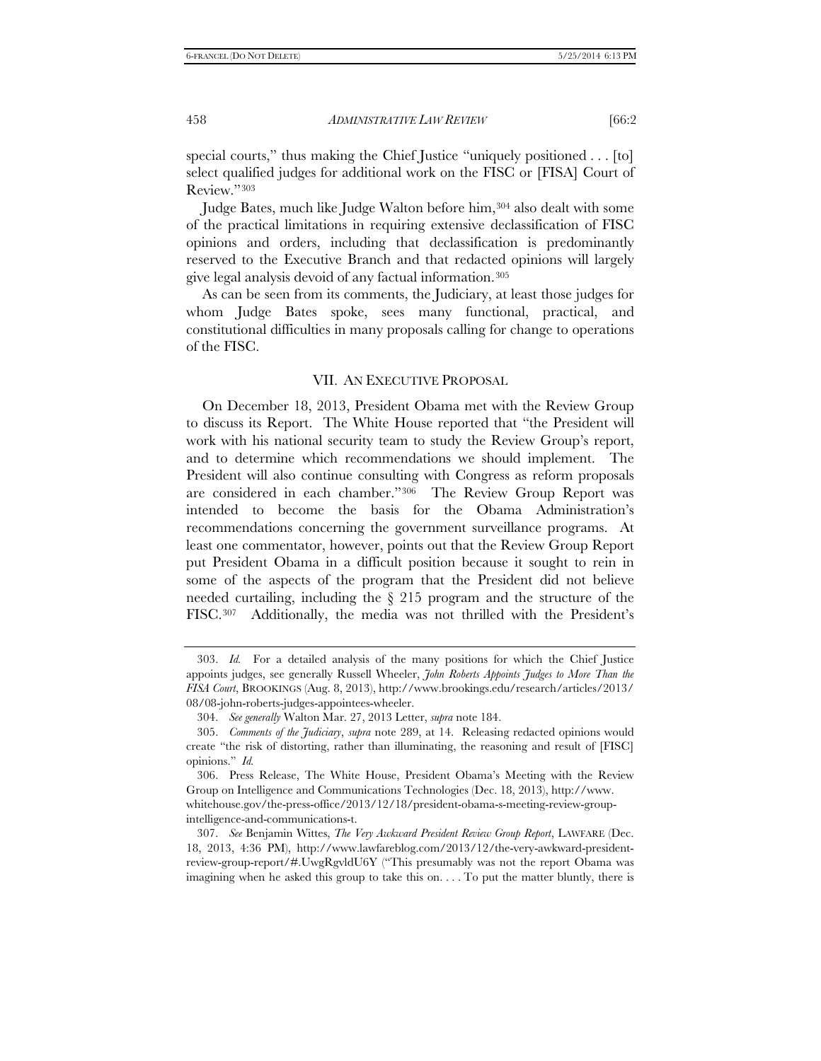special courts," thus making the Chief Justice "uniquely positioned . . . [to] select qualified judges for additional work on the FISC or [FISA] Court of Review."[303]

Judge Bates, much like Judge Walton before him,[304] also dealt with some of the practical limitations in requiring extensive declassification of FISC opinions and orders, including that declassification is predominantly reserved to the Executive Branch and that redacted opinions will largely give legal analysis devoid of any factual information.[305]

As can be seen from its comments, the Judiciary, at least those judges for whom Judge Bates spoke, sees many functional, practical, and constitutional difficulties in many proposals calling for change to operations of the FISC.

## VII. AN EXECUTIVE PROPOSAL

On December 18, 2013, President Obama met with the Review Group to discuss its Report. The White House reported that "the President will work with his national security team to study the Review Group's report, and to determine which recommendations we should implement. The President will also continue consulting with Congress as reform proposals are considered in each chamber."[306] The Review Group Report was intended to become the basis for the Obama Administration's recommendations concerning the government surveillance programs. At least one commentator, however, points out that the Review Group Report put President Obama in a difficult position because it sought to rein in some of the aspects of the program that the President did not believe needed curtailing, including the § 215 program and the structure of the FISC.[307] Additionally, the media was not thrilled with the President's

---

303. *Id.* For a detailed analysis of the many positions for which the Chief Justice appoints judges, see generally Russell Wheeler, *John Roberts Appoints Judges to More Than the FISA Court*, BROOKINGS (Aug. 8, 2013), http://www.brookings.edu/research/articles/2013/08/08-john-roberts-judges-appointees-wheeler.

304. *See generally* Walton Mar. 27, 2013 Letter, *supra* note 184.

305. *Comments of the Judiciary*, *supra* note 289, at 14. Releasing redacted opinions would create "the risk of distorting, rather than illuminating, the reasoning and result of [FISC] opinions." *Id.*

306. Press Release, The White House, President Obama's Meeting with the Review Group on Intelligence and Communications Technologies (Dec. 18, 2013), http://www.whitehouse.gov/the-press-office/2013/12/18/president-obama-s-meeting-review-group-intelligence-and-communications-t.

307. *See* Benjamin Wittes, *The Very Awkward President Review Group Report*, LAWFARE (Dec. 18, 2013, 4:36 PM), http://www.lawfareblog.com/2013/12/the-very-awkward-president-review-group-report/#.UwgRgvldU6Y ("This presumably was not the report Obama was imagining when he asked this group to take this on. . . . To put the matter bluntly, there is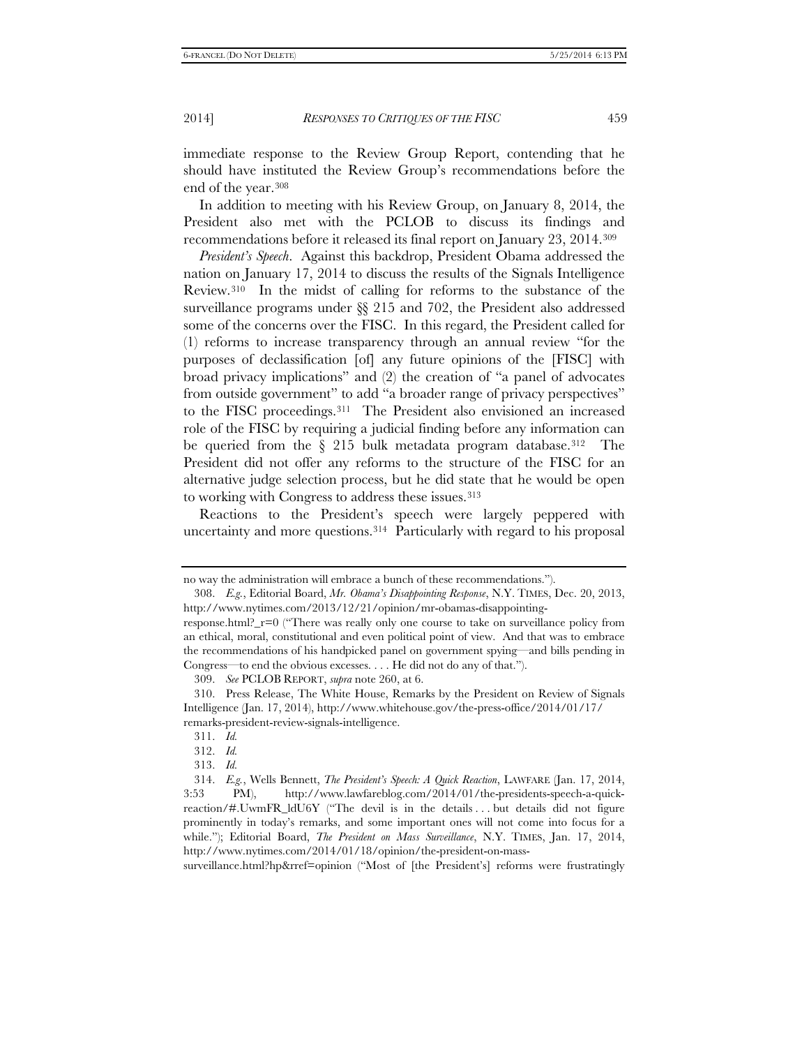immediate response to the Review Group Report, contending that he should have instituted the Review Group's recommendations before the end of the year.[308]

In addition to meeting with his Review Group, on January 8, 2014, the President also met with the PCLOB to discuss its findings and recommendations before it released its final report on January 23, 2014.[309]

*President's Speech*. Against this backdrop, President Obama addressed the nation on January 17, 2014 to discuss the results of the Signals Intelligence Review.[310] In the midst of calling for reforms to the substance of the surveillance programs under §§ 215 and 702, the President also addressed some of the concerns over the FISC. In this regard, the President called for (1) reforms to increase transparency through an annual review "for the purposes of declassification [of] any future opinions of the [FISC] with broad privacy implications" and (2) the creation of "a panel of advocates from outside government" to add "a broader range of privacy perspectives" to the FISC proceedings.[311] The President also envisioned an increased role of the FISC by requiring a judicial finding before any information can be queried from the § 215 bulk metadata program database.[312] The President did not offer any reforms to the structure of the FISC for an alternative judge selection process, but he did state that he would be open to working with Congress to address these issues.[313]

Reactions to the President's speech were largely peppered with uncertainty and more questions.[314] Particularly with regard to his proposal

---

no way the administration will embrace a bunch of these recommendations.").

308. *E.g.*, Editorial Board, *Mr. Obama's Disappointing Response*, N.Y. TIMES, Dec. 20, 2013, http://www.nytimes.com/2013/12/21/opinion/mr-obamas-disappointing-response.html?_r=0 ("There was really only one course to take on surveillance policy from an ethical, moral, constitutional and even political point of view. And that was to embrace the recommendations of his handpicked panel on government spying—and bills pending in Congress—to end the obvious excesses. . . . He did not do any of that.").

309. *See* PCLOB REPORT, *supra* note 260, at 6.

310. Press Release, The White House, Remarks by the President on Review of Signals Intelligence (Jan. 17, 2014), http://www.whitehouse.gov/the-press-office/2014/01/17/remarks-president-review-signals-intelligence.

311. *Id.*

312. *Id.*

313. *Id.*

314. *E.g.*, Wells Bennett, *The President's Speech: A Quick Reaction*, LAWFARE (Jan. 17, 2014, 3:53 PM), http://www.lawfareblog.com/2014/01/the-presidents-speech-a-quick-reaction/#.UwmFR_ldU6Y ("The devil is in the details . . . but details did not figure prominently in today's remarks, and some important ones will not come into focus for a while."); Editorial Board, *The President on Mass Surveillance*, N.Y. TIMES, Jan. 17, 2014, http://www.nytimes.com/2014/01/18/opinion/the-president-on-mass-surveillance.html?hp&rref=opinion ("Most of [the President's] reforms were frustratingly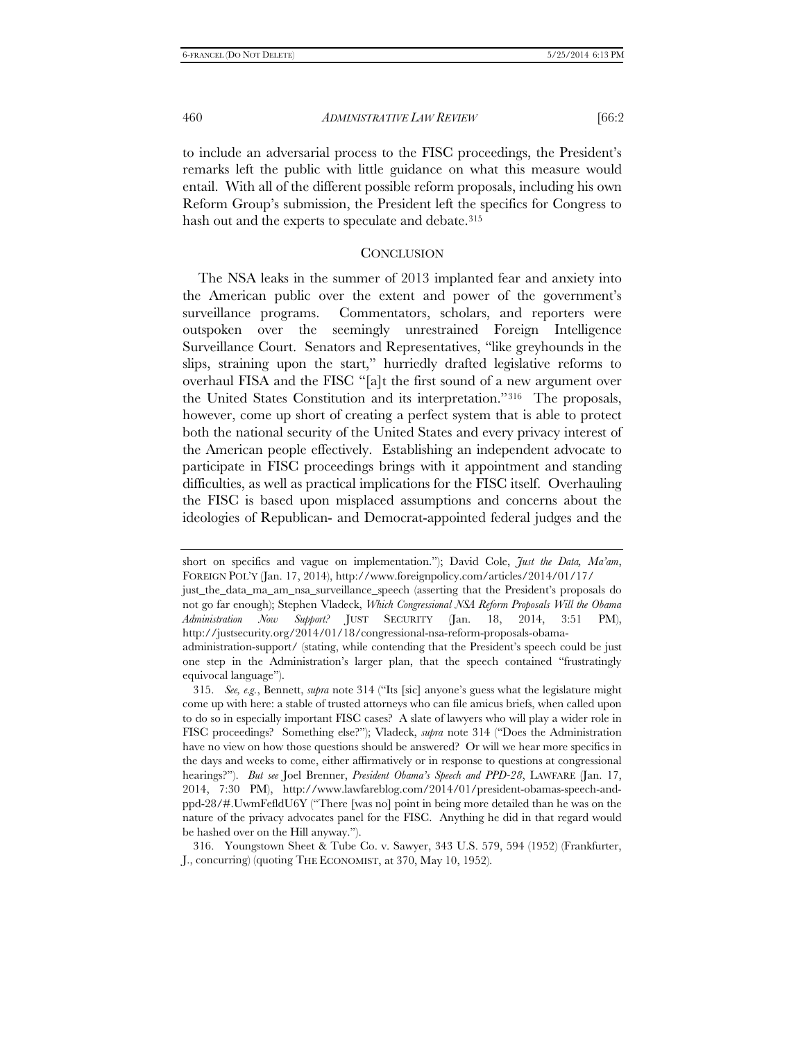to include an adversarial process to the FISC proceedings, the President's remarks left the public with little guidance on what this measure would entail. With all of the different possible reform proposals, including his own Reform Group's submission, the President left the specifics for Congress to hash out and the experts to speculate and debate.[315]

## CONCLUSION

The NSA leaks in the summer of 2013 implanted fear and anxiety into the American public over the extent and power of the government's surveillance programs. Commentators, scholars, and reporters were outspoken over the seemingly unrestrained Foreign Intelligence Surveillance Court. Senators and Representatives, "like greyhounds in the slips, straining upon the start," hurriedly drafted legislative reforms to overhaul FISA and the FISC "[a]t the first sound of a new argument over the United States Constitution and its interpretation."[316] The proposals, however, come up short of creating a perfect system that is able to protect both the national security of the United States and every privacy interest of the American people effectively. Establishing an independent advocate to participate in FISC proceedings brings with it appointment and standing difficulties, as well as practical implications for the FISC itself. Overhauling the FISC is based upon misplaced assumptions and concerns about the ideologies of Republican- and Democrat-appointed federal judges and the

---

short on specifics and vague on implementation."); David Cole, *Just the Data, Ma'am*, FOREIGN POL'Y (Jan. 17, 2014), http://www.foreignpolicy.com/articles/2014/01/17/just_the_data_ma_am_nsa_surveillance_speech (asserting that the President's proposals do not go far enough); Stephen Vladeck, *Which Congressional NSA Reform Proposals Will the Obama Administration Now Support?* JUST SECURITY (Jan. 18, 2014, 3:51 PM), http://justsecurity.org/2014/01/18/congressional-nsa-reform-proposals-obama-administration-support/ (stating, while contending that the President's speech could be just one step in the Administration's larger plan, that the speech contained "frustratingly equivocal language").

315. *See, e.g.*, Bennett, *supra* note 314 ("Its [sic] anyone's guess what the legislature might come up with here: a stable of trusted attorneys who can file amicus briefs, when called upon to do so in especially important FISC cases? A slate of lawyers who will play a wider role in FISC proceedings? Something else?"); Vladeck, *supra* note 314 ("Does the Administration have no view on how those questions should be answered? Or will we hear more specifics in the days and weeks to come, either affirmatively or in response to questions at congressional hearings?"). *But see* Joel Brenner, *President Obama's Speech and PPD-28*, LAWFARE (Jan. 17, 2014, 7:30 PM), http://www.lawfareblog.com/2014/01/president-obamas-speech-and-ppd-28/#.UwmFefldU6Y ("There [was no] point in being more detailed than he was on the nature of the privacy advocates panel for the FISC. Anything he did in that regard would be hashed over on the Hill anyway.").

316. Youngstown Sheet & Tube Co. v. Sawyer, 343 U.S. 579, 594 (1952) (Frankfurter, J., concurring) (quoting THE ECONOMIST, at 370, May 10, 1952).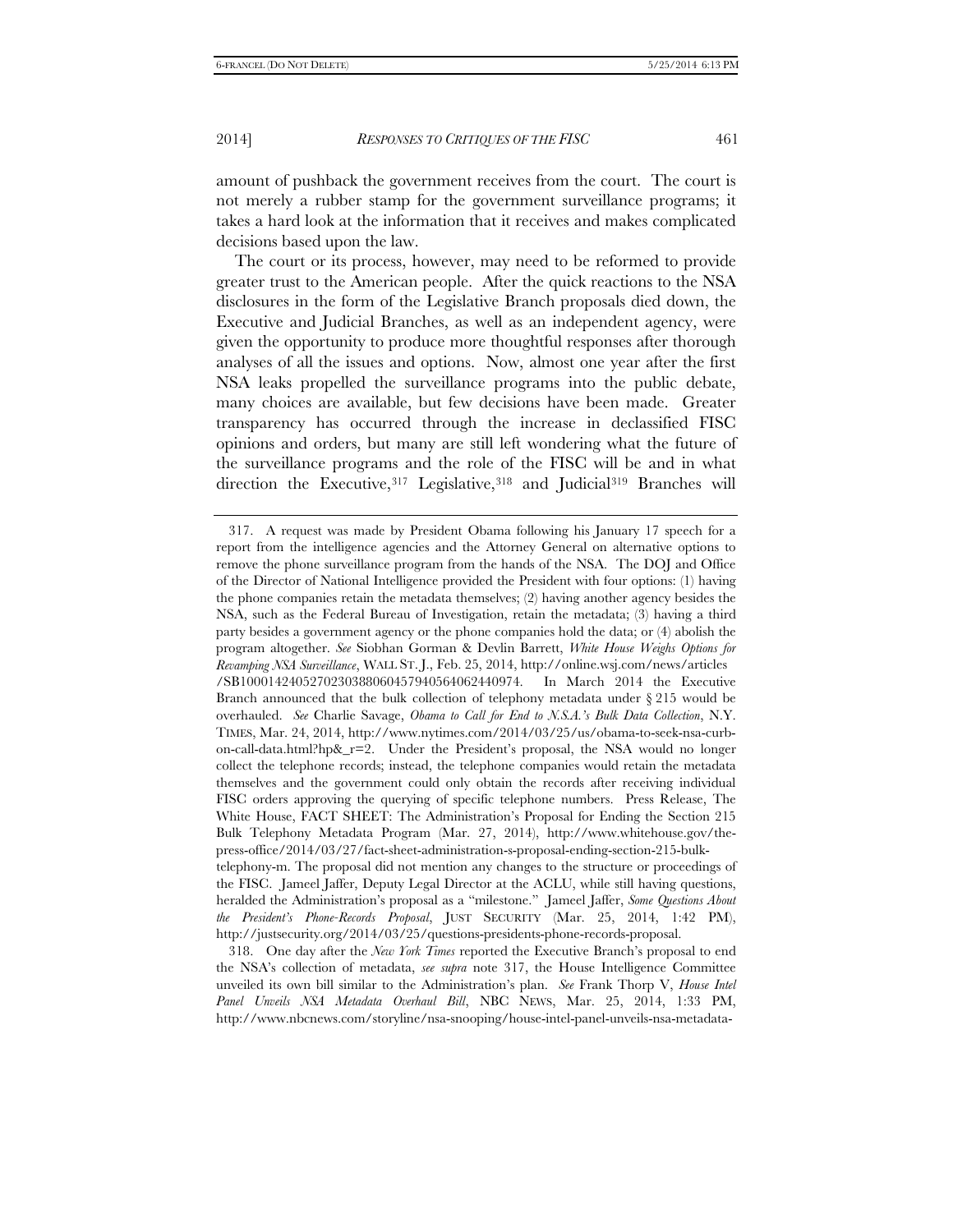amount of pushback the government receives from the court. The court is not merely a rubber stamp for the government surveillance programs; it takes a hard look at the information that it receives and makes complicated decisions based upon the law.

The court or its process, however, may need to be reformed to provide greater trust to the American people. After the quick reactions to the NSA disclosures in the form of the Legislative Branch proposals died down, the Executive and Judicial Branches, as well as an independent agency, were given the opportunity to produce more thoughtful responses after thorough analyses of all the issues and options. Now, almost one year after the first NSA leaks propelled the surveillance programs into the public debate, many choices are available, but few decisions have been made. Greater transparency has occurred through the increase in declassified FISC opinions and orders, but many are still left wondering what the future of the surveillance programs and the role of the FISC will be and in what direction the Executive,[317] Legislative,[318] and Judicial[319] Branches will

---

317. A request was made by President Obama following his January 17 speech for a report from the intelligence agencies and the Attorney General on alternative options to remove the phone surveillance program from the hands of the NSA. The DOJ and Office of the Director of National Intelligence provided the President with four options: (1) having the phone companies retain the metadata themselves; (2) having another agency besides the NSA, such as the Federal Bureau of Investigation, retain the metadata; (3) having a third party besides a government agency or the phone companies hold the data; or (4) abolish the program altogether. *See* Siobhan Gorman & Devlin Barrett, *White House Weighs Options for Revamping NSA Surveillance*, WALL ST. J., Feb. 25, 2014, http://online.wsj.com/news/articles/SB10001424052702303880604579405640624440974. In March 2014 the Executive Branch announced that the bulk collection of telephony metadata under § 215 would be overhauled. *See* Charlie Savage, *Obama to Call for End to N.S.A.'s Bulk Data Collection*, N.Y. TIMES, Mar. 24, 2014, http://www.nytimes.com/2014/03/25/us/obama-to-seek-nsa-curb-on-call-data.html?hp&_r=2. Under the President's proposal, the NSA would no longer collect the telephone records; instead, the telephone companies would retain the metadata themselves and the government could only obtain the records after receiving individual FISC orders approving the querying of specific telephone numbers. Press Release, The White House, FACT SHEET: The Administration's Proposal for Ending the Section 215 Bulk Telephony Metadata Program (Mar. 27, 2014), http://www.whitehouse.gov/the-press-office/2014/03/27/fact-sheet-administration-s-proposal-ending-section-215-bulk-telephony-m. The proposal did not mention any changes to the structure or proceedings of the FISC. Jameel Jaffer, Deputy Legal Director at the ACLU, while still having questions, heralded the Administration's proposal as a "milestone." Jameel Jaffer, *Some Questions About the President's Phone-Records Proposal*, JUST SECURITY (Mar. 25, 2014, 1:42 PM), http://justsecurity.org/2014/03/25/questions-presidents-phone-records-proposal.

318. One day after the *New York Times* reported the Executive Branch's proposal to end the NSA's collection of metadata, *see supra* note 317, the House Intelligence Committee unveiled its own bill similar to the Administration's plan. *See* Frank Thorp V, *House Intel Panel Unveils NSA Metadata Overhaul Bill*, NBC NEWS, Mar. 25, 2014, 1:33 PM, http://www.nbcnews.com/storyline/nsa-snooping/house-intel-panel-unveils-nsa-metadata-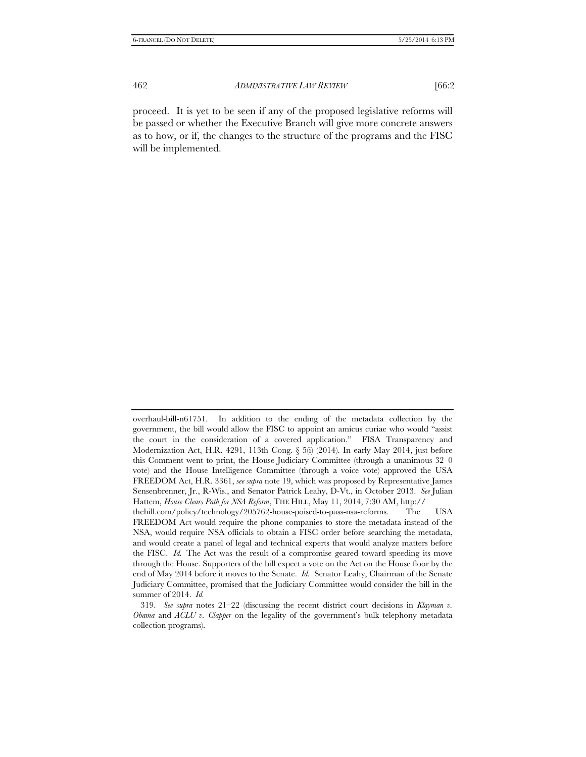proceed. It is yet to be seen if any of the proposed legislative reforms will be passed or whether the Executive Branch will give more concrete answers as to how, or if, the changes to the structure of the programs and the FISC will be implemented.

---

overhaul-bill-n61751. In addition to the ending of the metadata collection by the government, the bill would allow the FISC to appoint an amicus curiae who would "assist the court in the consideration of a covered application." FISA Transparency and Modernization Act, H.R. 4291, 113th Cong. § 5(i) (2014). In early May 2014, just before this Comment went to print, the House Judiciary Committee (through a unanimous 32–0 vote) and the House Intelligence Committee (through a voice vote) approved the USA FREEDOM Act, H.R. 3361, *see supra* note 19, which was proposed by Representative James Sensenbrenner, Jr., R-Wis., and Senator Patrick Leahy, D-Vt., in October 2013. *See* Julian Hattem, *House Clears Path for NSA Reform*, THE HILL, May 11, 2014, 7:30 AM, http://thehill.com/policy/technology/205762-house-poised-to-pass-nsa-reforms. The USA FREEDOM Act would require the phone companies to store the metadata instead of the NSA, would require NSA officials to obtain a FISC order before searching the metadata, and would create a panel of legal and technical experts that would analyze matters before the FISC. *Id.* The Act was the result of a compromise geared toward speeding its move through the House. Supporters of the bill expect a vote on the Act on the House floor by the end of May 2014 before it moves to the Senate. *Id.* Senator Leahy, Chairman of the Senate Judiciary Committee, promised that the Judiciary Committee would consider the bill in the summer of 2014. *Id.*

319. *See supra* notes 21–22 (discussing the recent district court decisions in *Klayman v. Obama* and *ACLU v. Clapper* on the legality of the government's bulk telephony metadata collection programs).